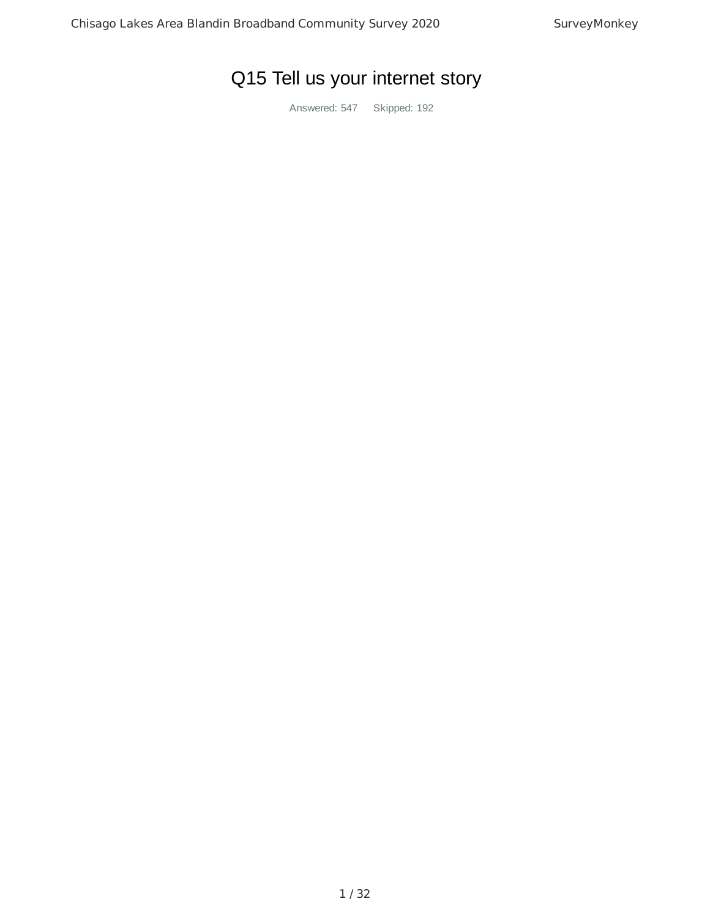# Q15 Tell us your internet story

Answered: 547 Skipped: 192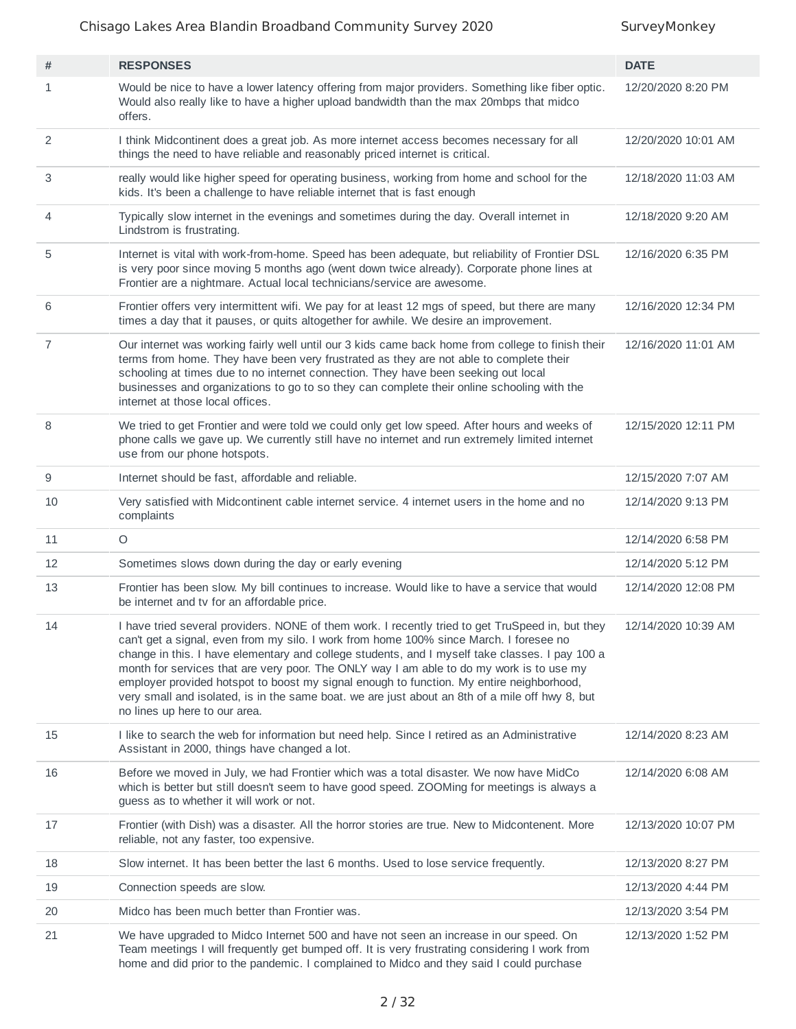| # | RESPONSES | DATE |
|---|---|---|
| 1 | Would be nice to have a lower latency offering from major providers. Something like fiber optic. Would also really like to have a higher upload bandwidth than the max 20mbps that midco offers. | 12/20/2020 8:20 PM |
| 2 | I think Midcontinent does a great job. As more internet access becomes necessary for all things the need to have reliable and reasonably priced internet is critical. | 12/20/2020 10:01 AM |
| 3 | really would like higher speed for operating business, working from home and school for the kids. It's been a challenge to have reliable internet that is fast enough | 12/18/2020 11:03 AM |
| 4 | Typically slow internet in the evenings and sometimes during the day. Overall internet in Lindstrom is frustrating. | 12/18/2020 9:20 AM |
| 5 | Internet is vital with work-from-home. Speed has been adequate, but reliability of Frontier DSL is very poor since moving 5 months ago (went down twice already). Corporate phone lines at Frontier are a nightmare. Actual local technicians/service are awesome. | 12/16/2020 6:35 PM |
| 6 | Frontier offers very intermittent wifi. We pay for at least 12 mgs of speed, but there are many times a day that it pauses, or quits altogether for awhile. We desire an improvement. | 12/16/2020 12:34 PM |
| 7 | Our internet was working fairly well until our 3 kids came back home from college to finish their terms from home. They have been very frustrated as they are not able to complete their schooling at times due to no internet connection. They have been seeking out local businesses and organizations to go to so they can complete their online schooling with the internet at those local offices. | 12/16/2020 11:01 AM |
| 8 | We tried to get Frontier and were told we could only get low speed. After hours and weeks of phone calls we gave up. We currently still have no internet and run extremely limited internet use from our phone hotspots. | 12/15/2020 12:11 PM |
| 9 | Internet should be fast, affordable and reliable. | 12/15/2020 7:07 AM |
| 10 | Very satisfied with Midcontinent cable internet service. 4 internet users in the home and no complaints | 12/14/2020 9:13 PM |
| 11 | O | 12/14/2020 6:58 PM |
| 12 | Sometimes slows down during the day or early evening | 12/14/2020 5:12 PM |
| 13 | Frontier has been slow. My bill continues to increase. Would like to have a service that would be internet and tv for an affordable price. | 12/14/2020 12:08 PM |
| 14 | I have tried several providers. NONE of them work. I recently tried to get TruSpeed in, but they can't get a signal, even from my silo. I work from home 100% since March. I foresee no change in this. I have elementary and college students, and I myself take classes. I pay 100 a month for services that are very poor. The ONLY way I am able to do my work is to use my employer provided hotspot to boost my signal enough to function. My entire neighborhood, very small and isolated, is in the same boat. we are just about an 8th of a mile off hwy 8, but no lines up here to our area. | 12/14/2020 10:39 AM |
| 15 | I like to search the web for information but need help. Since I retired as an Administrative Assistant in 2000, things have changed a lot. | 12/14/2020 8:23 AM |
| 16 | Before we moved in July, we had Frontier which was a total disaster. We now have MidCo which is better but still doesn't seem to have good speed. ZOOMing for meetings is always a guess as to whether it will work or not. | 12/14/2020 6:08 AM |
| 17 | Frontier (with Dish) was a disaster. All the horror stories are true. New to Midcontenent. More reliable, not any faster, too expensive. | 12/13/2020 10:07 PM |
| 18 | Slow internet. It has been better the last 6 months. Used to lose service frequently. | 12/13/2020 8:27 PM |
| 19 | Connection speeds are slow. | 12/13/2020 4:44 PM |
| 20 | Midco has been much better than Frontier was. | 12/13/2020 3:54 PM |
| 21 | We have upgraded to Midco Internet 500 and have not seen an increase in our speed. On Team meetings I will frequently get bumped off. It is very frustrating considering I work from home and did prior to the pandemic. I complained to Midco and they said I could purchase | 12/13/2020 1:52 PM |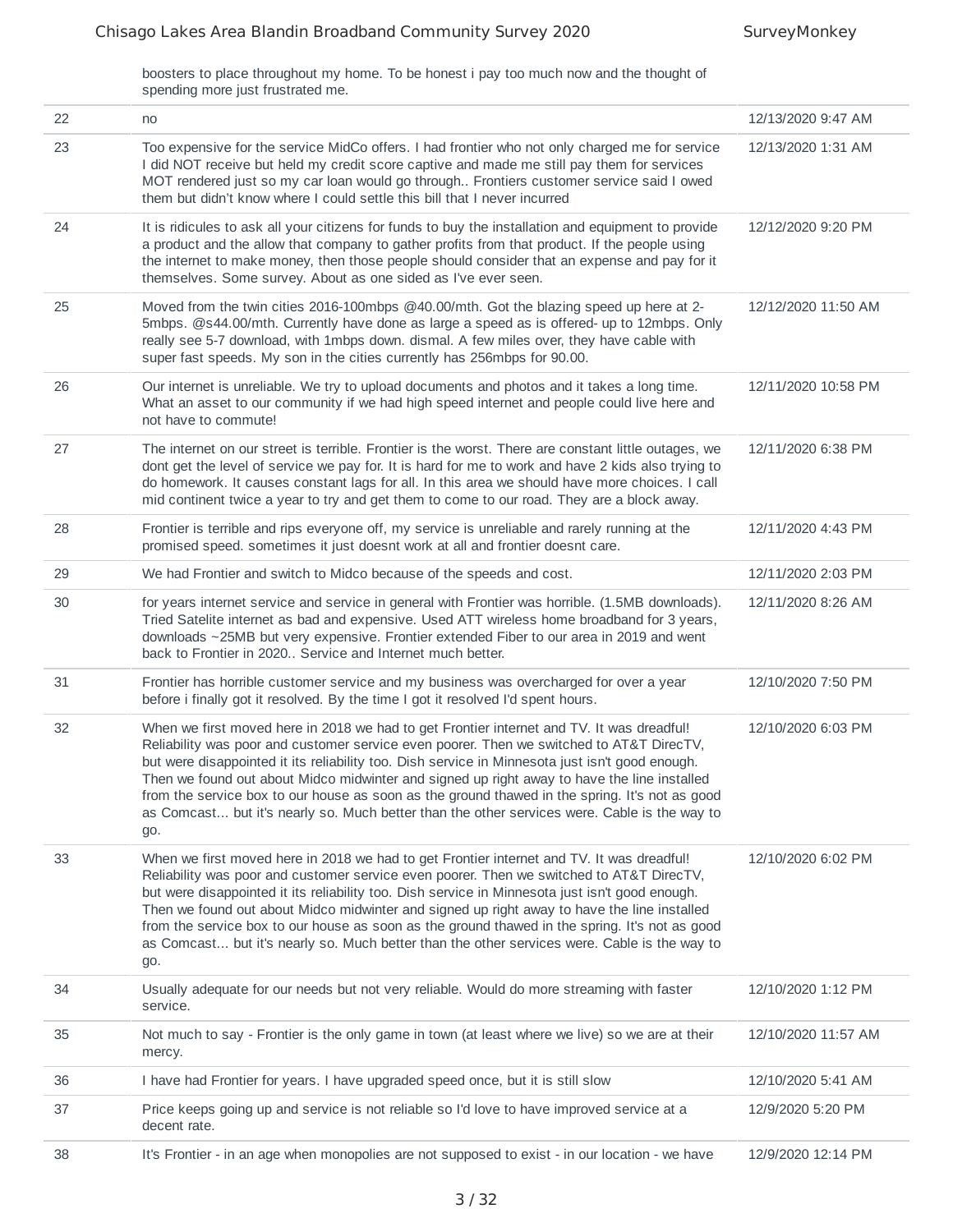| | | |
|---|---|---|
| | boosters to place throughout my home. To be honest i pay too much now and the thought of spending more just frustrated me. | |
| 22 | no | 12/13/2020 9:47 AM |
| 23 | Too expensive for the service MidCo offers. I had frontier who not only charged me for service I did NOT receive but held my credit score captive and made me still pay them for services MOT rendered just so my car loan would go through.. Frontiers customer service said I owed them but didn't know where I could settle this bill that I never incurred | 12/13/2020 1:31 AM |
| 24 | It is ridicules to ask all your citizens for funds to buy the installation and equipment to provide a product and the allow that company to gather profits from that product. If the people using the internet to make money, then those people should consider that an expense and pay for it themselves. Some survey. About as one sided as I've ever seen. | 12/12/2020 9:20 PM |
| 25 | Moved from the twin cities 2016-100mbps @40.00/mth. Got the blazing speed up here at 2-5mbps. @s44.00/mth. Currently have done as large a speed as is offered- up to 12mbps. Only really see 5-7 download, with 1mbps down. dismal. A few miles over, they have cable with super fast speeds. My son in the cities currently has 256mbps for 90.00. | 12/12/2020 11:50 AM |
| 26 | Our internet is unreliable. We try to upload documents and photos and it takes a long time. What an asset to our community if we had high speed internet and people could live here and not have to commute! | 12/11/2020 10:58 PM |
| 27 | The internet on our street is terrible. Frontier is the worst. There are constant little outages, we dont get the level of service we pay for. It is hard for me to work and have 2 kids also trying to do homework. It causes constant lags for all. In this area we should have more choices. I call mid continent twice a year to try and get them to come to our road. They are a block away. | 12/11/2020 6:38 PM |
| 28 | Frontier is terrible and rips everyone off, my service is unreliable and rarely running at the promised speed. sometimes it just doesnt work at all and frontier doesnt care. | 12/11/2020 4:43 PM |
| 29 | We had Frontier and switch to Midco because of the speeds and cost. | 12/11/2020 2:03 PM |
| 30 | for years internet service and service in general with Frontier was horrible. (1.5MB downloads). Tried Satelite internet as bad and expensive. Used ATT wireless home broadband for 3 years, downloads ~25MB but very expensive. Frontier extended Fiber to our area in 2019 and went back to Frontier in 2020.. Service and Internet much better. | 12/11/2020 8:26 AM |
| 31 | Frontier has horrible customer service and my business was overcharged for over a year before i finally got it resolved. By the time I got it resolved I'd spent hours. | 12/10/2020 7:50 PM |
| 32 | When we first moved here in 2018 we had to get Frontier internet and TV. It was dreadful! Reliability was poor and customer service even poorer. Then we switched to AT&T DirecTV, but were disappointed it its reliability too. Dish service in Minnesota just isn't good enough. Then we found out about Midco midwinter and signed up right away to have the line installed from the service box to our house as soon as the ground thawed in the spring. It's not as good as Comcast... but it's nearly so. Much better than the other services were. Cable is the way to go. | 12/10/2020 6:03 PM |
| 33 | When we first moved here in 2018 we had to get Frontier internet and TV. It was dreadful! Reliability was poor and customer service even poorer. Then we switched to AT&T DirecTV, but were disappointed it its reliability too. Dish service in Minnesota just isn't good enough. Then we found out about Midco midwinter and signed up right away to have the line installed from the service box to our house as soon as the ground thawed in the spring. It's not as good as Comcast... but it's nearly so. Much better than the other services were. Cable is the way to go. | 12/10/2020 6:02 PM |
| 34 | Usually adequate for our needs but not very reliable. Would do more streaming with faster service. | 12/10/2020 1:12 PM |
| 35 | Not much to say - Frontier is the only game in town (at least where we live) so we are at their mercy. | 12/10/2020 11:57 AM |
| 36 | I have had Frontier for years. I have upgraded speed once, but it is still slow | 12/10/2020 5:41 AM |
| 37 | Price keeps going up and service is not reliable so I'd love to have improved service at a decent rate. | 12/9/2020 5:20 PM |
| 38 | It's Frontier - in an age when monopolies are not supposed to exist - in our location - we have | 12/9/2020 12:14 PM |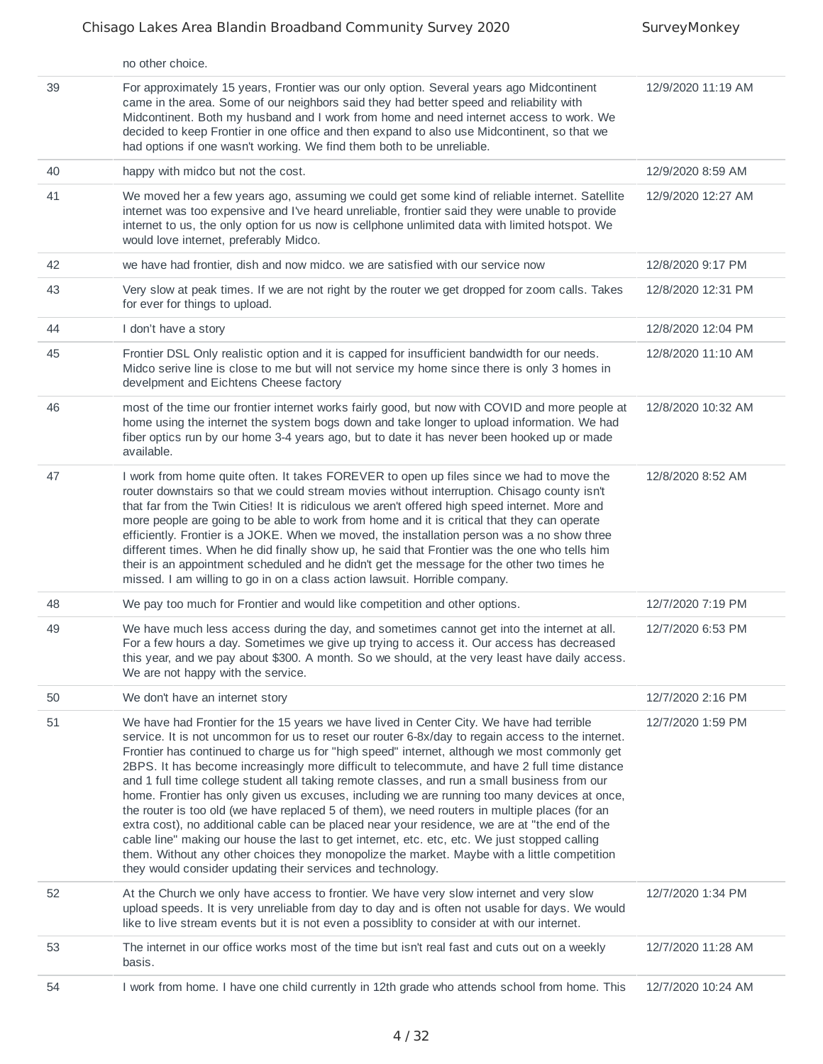| | | |
|---|---|---|
| | no other choice. | |
| 39 | For approximately 15 years, Frontier was our only option. Several years ago Midcontinent came in the area. Some of our neighbors said they had better speed and reliability with Midcontinent. Both my husband and I work from home and need internet access to work. We decided to keep Frontier in one office and then expand to also use Midcontinent, so that we had options if one wasn't working. We find them both to be unreliable. | 12/9/2020 11:19 AM |
| 40 | happy with midco but not the cost. | 12/9/2020 8:59 AM |
| 41 | We moved her a few years ago, assuming we could get some kind of reliable internet. Satellite internet was too expensive and I've heard unreliable, frontier said they were unable to provide internet to us, the only option for us now is cellphone unlimited data with limited hotspot. We would love internet, preferably Midco. | 12/9/2020 12:27 AM |
| 42 | we have had frontier, dish and now midco. we are satisfied with our service now | 12/8/2020 9:17 PM |
| 43 | Very slow at peak times. If we are not right by the router we get dropped for zoom calls. Takes for ever for things to upload. | 12/8/2020 12:31 PM |
| 44 | I don't have a story | 12/8/2020 12:04 PM |
| 45 | Frontier DSL Only realistic option and it is capped for insufficient bandwidth for our needs. Midco serive line is close to me but will not service my home since there is only 3 homes in develpment and Eichtens Cheese factory | 12/8/2020 11:10 AM |
| 46 | most of the time our frontier internet works fairly good, but now with COVID and more people at home using the internet the system bogs down and take longer to upload information. We had fiber optics run by our home 3-4 years ago, but to date it has never been hooked up or made available. | 12/8/2020 10:32 AM |
| 47 | I work from home quite often. It takes FOREVER to open up files since we had to move the router downstairs so that we could stream movies without interruption. Chisago county isn't that far from the Twin Cities! It is ridiculous we aren't offered high speed internet. More and more people are going to be able to work from home and it is critical that they can operate efficiently. Frontier is a JOKE. When we moved, the installation person was a no show three different times. When he did finally show up, he said that Frontier was the one who tells him their is an appointment scheduled and he didn't get the message for the other two times he missed. I am willing to go in on a class action lawsuit. Horrible company. | 12/8/2020 8:52 AM |
| 48 | We pay too much for Frontier and would like competition and other options. | 12/7/2020 7:19 PM |
| 49 | We have much less access during the day, and sometimes cannot get into the internet at all. For a few hours a day. Sometimes we give up trying to access it. Our access has decreased this year, and we pay about $300. A month. So we should, at the very least have daily access. We are not happy with the service. | 12/7/2020 6:53 PM |
| 50 | We don't have an internet story | 12/7/2020 2:16 PM |
| 51 | We have had Frontier for the 15 years we have lived in Center City. We have had terrible service. It is not uncommon for us to reset our router 6-8x/day to regain access to the internet. Frontier has continued to charge us for "high speed" internet, although we most commonly get 2BPS. It has become increasingly more difficult to telecommute, and have 2 full time distance and 1 full time college student all taking remote classes, and run a small business from our home. Frontier has only given us excuses, including we are running too many devices at once, the router is too old (we have replaced 5 of them), we need routers in multiple places (for an extra cost), no additional cable can be placed near your residence, we are at "the end of the cable line" making our house the last to get internet, etc. etc, etc. We just stopped calling them. Without any other choices they monopolize the market. Maybe with a little competition they would consider updating their services and technology. | 12/7/2020 1:59 PM |
| 52 | At the Church we only have access to frontier. We have very slow internet and very slow upload speeds. It is very unreliable from day to day and is often not usable for days. We would like to live stream events but it is not even a possiblity to consider at with our internet. | 12/7/2020 1:34 PM |
| 53 | The internet in our office works most of the time but isn't real fast and cuts out on a weekly basis. | 12/7/2020 11:28 AM |
| 54 | I work from home. I have one child currently in 12th grade who attends school from home. This | 12/7/2020 10:24 AM |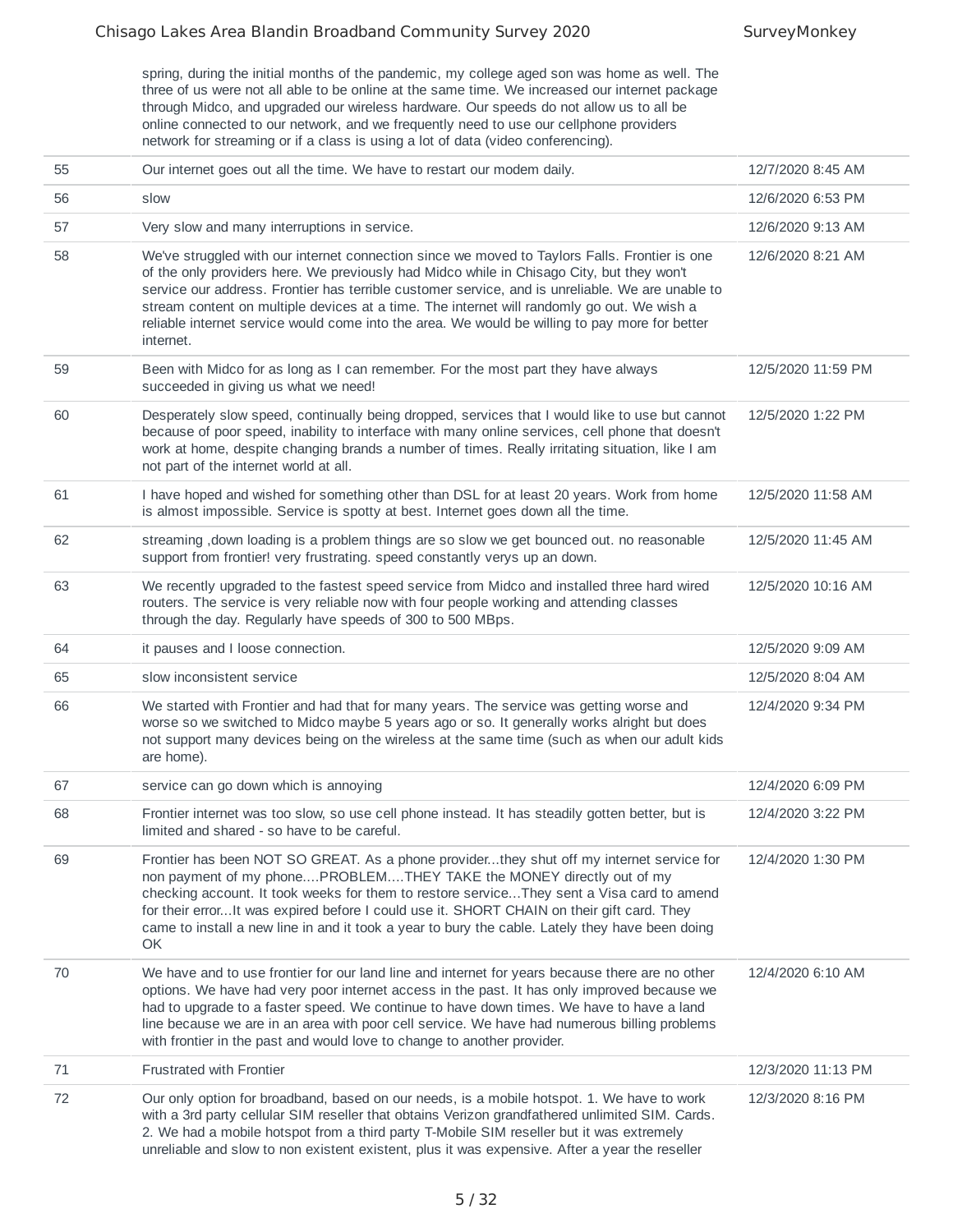| | | |
|---|---|---|
| | spring, during the initial months of the pandemic, my college aged son was home as well. The three of us were not all able to be online at the same time. We increased our internet package through Midco, and upgraded our wireless hardware. Our speeds do not allow us to all be online connected to our network, and we frequently need to use our cellphone providers network for streaming or if a class is using a lot of data (video conferencing). | |
| 55 | Our internet goes out all the time. We have to restart our modem daily. | 12/7/2020 8:45 AM |
| 56 | slow | 12/6/2020 6:53 PM |
| 57 | Very slow and many interruptions in service. | 12/6/2020 9:13 AM |
| 58 | We've struggled with our internet connection since we moved to Taylors Falls. Frontier is one of the only providers here. We previously had Midco while in Chisago City, but they won't service our address. Frontier has terrible customer service, and is unreliable. We are unable to stream content on multiple devices at a time. The internet will randomly go out. We wish a reliable internet service would come into the area. We would be willing to pay more for better internet. | 12/6/2020 8:21 AM |
| 59 | Been with Midco for as long as I can remember. For the most part they have always succeeded in giving us what we need! | 12/5/2020 11:59 PM |
| 60 | Desperately slow speed, continually being dropped, services that I would like to use but cannot because of poor speed, inability to interface with many online services, cell phone that doesn't work at home, despite changing brands a number of times. Really irritating situation, like I am not part of the internet world at all. | 12/5/2020 1:22 PM |
| 61 | I have hoped and wished for something other than DSL for at least 20 years. Work from home is almost impossible. Service is spotty at best. Internet goes down all the time. | 12/5/2020 11:58 AM |
| 62 | streaming ,down loading is a problem things are so slow we get bounced out. no reasonable support from frontier! very frustrating. speed constantly verys up an down. | 12/5/2020 11:45 AM |
| 63 | We recently upgraded to the fastest speed service from Midco and installed three hard wired routers. The service is very reliable now with four people working and attending classes through the day. Regularly have speeds of 300 to 500 MBps. | 12/5/2020 10:16 AM |
| 64 | it pauses and I loose connection. | 12/5/2020 9:09 AM |
| 65 | slow inconsistent service | 12/5/2020 8:04 AM |
| 66 | We started with Frontier and had that for many years. The service was getting worse and worse so we switched to Midco maybe 5 years ago or so. It generally works alright but does not support many devices being on the wireless at the same time (such as when our adult kids are home). | 12/4/2020 9:34 PM |
| 67 | service can go down which is annoying | 12/4/2020 6:09 PM |
| 68 | Frontier internet was too slow, so use cell phone instead. It has steadily gotten better, but is limited and shared - so have to be careful. | 12/4/2020 3:22 PM |
| 69 | Frontier has been NOT SO GREAT. As a phone provider...they shut off my internet service for non payment of my phone....PROBLEM....THEY TAKE the MONEY directly out of my checking account. It took weeks for them to restore service...They sent a Visa card to amend for their error...It was expired before I could use it. SHORT CHAIN on their gift card. They came to install a new line in and it took a year to bury the cable. Lately they have been doing OK | 12/4/2020 1:30 PM |
| 70 | We have and to use frontier for our land line and internet for years because there are no other options. We have had very poor internet access in the past. It has only improved because we had to upgrade to a faster speed. We continue to have down times. We have to have a land line because we are in an area with poor cell service. We have had numerous billing problems with frontier in the past and would love to change to another provider. | 12/4/2020 6:10 AM |
| 71 | Frustrated with Frontier | 12/3/2020 11:13 PM |
| 72 | Our only option for broadband, based on our needs, is a mobile hotspot. 1. We have to work with a 3rd party cellular SIM reseller that obtains Verizon grandfathered unlimited SIM. Cards. 2. We had a mobile hotspot from a third party T-Mobile SIM reseller but it was extremely unreliable and slow to non existent existent, plus it was expensive. After a year the reseller | 12/3/2020 8:16 PM |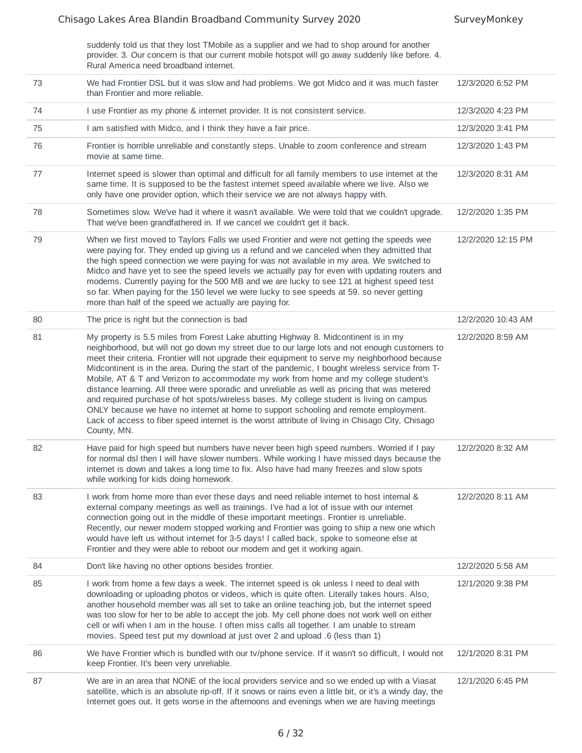| | | |
|---|---|---|
| | suddenly told us that they lost TMobile as a supplier and we had to shop around for another provider. 3. Our concern is that our current mobile hotspot will go away suddenly like before. 4. Rural America need broadband internet. | |
| 73 | We had Frontier DSL but it was slow and had problems. We got Midco and it was much faster than Frontier and more reliable. | 12/3/2020 6:52 PM |
| 74 | I use Frontier as my phone & internet provider. It is not consistent service. | 12/3/2020 4:23 PM |
| 75 | I am satisfied with Midco, and I think they have a fair price. | 12/3/2020 3:41 PM |
| 76 | Frontier is horrible unreliable and constantly steps. Unable to zoom conference and stream movie at same time. | 12/3/2020 1:43 PM |
| 77 | Internet speed is slower than optimal and difficult for all family members to use internet at the same time. It is supposed to be the fastest internet speed available where we live. Also we only have one provider option, which their service we are not always happy with. | 12/3/2020 8:31 AM |
| 78 | Sometimes slow. We've had it where it wasn't available. We were told that we couldn't upgrade. That we've been grandfathered in. If we cancel we couldn't get it back. | 12/2/2020 1:35 PM |
| 79 | When we first moved to Taylors Falls we used Frontier and were not getting the speeds wee were paying for. They ended up giving us a refund and we canceled when they admitted that the high speed connection we were paying for was not available in my area. We switched to Midco and have yet to see the speed levels we actually pay for even with updating routers and modems. Currently paying for the 500 MB and we are lucky to see 121 at highest speed test so far. When paying for the 150 level we were lucky to see speeds at 59. so never getting more than half of the speed we actually are paying for. | 12/2/2020 12:15 PM |
| 80 | The price is right but the connection is bad | 12/2/2020 10:43 AM |
| 81 | My property is 5.5 miles from Forest Lake abutting Highway 8. Midcontinent is in my neighborhood, but will not go down my street due to our large lots and not enough customers to meet their criteria. Frontier will not upgrade their equipment to serve my neighborhood because Midcontinent is in the area. During the start of the pandemic, I bought wireless service from T-Mobile, AT & T and Verizon to accommodate my work from home and my college student's distance learning. All three were sporadic and unreliable as well as pricing that was metered and required purchase of hot spots/wireless bases. My college student is living on campus ONLY because we have no internet at home to support schooling and remote employment. Lack of access to fiber speed internet is the worst attribute of living in Chisago City, Chisago County, MN. | 12/2/2020 8:59 AM |
| 82 | Have paid for high speed but numbers have never been high speed numbers. Worried if I pay for normal dsl then I will have slower numbers. While working I have missed days because the internet is down and takes a long time to fix. Also have had many freezes and slow spots while working for kids doing homework. | 12/2/2020 8:32 AM |
| 83 | I work from home more than ever these days and need reliable internet to host internal & external company meetings as well as trainings. I've had a lot of issue with our internet connection going out in the middle of these important meetings. Frontier is unreliable. Recently, our newer modem stopped working and Frontier was going to ship a new one which would have left us without internet for 3-5 days! I called back, spoke to someone else at Frontier and they were able to reboot our modem and get it working again. | 12/2/2020 8:11 AM |
| 84 | Don't like having no other options besides frontier. | 12/2/2020 5:58 AM |
| 85 | I work from home a few days a week. The internet speed is ok unless I need to deal with downloading or uploading photos or videos, which is quite often. Literally takes hours. Also, another household member was all set to take an online teaching job, but the internet speed was too slow for her to be able to accept the job. My cell phone does not work well on either cell or wifi when I am in the house. I often miss calls all together. I am unable to stream movies. Speed test put my download at just over 2 and upload .6 (less than 1) | 12/1/2020 9:38 PM |
| 86 | We have Frontier which is bundled with our tv/phone service. If it wasn't so difficult, I would not keep Frontier. It's been very unreliable. | 12/1/2020 8:31 PM |
| 87 | We are in an area that NONE of the local providers service and so we ended up with a Viasat satellite, which is an absolute rip-off. If it snows or rains even a little bit, or it's a windy day, the Internet goes out. It gets worse in the afternoons and evenings when we are having meetings | 12/1/2020 6:45 PM |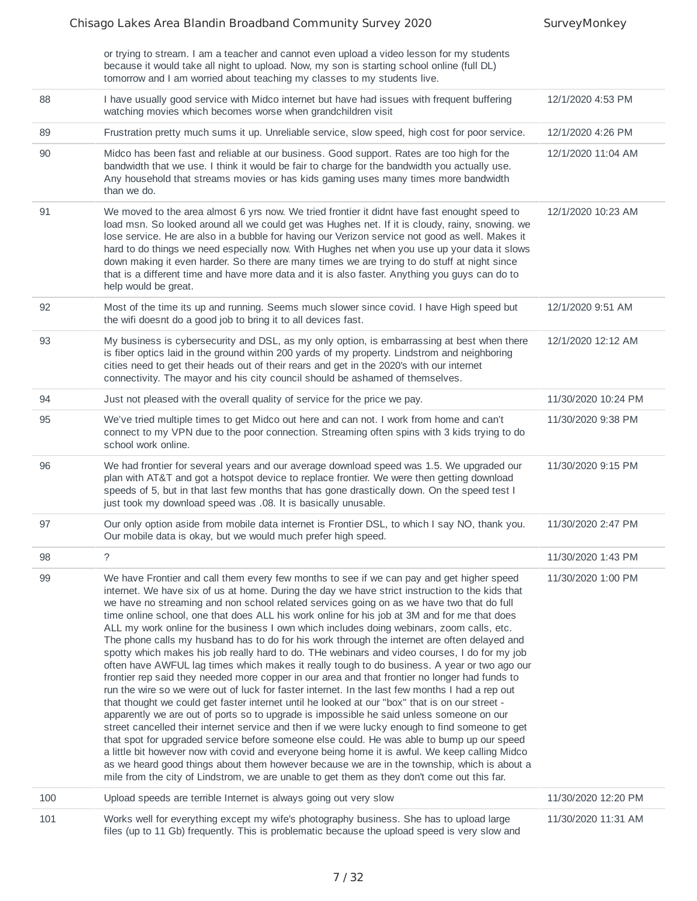| | | |
|---|---|---|
| | or trying to stream. I am a teacher and cannot even upload a video lesson for my students because it would take all night to upload. Now, my son is starting school online (full DL) tomorrow and I am worried about teaching my classes to my students live. | |
| 88 | I have usually good service with Midco internet but have had issues with frequent buffering watching movies which becomes worse when grandchildren visit | 12/1/2020 4:53 PM |
| 89 | Frustration pretty much sums it up. Unreliable service, slow speed, high cost for poor service. | 12/1/2020 4:26 PM |
| 90 | Midco has been fast and reliable at our business. Good support. Rates are too high for the bandwidth that we use. I think it would be fair to charge for the bandwidth you actually use. Any household that streams movies or has kids gaming uses many times more bandwidth than we do. | 12/1/2020 11:04 AM |
| 91 | We moved to the area almost 6 yrs now. We tried frontier it didnt have fast enought speed to load msn. So looked around all we could get was Hughes net. If it is cloudy, rainy, snowing. we lose service. He are also in a bubble for having our Verizon service not good as well. Makes it hard to do things we need especially now. With Hughes net when you use up your data it slows down making it even harder. So there are many times we are trying to do stuff at night since that is a different time and have more data and it is also faster. Anything you guys can do to help would be great. | 12/1/2020 10:23 AM |
| 92 | Most of the time its up and running. Seems much slower since covid. I have High speed but the wifi doesnt do a good job to bring it to all devices fast. | 12/1/2020 9:51 AM |
| 93 | My business is cybersecurity and DSL, as my only option, is embarrassing at best when there is fiber optics laid in the ground within 200 yards of my property. Lindstrom and neighboring cities need to get their heads out of their rears and get in the 2020's with our internet connectivity. The mayor and his city council should be ashamed of themselves. | 12/1/2020 12:12 AM |
| 94 | Just not pleased with the overall quality of service for the price we pay. | 11/30/2020 10:24 PM |
| 95 | We've tried multiple times to get Midco out here and can not. I work from home and can't connect to my VPN due to the poor connection. Streaming often spins with 3 kids trying to do school work online. | 11/30/2020 9:38 PM |
| 96 | We had frontier for several years and our average download speed was 1.5. We upgraded our plan with AT&T and got a hotspot device to replace frontier. We were then getting download speeds of 5, but in that last few months that has gone drastically down. On the speed test I just took my download speed was .08. It is basically unusable. | 11/30/2020 9:15 PM |
| 97 | Our only option aside from mobile data internet is Frontier DSL, to which I say NO, thank you. Our mobile data is okay, but we would much prefer high speed. | 11/30/2020 2:47 PM |
| 98 | ? | 11/30/2020 1:43 PM |
| 99 | We have Frontier and call them every few months to see if we can pay and get higher speed internet. We have six of us at home. During the day we have strict instruction to the kids that we have no streaming and non school related services going on as we have two that do full time online school, one that does ALL his work online for his job at 3M and for me that does ALL my work online for the business I own which includes doing webinars, zoom calls, etc. The phone calls my husband has to do for his work through the internet are often delayed and spotty which makes his job really hard to do. THe webinars and video courses, I do for my job often have AWFUL lag times which makes it really tough to do business. A year or two ago our frontier rep said they needed more copper in our area and that frontier no longer had funds to run the wire so we were out of luck for faster internet. In the last few months I had a rep out that thought we could get faster internet until he looked at our "box" that is on our street - apparently we are out of ports so to upgrade is impossible he said unless someone on our street cancelled their internet service and then if we were lucky enough to find someone to get that spot for upgraded service before someone else could. He was able to bump up our speed a little bit however now with covid and everyone being home it is awful. We keep calling Midco as we heard good things about them however because we are in the township, which is about a mile from the city of Lindstrom, we are unable to get them as they don't come out this far. | 11/30/2020 1:00 PM |
| 100 | Upload speeds are terrible Internet is always going out very slow | 11/30/2020 12:20 PM |
| 101 | Works well for everything except my wife's photography business. She has to upload large files (up to 11 Gb) frequently. This is problematic because the upload speed is very slow and | 11/30/2020 11:31 AM |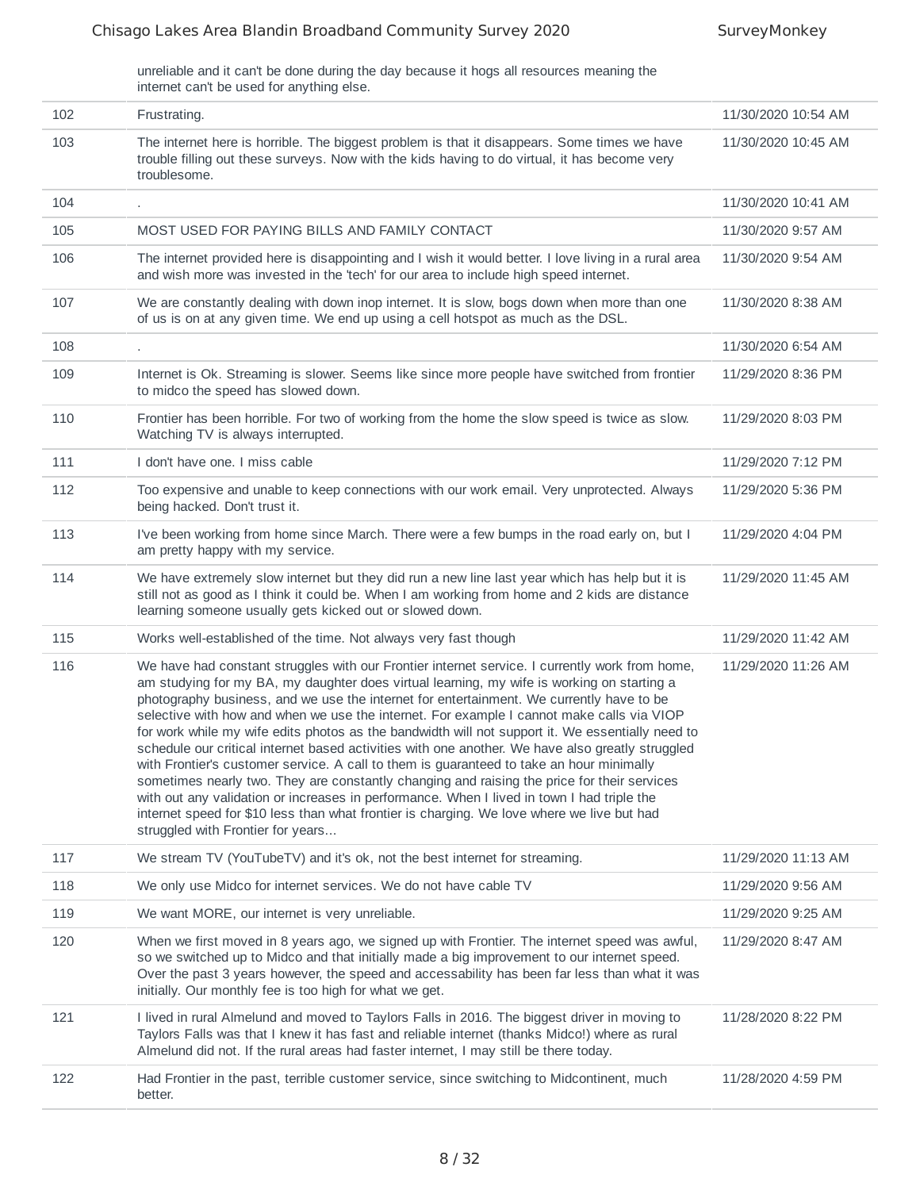| | | |
|---|---|---|
| | unreliable and it can't be done during the day because it hogs all resources meaning the internet can't be used for anything else. | |
| 102 | Frustrating. | 11/30/2020 10:54 AM |
| 103 | The internet here is horrible. The biggest problem is that it disappears. Some times we have trouble filling out these surveys. Now with the kids having to do virtual, it has become very troublesome. | 11/30/2020 10:45 AM |
| 104 | . | 11/30/2020 10:41 AM |
| 105 | MOST USED FOR PAYING BILLS AND FAMILY CONTACT | 11/30/2020 9:57 AM |
| 106 | The internet provided here is disappointing and I wish it would better. I love living in a rural area and wish more was invested in the 'tech' for our area to include high speed internet. | 11/30/2020 9:54 AM |
| 107 | We are constantly dealing with down inop internet. It is slow, bogs down when more than one of us is on at any given time. We end up using a cell hotspot as much as the DSL. | 11/30/2020 8:38 AM |
| 108 | . | 11/30/2020 6:54 AM |
| 109 | Internet is Ok. Streaming is slower. Seems like since more people have switched from frontier to midco the speed has slowed down. | 11/29/2020 8:36 PM |
| 110 | Frontier has been horrible. For two of working from the home the slow speed is twice as slow. Watching TV is always interrupted. | 11/29/2020 8:03 PM |
| 111 | I don't have one. I miss cable | 11/29/2020 7:12 PM |
| 112 | Too expensive and unable to keep connections with our work email. Very unprotected. Always being hacked. Don't trust it. | 11/29/2020 5:36 PM |
| 113 | I've been working from home since March. There were a few bumps in the road early on, but I am pretty happy with my service. | 11/29/2020 4:04 PM |
| 114 | We have extremely slow internet but they did run a new line last year which has help but it is still not as good as I think it could be. When I am working from home and 2 kids are distance learning someone usually gets kicked out or slowed down. | 11/29/2020 11:45 AM |
| 115 | Works well-established of the time. Not always very fast though | 11/29/2020 11:42 AM |
| 116 | We have had constant struggles with our Frontier internet service. I currently work from home, am studying for my BA, my daughter does virtual learning, my wife is working on starting a photography business, and we use the internet for entertainment. We currently have to be selective with how and when we use the internet. For example I cannot make calls via VIOP for work while my wife edits photos as the bandwidth will not support it. We essentially need to schedule our critical internet based activities with one another. We have also greatly struggled with Frontier's customer service. A call to them is guaranteed to take an hour minimally sometimes nearly two. They are constantly changing and raising the price for their services with out any validation or increases in performance. When I lived in town I had triple the internet speed for $10 less than what frontier is charging. We love where we live but had struggled with Frontier for years... | 11/29/2020 11:26 AM |
| 117 | We stream TV (YouTubeTV) and it's ok, not the best internet for streaming. | 11/29/2020 11:13 AM |
| 118 | We only use Midco for internet services. We do not have cable TV | 11/29/2020 9:56 AM |
| 119 | We want MORE, our internet is very unreliable. | 11/29/2020 9:25 AM |
| 120 | When we first moved in 8 years ago, we signed up with Frontier. The internet speed was awful, so we switched up to Midco and that initially made a big improvement to our internet speed. Over the past 3 years however, the speed and accessability has been far less than what it was initially. Our monthly fee is too high for what we get. | 11/29/2020 8:47 AM |
| 121 | I lived in rural Almelund and moved to Taylors Falls in 2016. The biggest driver in moving to Taylors Falls was that I knew it has fast and reliable internet (thanks Midco!) where as rural Almelund did not. If the rural areas had faster internet, I may still be there today. | 11/28/2020 8:22 PM |
| 122 | Had Frontier in the past, terrible customer service, since switching to Midcontinent, much better. | 11/28/2020 4:59 PM |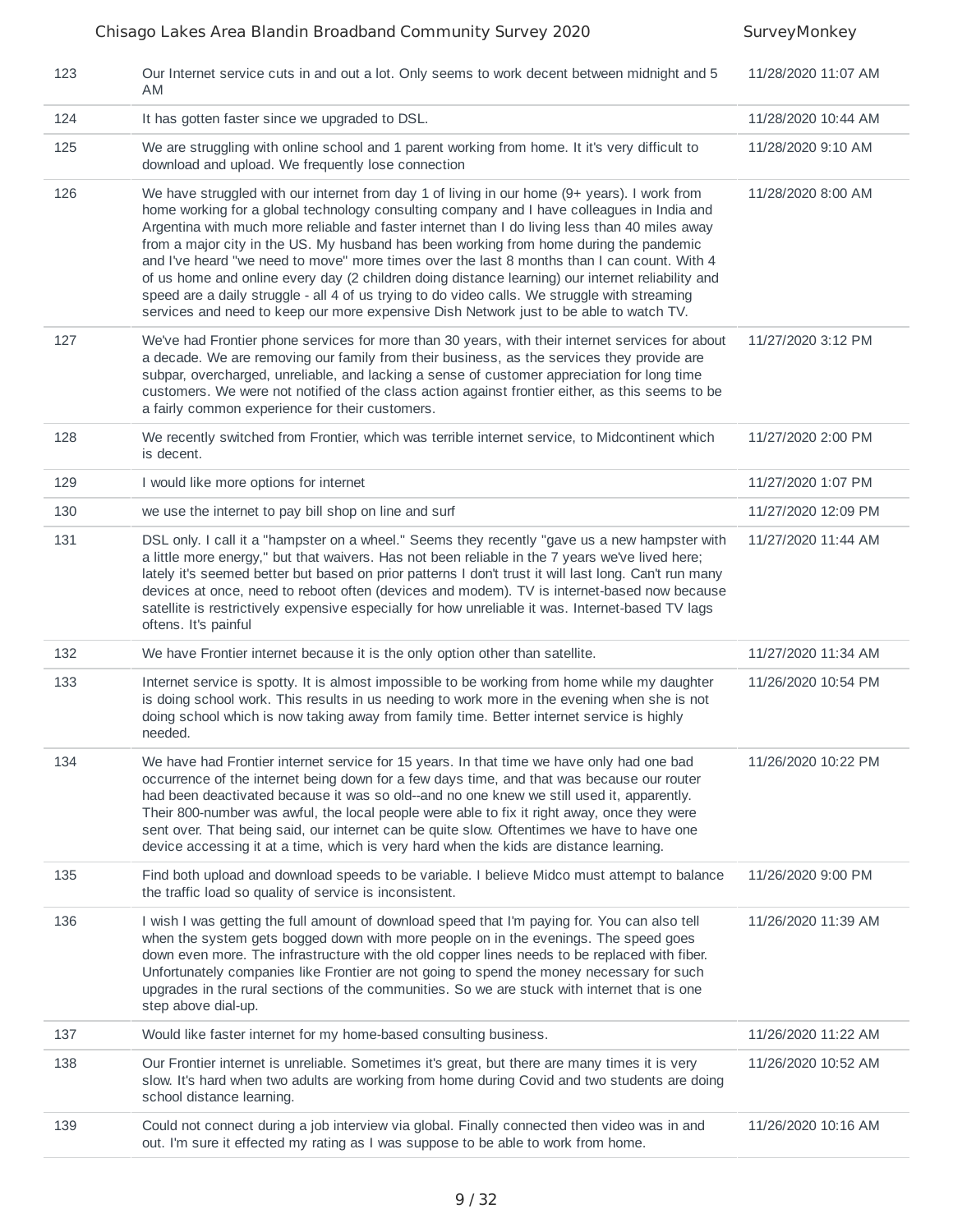| | | |
|---|---|---|
| 123 | Our Internet service cuts in and out a lot. Only seems to work decent between midnight and 5 AM | 11/28/2020 11:07 AM |
| 124 | It has gotten faster since we upgraded to DSL. | 11/28/2020 10:44 AM |
| 125 | We are struggling with online school and 1 parent working from home. It it's very difficult to download and upload. We frequently lose connection | 11/28/2020 9:10 AM |
| 126 | We have struggled with our internet from day 1 of living in our home (9+ years). I work from home working for a global technology consulting company and I have colleagues in India and Argentina with much more reliable and faster internet than I do living less than 40 miles away from a major city in the US. My husband has been working from home during the pandemic and I've heard "we need to move" more times over the last 8 months than I can count. With 4 of us home and online every day (2 children doing distance learning) our internet reliability and speed are a daily struggle - all 4 of us trying to do video calls. We struggle with streaming services and need to keep our more expensive Dish Network just to be able to watch TV. | 11/28/2020 8:00 AM |
| 127 | We've had Frontier phone services for more than 30 years, with their internet services for about a decade. We are removing our family from their business, as the services they provide are subpar, overcharged, unreliable, and lacking a sense of customer appreciation for long time customers. We were not notified of the class action against frontier either, as this seems to be a fairly common experience for their customers. | 11/27/2020 3:12 PM |
| 128 | We recently switched from Frontier, which was terrible internet service, to Midcontinent which is decent. | 11/27/2020 2:00 PM |
| 129 | I would like more options for internet | 11/27/2020 1:07 PM |
| 130 | we use the internet to pay bill shop on line and surf | 11/27/2020 12:09 PM |
| 131 | DSL only. I call it a "hampster on a wheel." Seems they recently "gave us a new hampster with a little more energy," but that waivers. Has not been reliable in the 7 years we've lived here; lately it's seemed better but based on prior patterns I don't trust it will last long. Can't run many devices at once, need to reboot often (devices and modem). TV is internet-based now because satellite is restrictively expensive especially for how unreliable it was. Internet-based TV lags oftens. It's painful | 11/27/2020 11:44 AM |
| 132 | We have Frontier internet because it is the only option other than satellite. | 11/27/2020 11:34 AM |
| 133 | Internet service is spotty. It is almost impossible to be working from home while my daughter is doing school work. This results in us needing to work more in the evening when she is not doing school which is now taking away from family time. Better internet service is highly needed. | 11/26/2020 10:54 PM |
| 134 | We have had Frontier internet service for 15 years. In that time we have only had one bad occurrence of the internet being down for a few days time, and that was because our router had been deactivated because it was so old--and no one knew we still used it, apparently. Their 800-number was awful, the local people were able to fix it right away, once they were sent over. That being said, our internet can be quite slow. Oftentimes we have to have one device accessing it at a time, which is very hard when the kids are distance learning. | 11/26/2020 10:22 PM |
| 135 | Find both upload and download speeds to be variable. I believe Midco must attempt to balance the traffic load so quality of service is inconsistent. | 11/26/2020 9:00 PM |
| 136 | I wish I was getting the full amount of download speed that I'm paying for. You can also tell when the system gets bogged down with more people on in the evenings. The speed goes down even more. The infrastructure with the old copper lines needs to be replaced with fiber. Unfortunately companies like Frontier are not going to spend the money necessary for such upgrades in the rural sections of the communities. So we are stuck with internet that is one step above dial-up. | 11/26/2020 11:39 AM |
| 137 | Would like faster internet for my home-based consulting business. | 11/26/2020 11:22 AM |
| 138 | Our Frontier internet is unreliable. Sometimes it's great, but there are many times it is very slow. It's hard when two adults are working from home during Covid and two students are doing school distance learning. | 11/26/2020 10:52 AM |
| 139 | Could not connect during a job interview via global. Finally connected then video was in and out. I'm sure it effected my rating as I was suppose to be able to work from home. | 11/26/2020 10:16 AM |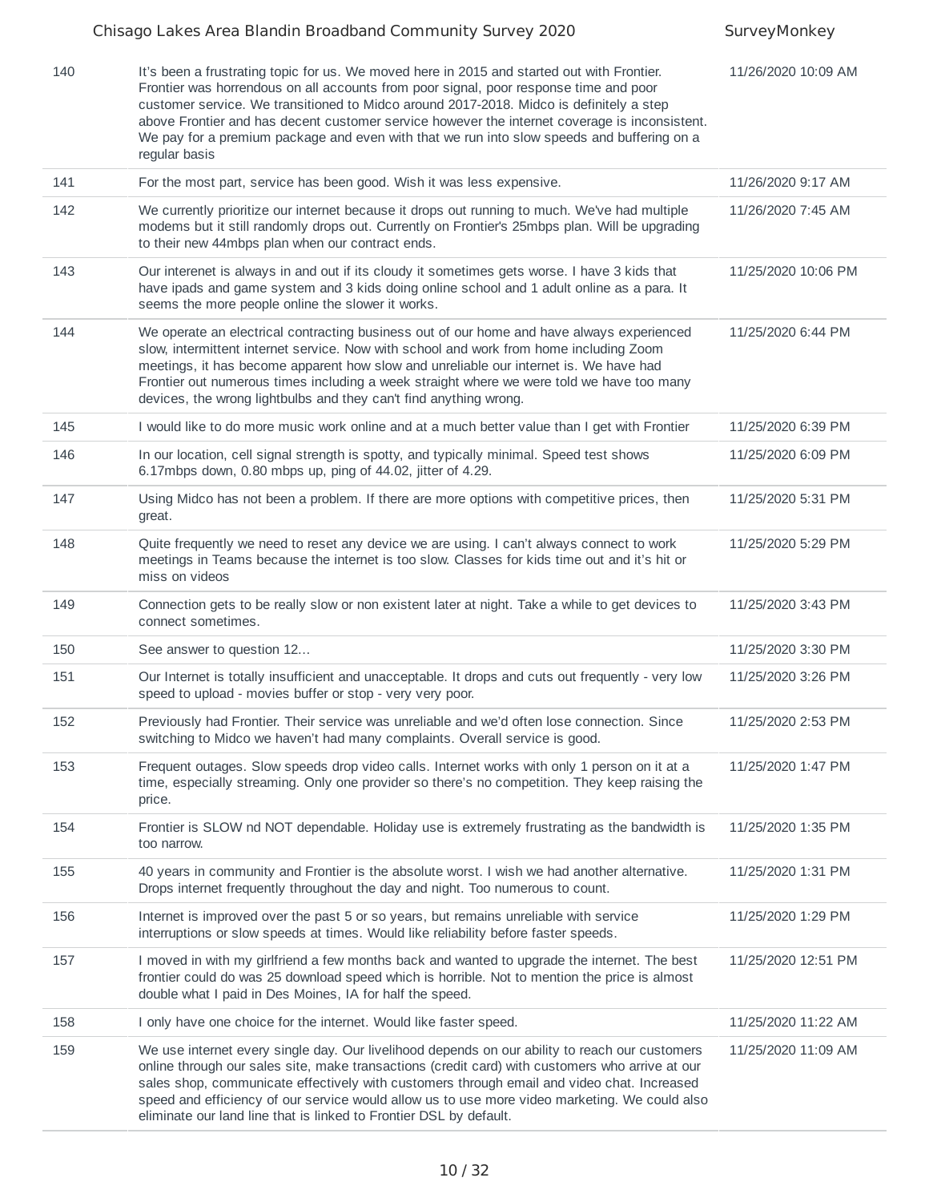| | | |
|---|---|---|
| 140 | It's been a frustrating topic for us. We moved here in 2015 and started out with Frontier. Frontier was horrendous on all accounts from poor signal, poor response time and poor customer service. We transitioned to Midco around 2017-2018. Midco is definitely a step above Frontier and has decent customer service however the internet coverage is inconsistent. We pay for a premium package and even with that we run into slow speeds and buffering on a regular basis | 11/26/2020 10:09 AM |
| 141 | For the most part, service has been good. Wish it was less expensive. | 11/26/2020 9:17 AM |
| 142 | We currently prioritize our internet because it drops out running to much. We've had multiple modems but it still randomly drops out. Currently on Frontier's 25mbps plan. Will be upgrading to their new 44mbps plan when our contract ends. | 11/26/2020 7:45 AM |
| 143 | Our interenet is always in and out if its cloudy it sometimes gets worse. I have 3 kids that have ipads and game system and 3 kids doing online school and 1 adult online as a para. It seems the more people online the slower it works. | 11/25/2020 10:06 PM |
| 144 | We operate an electrical contracting business out of our home and have always experienced slow, intermittent internet service. Now with school and work from home including Zoom meetings, it has become apparent how slow and unreliable our internet is. We have had Frontier out numerous times including a week straight where we were told we have too many devices, the wrong lightbulbs and they can't find anything wrong. | 11/25/2020 6:44 PM |
| 145 | I would like to do more music work online and at a much better value than I get with Frontier | 11/25/2020 6:39 PM |
| 146 | In our location, cell signal strength is spotty, and typically minimal. Speed test shows 6.17mbps down, 0.80 mbps up, ping of 44.02, jitter of 4.29. | 11/25/2020 6:09 PM |
| 147 | Using Midco has not been a problem. If there are more options with competitive prices, then great. | 11/25/2020 5:31 PM |
| 148 | Quite frequently we need to reset any device we are using. I can't always connect to work meetings in Teams because the internet is too slow. Classes for kids time out and it's hit or miss on videos | 11/25/2020 5:29 PM |
| 149 | Connection gets to be really slow or non existent later at night. Take a while to get devices to connect sometimes. | 11/25/2020 3:43 PM |
| 150 | See answer to question 12... | 11/25/2020 3:30 PM |
| 151 | Our Internet is totally insufficient and unacceptable. It drops and cuts out frequently - very low speed to upload - movies buffer or stop - very very poor. | 11/25/2020 3:26 PM |
| 152 | Previously had Frontier. Their service was unreliable and we'd often lose connection. Since switching to Midco we haven't had many complaints. Overall service is good. | 11/25/2020 2:53 PM |
| 153 | Frequent outages. Slow speeds drop video calls. Internet works with only 1 person on it at a time, especially streaming. Only one provider so there's no competition. They keep raising the price. | 11/25/2020 1:47 PM |
| 154 | Frontier is SLOW nd NOT dependable. Holiday use is extremely frustrating as the bandwidth is too narrow. | 11/25/2020 1:35 PM |
| 155 | 40 years in community and Frontier is the absolute worst. I wish we had another alternative. Drops internet frequently throughout the day and night. Too numerous to count. | 11/25/2020 1:31 PM |
| 156 | Internet is improved over the past 5 or so years, but remains unreliable with service interruptions or slow speeds at times. Would like reliability before faster speeds. | 11/25/2020 1:29 PM |
| 157 | I moved in with my girlfriend a few months back and wanted to upgrade the internet. The best frontier could do was 25 download speed which is horrible. Not to mention the price is almost double what I paid in Des Moines, IA for half the speed. | 11/25/2020 12:51 PM |
| 158 | I only have one choice for the internet. Would like faster speed. | 11/25/2020 11:22 AM |
| 159 | We use internet every single day. Our livelihood depends on our ability to reach our customers online through our sales site, make transactions (credit card) with customers who arrive at our sales shop, communicate effectively with customers through email and video chat. Increased speed and efficiency of our service would allow us to use more video marketing. We could also eliminate our land line that is linked to Frontier DSL by default. | 11/25/2020 11:09 AM |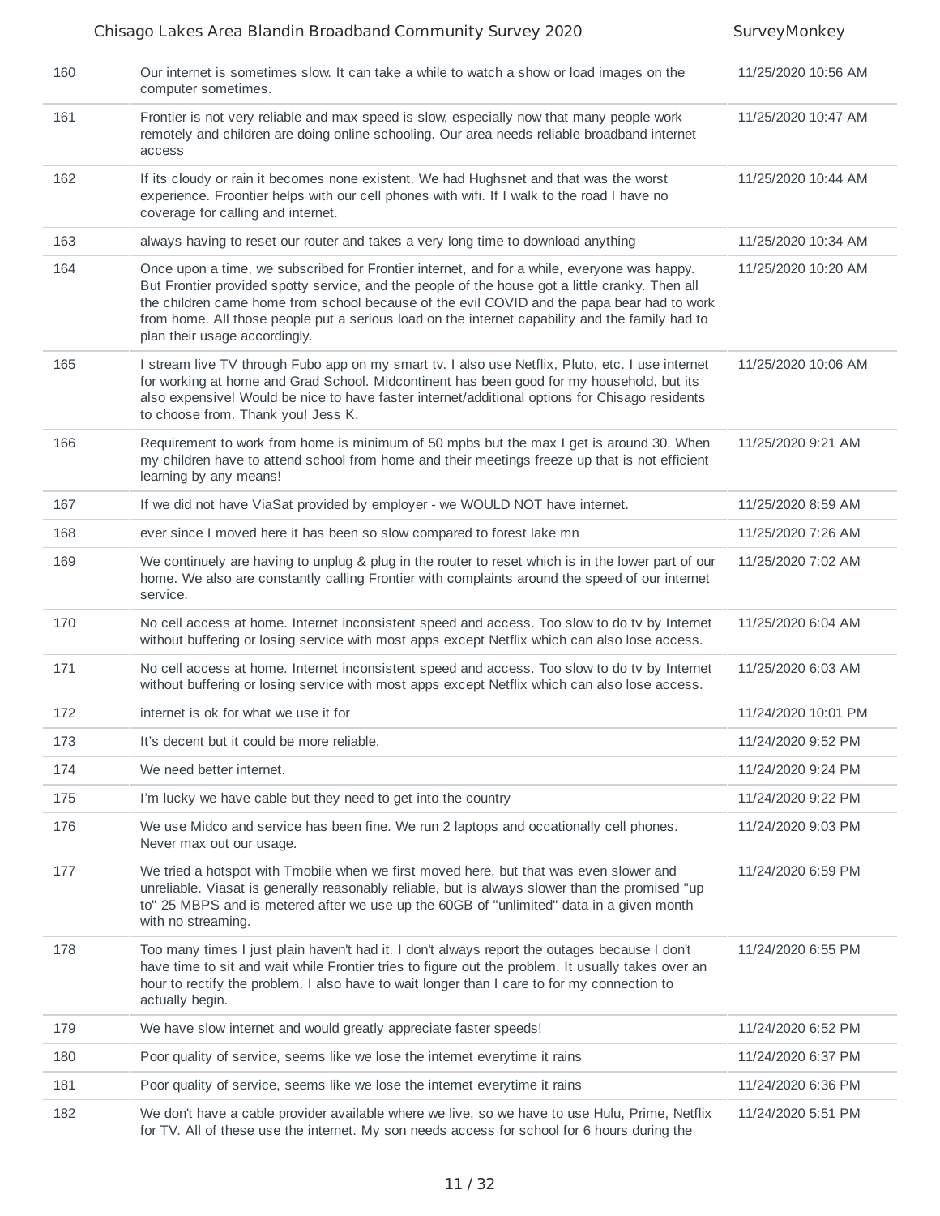| | | |
|---|---|---|
| 160 | Our internet is sometimes slow. It can take a while to watch a show or load images on the computer sometimes. | 11/25/2020 10:56 AM |
| 161 | Frontier is not very reliable and max speed is slow, especially now that many people work remotely and children are doing online schooling. Our area needs reliable broadband internet access | 11/25/2020 10:47 AM |
| 162 | If its cloudy or rain it becomes none existent. We had Hughsnet and that was the worst experience. Froontier helps with our cell phones with wifi. If I walk to the road I have no coverage for calling and internet. | 11/25/2020 10:44 AM |
| 163 | always having to reset our router and takes a very long time to download anything | 11/25/2020 10:34 AM |
| 164 | Once upon a time, we subscribed for Frontier internet, and for a while, everyone was happy. But Frontier provided spotty service, and the people of the house got a little cranky. Then all the children came home from school because of the evil COVID and the papa bear had to work from home. All those people put a serious load on the internet capability and the family had to plan their usage accordingly. | 11/25/2020 10:20 AM |
| 165 | I stream live TV through Fubo app on my smart tv. I also use Netflix, Pluto, etc. I use internet for working at home and Grad School. Midcontinent has been good for my household, but its also expensive! Would be nice to have faster internet/additional options for Chisago residents to choose from. Thank you! Jess K. | 11/25/2020 10:06 AM |
| 166 | Requirement to work from home is minimum of 50 mpbs but the max I get is around 30. When my children have to attend school from home and their meetings freeze up that is not efficient learning by any means! | 11/25/2020 9:21 AM |
| 167 | If we did not have ViaSat provided by employer - we WOULD NOT have internet. | 11/25/2020 8:59 AM |
| 168 | ever since I moved here it has been so slow compared to forest lake mn | 11/25/2020 7:26 AM |
| 169 | We continuely are having to unplug & plug in the router to reset which is in the lower part of our home. We also are constantly calling Frontier with complaints around the speed of our internet service. | 11/25/2020 7:02 AM |
| 170 | No cell access at home. Internet inconsistent speed and access. Too slow to do tv by Internet without buffering or losing service with most apps except Netflix which can also lose access. | 11/25/2020 6:04 AM |
| 171 | No cell access at home. Internet inconsistent speed and access. Too slow to do tv by Internet without buffering or losing service with most apps except Netflix which can also lose access. | 11/25/2020 6:03 AM |
| 172 | internet is ok for what we use it for | 11/24/2020 10:01 PM |
| 173 | It's decent but it could be more reliable. | 11/24/2020 9:52 PM |
| 174 | We need better internet. | 11/24/2020 9:24 PM |
| 175 | I'm lucky we have cable but they need to get into the country | 11/24/2020 9:22 PM |
| 176 | We use Midco and service has been fine. We run 2 laptops and occationally cell phones. Never max out our usage. | 11/24/2020 9:03 PM |
| 177 | We tried a hotspot with Tmobile when we first moved here, but that was even slower and unreliable. Viasat is generally reasonably reliable, but is always slower than the promised "up to" 25 MBPS and is metered after we use up the 60GB of "unlimited" data in a given month with no streaming. | 11/24/2020 6:59 PM |
| 178 | Too many times I just plain haven't had it. I don't always report the outages because I don't have time to sit and wait while Frontier tries to figure out the problem. It usually takes over an hour to rectify the problem. I also have to wait longer than I care to for my connection to actually begin. | 11/24/2020 6:55 PM |
| 179 | We have slow internet and would greatly appreciate faster speeds! | 11/24/2020 6:52 PM |
| 180 | Poor quality of service, seems like we lose the internet everytime it rains | 11/24/2020 6:37 PM |
| 181 | Poor quality of service, seems like we lose the internet everytime it rains | 11/24/2020 6:36 PM |
| 182 | We don't have a cable provider available where we live, so we have to use Hulu, Prime, Netflix for TV. All of these use the internet. My son needs access for school for 6 hours during the | 11/24/2020 5:51 PM |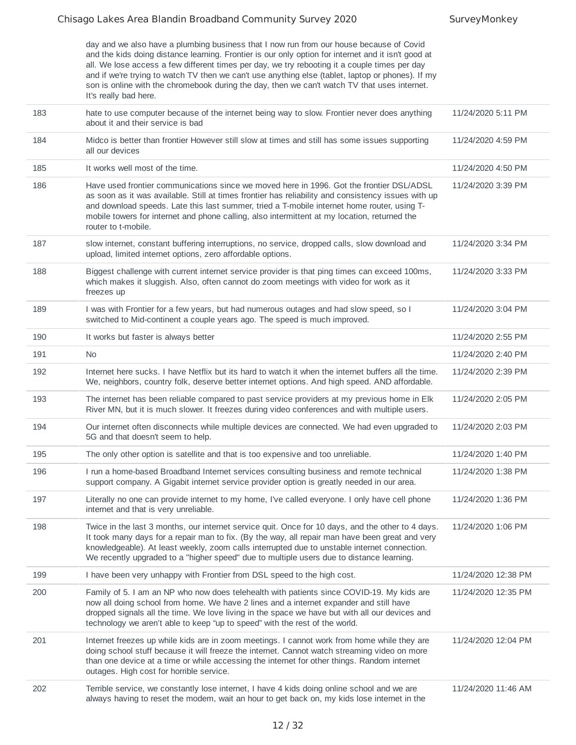| | | |
|---|---|---|
| | day and we also have a plumbing business that I now run from our house because of Covid and the kids doing distance learning. Frontier is our only option for internet and it isn't good at all. We lose access a few different times per day, we try rebooting it a couple times per day and if we're trying to watch TV then we can't use anything else (tablet, laptop or phones). If my son is online with the chromebook during the day, then we can't watch TV that uses internet. It's really bad here. | |
| 183 | hate to use computer because of the internet being way to slow. Frontier never does anything about it and their service is bad | 11/24/2020 5:11 PM |
| 184 | Midco is better than frontier However still slow at times and still has some issues supporting all our devices | 11/24/2020 4:59 PM |
| 185 | It works well most of the time. | 11/24/2020 4:50 PM |
| 186 | Have used frontier communications since we moved here in 1996. Got the frontier DSL/ADSL as soon as it was available. Still at times frontier has reliability and consistency issues with up and download speeds. Late this last summer, tried a T-mobile internet home router, using T-mobile towers for internet and phone calling, also intermittent at my location, returned the router to t-mobile. | 11/24/2020 3:39 PM |
| 187 | slow internet, constant buffering interruptions, no service, dropped calls, slow download and upload, limited internet options, zero affordable options. | 11/24/2020 3:34 PM |
| 188 | Biggest challenge with current internet service provider is that ping times can exceed 100ms, which makes it sluggish. Also, often cannot do zoom meetings with video for work as it freezes up | 11/24/2020 3:33 PM |
| 189 | I was with Frontier for a few years, but had numerous outages and had slow speed, so I switched to Mid-continent a couple years ago. The speed is much improved. | 11/24/2020 3:04 PM |
| 190 | It works but faster is always better | 11/24/2020 2:55 PM |
| 191 | No | 11/24/2020 2:40 PM |
| 192 | Internet here sucks. I have Netflix but its hard to watch it when the internet buffers all the time. We, neighbors, country folk, deserve better internet options. And high speed. AND affordable. | 11/24/2020 2:39 PM |
| 193 | The internet has been reliable compared to past service providers at my previous home in Elk River MN, but it is much slower. It freezes during video conferences and with multiple users. | 11/24/2020 2:05 PM |
| 194 | Our internet often disconnects while multiple devices are connected. We had even upgraded to 5G and that doesn't seem to help. | 11/24/2020 2:03 PM |
| 195 | The only other option is satellite and that is too expensive and too unreliable. | 11/24/2020 1:40 PM |
| 196 | I run a home-based Broadband Internet services consulting business and remote technical support company. A Gigabit internet service provider option is greatly needed in our area. | 11/24/2020 1:38 PM |
| 197 | Literally no one can provide internet to my home, I've called everyone. I only have cell phone internet and that is very unreliable. | 11/24/2020 1:36 PM |
| 198 | Twice in the last 3 months, our internet service quit. Once for 10 days, and the other to 4 days. It took many days for a repair man to fix. (By the way, all repair man have been great and very knowledgeable). At least weekly, zoom calls interrupted due to unstable internet connection. We recently upgraded to a "higher speed" due to multiple users due to distance learning. | 11/24/2020 1:06 PM |
| 199 | I have been very unhappy with Frontier from DSL speed to the high cost. | 11/24/2020 12:38 PM |
| 200 | Family of 5. I am an NP who now does telehealth with patients since COVID-19. My kids are now all doing school from home. We have 2 lines and a internet expander and still have dropped signals all the time. We love living in the space we have but with all our devices and technology we aren't able to keep "up to speed" with the rest of the world. | 11/24/2020 12:35 PM |
| 201 | Internet freezes up while kids are in zoom meetings. I cannot work from home while they are doing school stuff because it will freeze the internet. Cannot watch streaming video on more than one device at a time or while accessing the internet for other things. Random internet outages. High cost for horrible service. | 11/24/2020 12:04 PM |
| 202 | Terrible service, we constantly lose internet, I have 4 kids doing online school and we are always having to reset the modem, wait an hour to get back on, my kids lose internet in the | 11/24/2020 11:46 AM |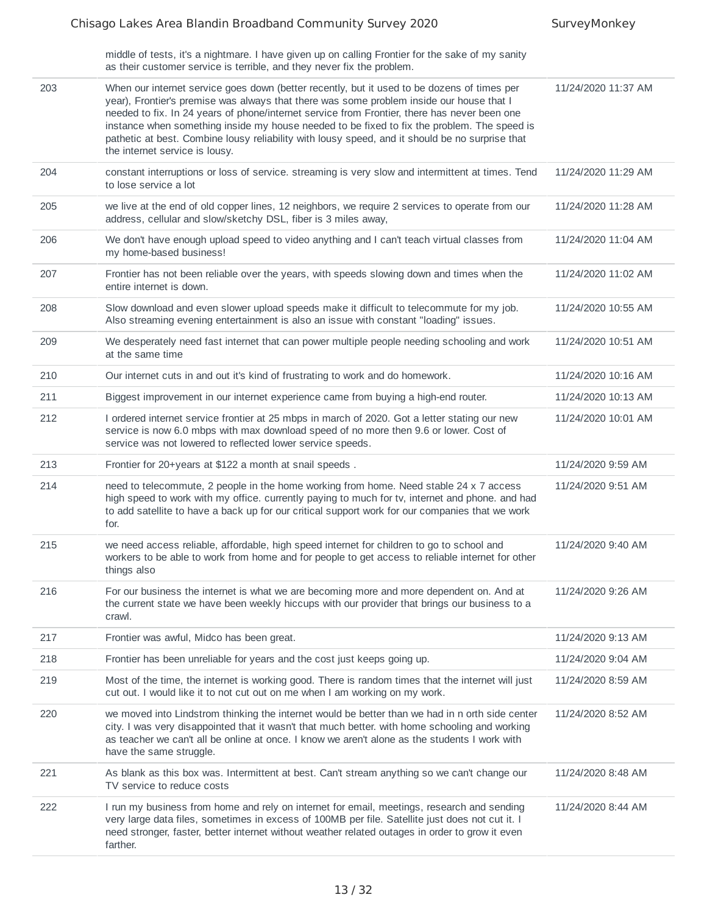| | | |
|---|---|---|
| | middle of tests, it's a nightmare. I have given up on calling Frontier for the sake of my sanity as their customer service is terrible, and they never fix the problem. | |
| 203 | When our internet service goes down (better recently, but it used to be dozens of times per year), Frontier's premise was always that there was some problem inside our house that I needed to fix. In 24 years of phone/internet service from Frontier, there has never been one instance when something inside my house needed to be fixed to fix the problem. The speed is pathetic at best. Combine lousy reliability with lousy speed, and it should be no surprise that the internet service is lousy. | 11/24/2020 11:37 AM |
| 204 | constant interruptions or loss of service. streaming is very slow and intermittent at times. Tend to lose service a lot | 11/24/2020 11:29 AM |
| 205 | we live at the end of old copper lines, 12 neighbors, we require 2 services to operate from our address, cellular and slow/sketchy DSL, fiber is 3 miles away, | 11/24/2020 11:28 AM |
| 206 | We don't have enough upload speed to video anything and I can't teach virtual classes from my home-based business! | 11/24/2020 11:04 AM |
| 207 | Frontier has not been reliable over the years, with speeds slowing down and times when the entire internet is down. | 11/24/2020 11:02 AM |
| 208 | Slow download and even slower upload speeds make it difficult to telecommute for my job. Also streaming evening entertainment is also an issue with constant "loading" issues. | 11/24/2020 10:55 AM |
| 209 | We desperately need fast internet that can power multiple people needing schooling and work at the same time | 11/24/2020 10:51 AM |
| 210 | Our internet cuts in and out it's kind of frustrating to work and do homework. | 11/24/2020 10:16 AM |
| 211 | Biggest improvement in our internet experience came from buying a high-end router. | 11/24/2020 10:13 AM |
| 212 | I ordered internet service frontier at 25 mbps in march of 2020. Got a letter stating our new service is now 6.0 mbps with max download speed of no more then 9.6 or lower. Cost of service was not lowered to reflected lower service speeds. | 11/24/2020 10:01 AM |
| 213 | Frontier for 20+years at $122 a month at snail speeds . | 11/24/2020 9:59 AM |
| 214 | need to telecommute, 2 people in the home working from home. Need stable 24 x 7 access high speed to work with my office. currently paying to much for tv, internet and phone. and had to add satellite to have a back up for our critical support work for our companies that we work for. | 11/24/2020 9:51 AM |
| 215 | we need access reliable, affordable, high speed internet for children to go to school and workers to be able to work from home and for people to get access to reliable internet for other things also | 11/24/2020 9:40 AM |
| 216 | For our business the internet is what we are becoming more and more dependent on. And at the current state we have been weekly hiccups with our provider that brings our business to a crawl. | 11/24/2020 9:26 AM |
| 217 | Frontier was awful, Midco has been great. | 11/24/2020 9:13 AM |
| 218 | Frontier has been unreliable for years and the cost just keeps going up. | 11/24/2020 9:04 AM |
| 219 | Most of the time, the internet is working good. There is random times that the internet will just cut out. I would like it to not cut out on me when I am working on my work. | 11/24/2020 8:59 AM |
| 220 | we moved into Lindstrom thinking the internet would be better than we had in n orth side center city. I was very disappointed that it wasn't that much better. with home schooling and working as teacher we can't all be online at once. I know we aren't alone as the students I work with have the same struggle. | 11/24/2020 8:52 AM |
| 221 | As blank as this box was. Intermittent at best. Can't stream anything so we can't change our TV service to reduce costs | 11/24/2020 8:48 AM |
| 222 | I run my business from home and rely on internet for email, meetings, research and sending very large data files, sometimes in excess of 100MB per file. Satellite just does not cut it. I need stronger, faster, better internet without weather related outages in order to grow it even farther. | 11/24/2020 8:44 AM |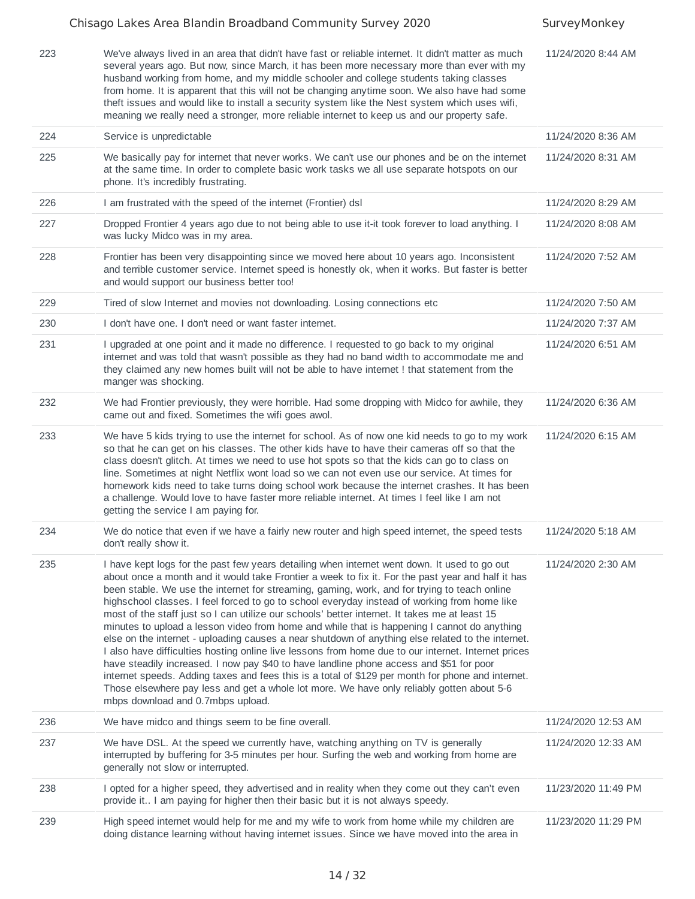| | | |
|---|---|---|
| 223 | We've always lived in an area that didn't have fast or reliable internet. It didn't matter as much several years ago. But now, since March, it has been more necessary more than ever with my husband working from home, and my middle schooler and college students taking classes from home. It is apparent that this will not be changing anytime soon. We also have had some theft issues and would like to install a security system like the Nest system which uses wifi, meaning we really need a stronger, more reliable internet to keep us and our property safe. | 11/24/2020 8:44 AM |
| 224 | Service is unpredictable | 11/24/2020 8:36 AM |
| 225 | We basically pay for internet that never works. We can't use our phones and be on the internet at the same time. In order to complete basic work tasks we all use separate hotspots on our phone. It's incredibly frustrating. | 11/24/2020 8:31 AM |
| 226 | I am frustrated with the speed of the internet (Frontier) dsl | 11/24/2020 8:29 AM |
| 227 | Dropped Frontier 4 years ago due to not being able to use it-it took forever to load anything. I was lucky Midco was in my area. | 11/24/2020 8:08 AM |
| 228 | Frontier has been very disappointing since we moved here about 10 years ago. Inconsistent and terrible customer service. Internet speed is honestly ok, when it works. But faster is better and would support our business better too! | 11/24/2020 7:52 AM |
| 229 | Tired of slow Internet and movies not downloading. Losing connections etc | 11/24/2020 7:50 AM |
| 230 | I don't have one. I don't need or want faster internet. | 11/24/2020 7:37 AM |
| 231 | I upgraded at one point and it made no difference. I requested to go back to my original internet and was told that wasn't possible as they had no band width to accommodate me and they claimed any new homes built will not be able to have internet ! that statement from the manger was shocking. | 11/24/2020 6:51 AM |
| 232 | We had Frontier previously, they were horrible. Had some dropping with Midco for awhile, they came out and fixed. Sometimes the wifi goes awol. | 11/24/2020 6:36 AM |
| 233 | We have 5 kids trying to use the internet for school. As of now one kid needs to go to my work so that he can get on his classes. The other kids have to have their cameras off so that the class doesn't glitch. At times we need to use hot spots so that the kids can go to class on line. Sometimes at night Netflix wont load so we can not even use our service. At times for homework kids need to take turns doing school work because the internet crashes. It has been a challenge. Would love to have faster more reliable internet. At times I feel like I am not getting the service I am paying for. | 11/24/2020 6:15 AM |
| 234 | We do notice that even if we have a fairly new router and high speed internet, the speed tests don't really show it. | 11/24/2020 5:18 AM |
| 235 | I have kept logs for the past few years detailing when internet went down. It used to go out about once a month and it would take Frontier a week to fix it. For the past year and half it has been stable. We use the internet for streaming, gaming, work, and for trying to teach online highschool classes. I feel forced to go to school everyday instead of working from home like most of the staff just so I can utilize our schools' better internet. It takes me at least 15 minutes to upload a lesson video from home and while that is happening I cannot do anything else on the internet - uploading causes a near shutdown of anything else related to the internet. I also have difficulties hosting online live lessons from home due to our internet. Internet prices have steadily increased. I now pay $40 to have landline phone access and $51 for poor internet speeds. Adding taxes and fees this is a total of $129 per month for phone and internet. Those elsewhere pay less and get a whole lot more. We have only reliably gotten about 5-6 mbps download and 0.7mbps upload. | 11/24/2020 2:30 AM |
| 236 | We have midco and things seem to be fine overall. | 11/24/2020 12:53 AM |
| 237 | We have DSL. At the speed we currently have, watching anything on TV is generally interrupted by buffering for 3-5 minutes per hour. Surfing the web and working from home are generally not slow or interrupted. | 11/24/2020 12:33 AM |
| 238 | I opted for a higher speed, they advertised and in reality when they come out they can't even provide it.. I am paying for higher then their basic but it is not always speedy. | 11/23/2020 11:49 PM |
| 239 | High speed internet would help for me and my wife to work from home while my children are doing distance learning without having internet issues. Since we have moved into the area in | 11/23/2020 11:29 PM |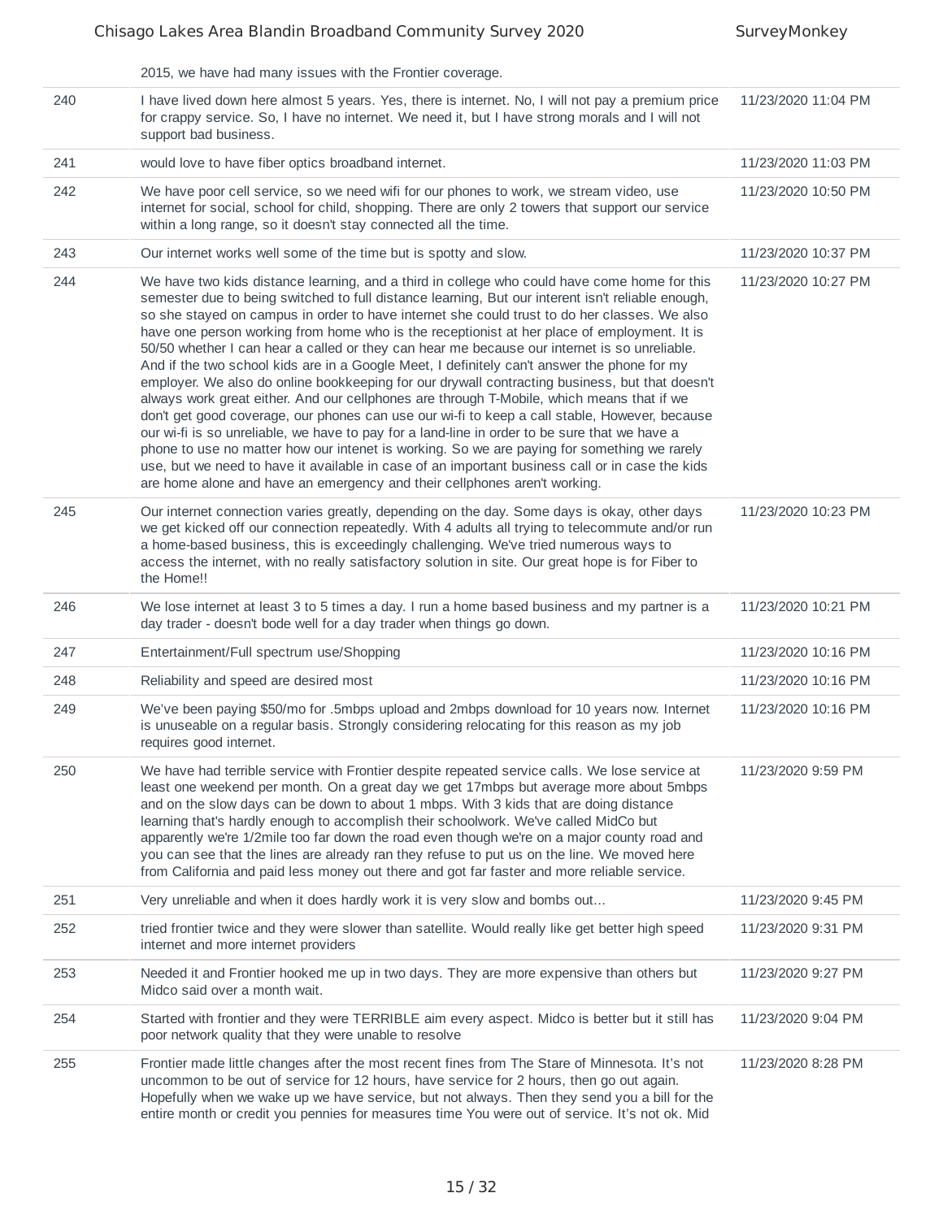| | 2015, we have had many issues with the Frontier coverage. | |
|---|---|---|
| 240 | I have lived down here almost 5 years. Yes, there is internet. No, I will not pay a premium price for crappy service. So, I have no internet. We need it, but I have strong morals and I will not support bad business. | 11/23/2020 11:04 PM |
| 241 | would love to have fiber optics broadband internet. | 11/23/2020 11:03 PM |
| 242 | We have poor cell service, so we need wifi for our phones to work, we stream video, use internet for social, school for child, shopping. There are only 2 towers that support our service within a long range, so it doesn't stay connected all the time. | 11/23/2020 10:50 PM |
| 243 | Our internet works well some of the time but is spotty and slow. | 11/23/2020 10:37 PM |
| 244 | We have two kids distance learning, and a third in college who could have come home for this semester due to being switched to full distance learning, But our interent isn't reliable enough, so she stayed on campus in order to have internet she could trust to do her classes. We also have one person working from home who is the receptionist at her place of employment. It is 50/50 whether I can hear a called or they can hear me because our internet is so unreliable. And if the two school kids are in a Google Meet, I definitely can't answer the phone for my employer. We also do online bookkeeping for our drywall contracting business, but that doesn't always work great either. And our cellphones are through T-Mobile, which means that if we don't get good coverage, our phones can use our wi-fi to keep a call stable, However, because our wi-fi is so unreliable, we have to pay for a land-line in order to be sure that we have a phone to use no matter how our intenet is working. So we are paying for something we rarely use, but we need to have it available in case of an important business call or in case the kids are home alone and have an emergency and their cellphones aren't working. | 11/23/2020 10:27 PM |
| 245 | Our internet connection varies greatly, depending on the day. Some days is okay, other days we get kicked off our connection repeatedly. With 4 adults all trying to telecommute and/or run a home-based business, this is exceedingly challenging. We've tried numerous ways to access the internet, with no really satisfactory solution in site. Our great hope is for Fiber to the Home!! | 11/23/2020 10:23 PM |
| 246 | We lose internet at least 3 to 5 times a day. I run a home based business and my partner is a day trader - doesn't bode well for a day trader when things go down. | 11/23/2020 10:21 PM |
| 247 | Entertainment/Full spectrum use/Shopping | 11/23/2020 10:16 PM |
| 248 | Reliability and speed are desired most | 11/23/2020 10:16 PM |
| 249 | We've been paying $50/mo for .5mbps upload and 2mbps download for 10 years now. Internet is unuseable on a regular basis. Strongly considering relocating for this reason as my job requires good internet. | 11/23/2020 10:16 PM |
| 250 | We have had terrible service with Frontier despite repeated service calls. We lose service at least one weekend per month. On a great day we get 17mbps but average more about 5mbps and on the slow days can be down to about 1 mbps. With 3 kids that are doing distance learning that's hardly enough to accomplish their schoolwork. We've called MidCo but apparently we're 1/2mile too far down the road even though we're on a major county road and you can see that the lines are already ran they refuse to put us on the line. We moved here from California and paid less money out there and got far faster and more reliable service. | 11/23/2020 9:59 PM |
| 251 | Very unreliable and when it does hardly work it is very slow and bombs out... | 11/23/2020 9:45 PM |
| 252 | tried frontier twice and they were slower than satellite. Would really like get better high speed internet and more internet providers | 11/23/2020 9:31 PM |
| 253 | Needed it and Frontier hooked me up in two days. They are more expensive than others but Midco said over a month wait. | 11/23/2020 9:27 PM |
| 254 | Started with frontier and they were TERRIBLE aim every aspect. Midco is better but it still has poor network quality that they were unable to resolve | 11/23/2020 9:04 PM |
| 255 | Frontier made little changes after the most recent fines from The Stare of Minnesota. It's not uncommon to be out of service for 12 hours, have service for 2 hours, then go out again. Hopefully when we wake up we have service, but not always. Then they send you a bill for the entire month or credit you pennies for measures time You were out of service. It's not ok. Mid | 11/23/2020 8:28 PM |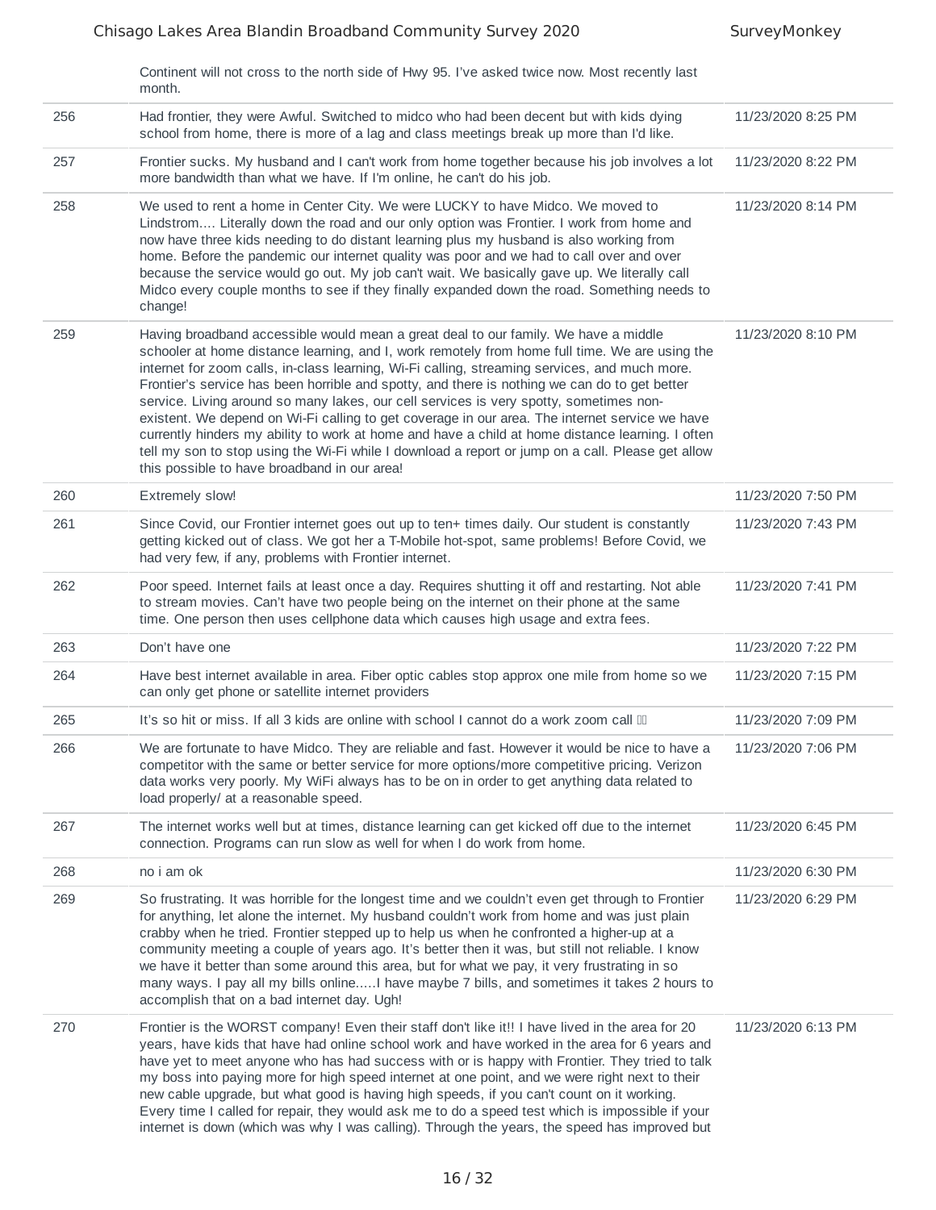| | | |
|---|---|---|
| | Continent will not cross to the north side of Hwy 95. I've asked twice now. Most recently last month. | |
| 256 | Had frontier, they were Awful. Switched to midco who had been decent but with kids dying school from home, there is more of a lag and class meetings break up more than I'd like. | 11/23/2020 8:25 PM |
| 257 | Frontier sucks. My husband and I can't work from home together because his job involves a lot more bandwidth than what we have. If I'm online, he can't do his job. | 11/23/2020 8:22 PM |
| 258 | We used to rent a home in Center City. We were LUCKY to have Midco. We moved to Lindstrom.... Literally down the road and our only option was Frontier. I work from home and now have three kids needing to do distant learning plus my husband is also working from home. Before the pandemic our internet quality was poor and we had to call over and over because the service would go out. My job can't wait. We basically gave up. We literally call Midco every couple months to see if they finally expanded down the road. Something needs to change! | 11/23/2020 8:14 PM |
| 259 | Having broadband accessible would mean a great deal to our family. We have a middle schooler at home distance learning, and I, work remotely from home full time. We are using the internet for zoom calls, in-class learning, Wi-Fi calling, streaming services, and much more. Frontier's service has been horrible and spotty, and there is nothing we can do to get better service. Living around so many lakes, our cell services is very spotty, sometimes non-existent. We depend on Wi-Fi calling to get coverage in our area. The internet service we have currently hinders my ability to work at home and have a child at home distance learning. I often tell my son to stop using the Wi-Fi while I download a report or jump on a call. Please get allow this possible to have broadband in our area! | 11/23/2020 8:10 PM |
| 260 | Extremely slow! | 11/23/2020 7:50 PM |
| 261 | Since Covid, our Frontier internet goes out up to ten+ times daily. Our student is constantly getting kicked out of class. We got her a T-Mobile hot-spot, same problems! Before Covid, we had very few, if any, problems with Frontier internet. | 11/23/2020 7:43 PM |
| 262 | Poor speed. Internet fails at least once a day. Requires shutting it off and restarting. Not able to stream movies. Can't have two people being on the internet on their phone at the same time. One person then uses cellphone data which causes high usage and extra fees. | 11/23/2020 7:41 PM |
| 263 | Don't have one | 11/23/2020 7:22 PM |
| 264 | Have best internet available in area. Fiber optic cables stop approx one mile from home so we can only get phone or satellite internet providers | 11/23/2020 7:15 PM |
| 265 | It's so hit or miss. If all 3 kids are online with school I cannot do a work zoom call | 11/23/2020 7:09 PM |
| 266 | We are fortunate to have Midco. They are reliable and fast. However it would be nice to have a competitor with the same or better service for more options/more competitive pricing. Verizon data works very poorly. My WiFi always has to be on in order to get anything data related to load properly/ at a reasonable speed. | 11/23/2020 7:06 PM |
| 267 | The internet works well but at times, distance learning can get kicked off due to the internet connection. Programs can run slow as well for when I do work from home. | 11/23/2020 6:45 PM |
| 268 | no i am ok | 11/23/2020 6:30 PM |
| 269 | So frustrating. It was horrible for the longest time and we couldn't even get through to Frontier for anything, let alone the internet. My husband couldn't work from home and was just plain crabby when he tried. Frontier stepped up to help us when he confronted a higher-up at a community meeting a couple of years ago. It's better then it was, but still not reliable. I know we have it better than some around this area, but for what we pay, it very frustrating in so many ways. I pay all my bills online.....I have maybe 7 bills, and sometimes it takes 2 hours to accomplish that on a bad internet day. Ugh! | 11/23/2020 6:29 PM |
| 270 | Frontier is the WORST company! Even their staff don't like it!! I have lived in the area for 20 years, have kids that have had online school work and have worked in the area for 6 years and have yet to meet anyone who has had success with or is happy with Frontier. They tried to talk my boss into paying more for high speed internet at one point, and we were right next to their new cable upgrade, but what good is having high speeds, if you can't count on it working. Every time I called for repair, they would ask me to do a speed test which is impossible if your internet is down (which was why I was calling). Through the years, the speed has improved but | 11/23/2020 6:13 PM |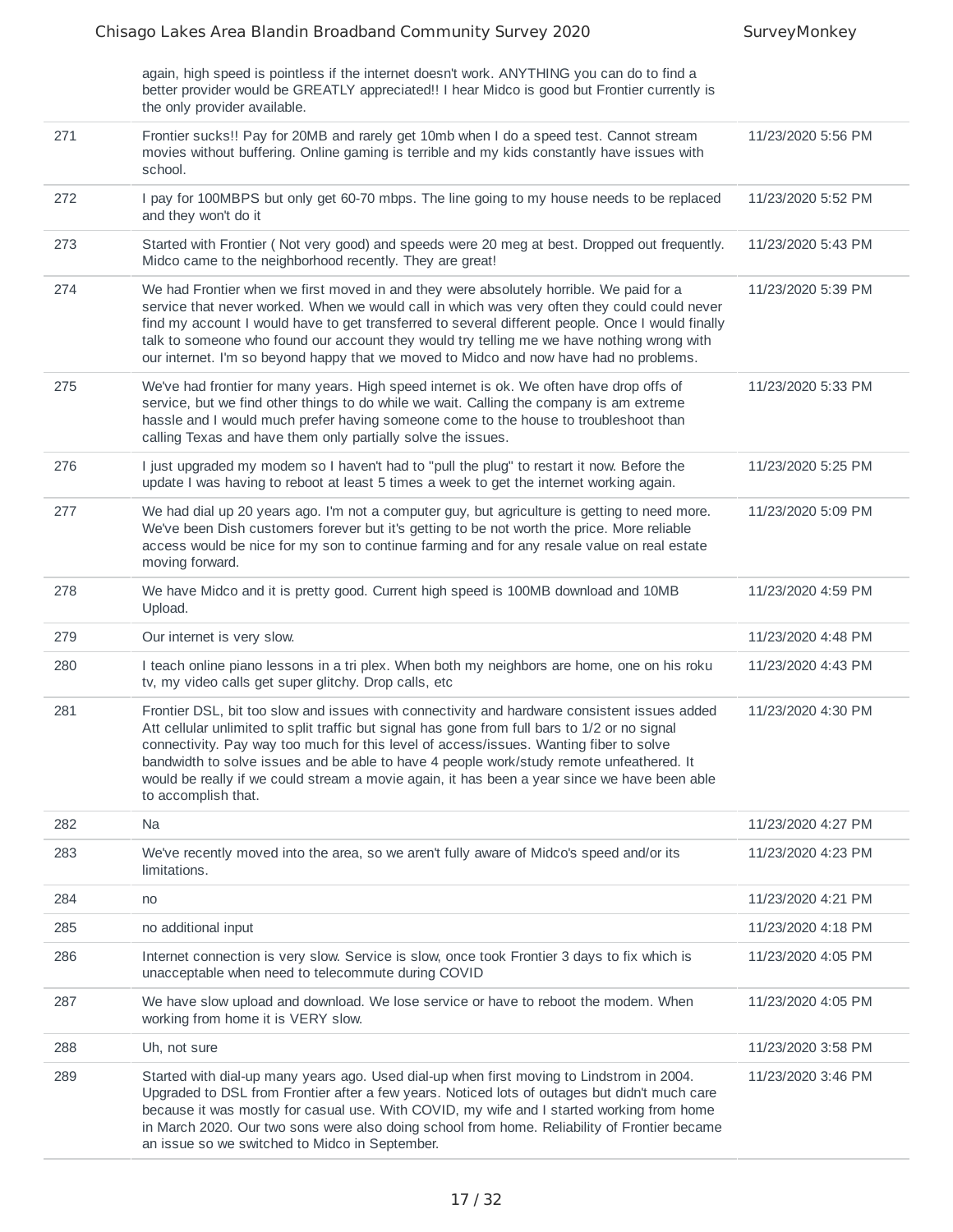| | | |
|---|---|---|
| | again, high speed is pointless if the internet doesn't work. ANYTHING you can do to find a better provider would be GREATLY appreciated!! I hear Midco is good but Frontier currently is the only provider available. | |
| 271 | Frontier sucks!! Pay for 20MB and rarely get 10mb when I do a speed test. Cannot stream movies without buffering. Online gaming is terrible and my kids constantly have issues with school. | 11/23/2020 5:56 PM |
| 272 | I pay for 100MBPS but only get 60-70 mbps. The line going to my house needs to be replaced and they won't do it | 11/23/2020 5:52 PM |
| 273 | Started with Frontier ( Not very good) and speeds were 20 meg at best. Dropped out frequently. Midco came to the neighborhood recently. They are great! | 11/23/2020 5:43 PM |
| 274 | We had Frontier when we first moved in and they were absolutely horrible. We paid for a service that never worked. When we would call in which was very often they could could never find my account I would have to get transferred to several different people. Once I would finally talk to someone who found our account they would try telling me we have nothing wrong with our internet. I'm so beyond happy that we moved to Midco and now have had no problems. | 11/23/2020 5:39 PM |
| 275 | We've had frontier for many years. High speed internet is ok. We often have drop offs of service, but we find other things to do while we wait. Calling the company is am extreme hassle and I would much prefer having someone come to the house to troubleshoot than calling Texas and have them only partially solve the issues. | 11/23/2020 5:33 PM |
| 276 | I just upgraded my modem so I haven't had to "pull the plug" to restart it now. Before the update I was having to reboot at least 5 times a week to get the internet working again. | 11/23/2020 5:25 PM |
| 277 | We had dial up 20 years ago. I'm not a computer guy, but agriculture is getting to need more. We've been Dish customers forever but it's getting to be not worth the price. More reliable access would be nice for my son to continue farming and for any resale value on real estate moving forward. | 11/23/2020 5:09 PM |
| 278 | We have Midco and it is pretty good. Current high speed is 100MB download and 10MB Upload. | 11/23/2020 4:59 PM |
| 279 | Our internet is very slow. | 11/23/2020 4:48 PM |
| 280 | I teach online piano lessons in a tri plex. When both my neighbors are home, one on his roku tv, my video calls get super glitchy. Drop calls, etc | 11/23/2020 4:43 PM |
| 281 | Frontier DSL, bit too slow and issues with connectivity and hardware consistent issues added Att cellular unlimited to split traffic but signal has gone from full bars to 1/2 or no signal connectivity. Pay way too much for this level of access/issues. Wanting fiber to solve bandwidth to solve issues and be able to have 4 people work/study remote unfeathered. It would be really if we could stream a movie again, it has been a year since we have been able to accomplish that. | 11/23/2020 4:30 PM |
| 282 | Na | 11/23/2020 4:27 PM |
| 283 | We've recently moved into the area, so we aren't fully aware of Midco's speed and/or its limitations. | 11/23/2020 4:23 PM |
| 284 | no | 11/23/2020 4:21 PM |
| 285 | no additional input | 11/23/2020 4:18 PM |
| 286 | Internet connection is very slow. Service is slow, once took Frontier 3 days to fix which is unacceptable when need to telecommute during COVID | 11/23/2020 4:05 PM |
| 287 | We have slow upload and download. We lose service or have to reboot the modem. When working from home it is VERY slow. | 11/23/2020 4:05 PM |
| 288 | Uh, not sure | 11/23/2020 3:58 PM |
| 289 | Started with dial-up many years ago. Used dial-up when first moving to Lindstrom in 2004. Upgraded to DSL from Frontier after a few years. Noticed lots of outages but didn't much care because it was mostly for casual use. With COVID, my wife and I started working from home in March 2020. Our two sons were also doing school from home. Reliability of Frontier became an issue so we switched to Midco in September. | 11/23/2020 3:46 PM |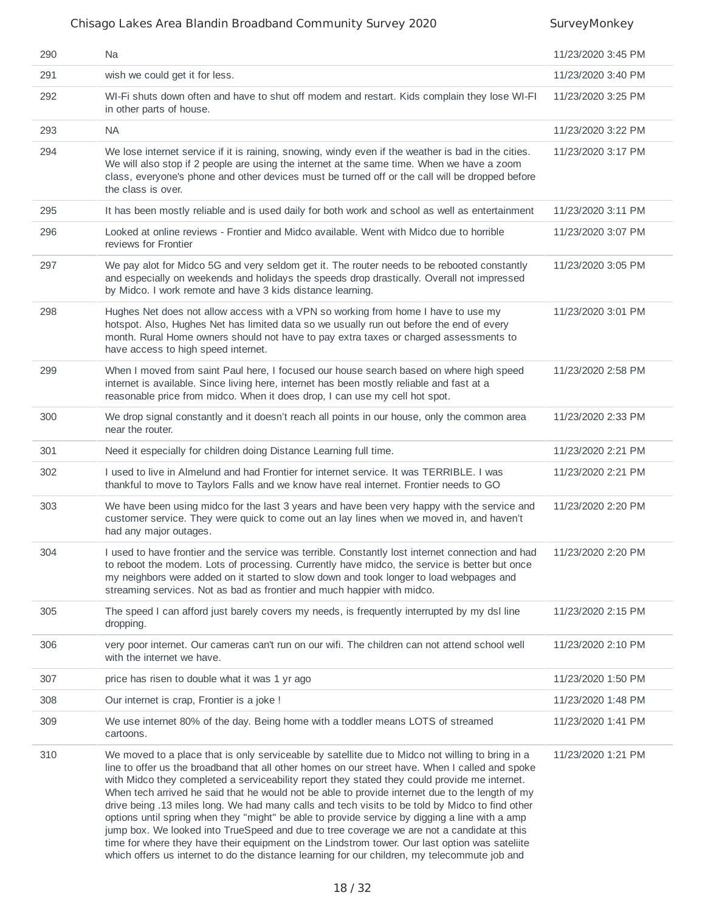| | | |
|---|---|---|
| 290 | Na | 11/23/2020 3:45 PM |
| 291 | wish we could get it for less. | 11/23/2020 3:40 PM |
| 292 | WI-Fi shuts down often and have to shut off modem and restart. Kids complain they lose WI-FI in other parts of house. | 11/23/2020 3:25 PM |
| 293 | NA | 11/23/2020 3:22 PM |
| 294 | We lose internet service if it is raining, snowing, windy even if the weather is bad in the cities. We will also stop if 2 people are using the internet at the same time. When we have a zoom class, everyone's phone and other devices must be turned off or the call will be dropped before the class is over. | 11/23/2020 3:17 PM |
| 295 | It has been mostly reliable and is used daily for both work and school as well as entertainment | 11/23/2020 3:11 PM |
| 296 | Looked at online reviews - Frontier and Midco available. Went with Midco due to horrible reviews for Frontier | 11/23/2020 3:07 PM |
| 297 | We pay alot for Midco 5G and very seldom get it. The router needs to be rebooted constantly and especially on weekends and holidays the speeds drop drastically. Overall not impressed by Midco. I work remote and have 3 kids distance learning. | 11/23/2020 3:05 PM |
| 298 | Hughes Net does not allow access with a VPN so working from home I have to use my hotspot. Also, Hughes Net has limited data so we usually run out before the end of every month. Rural Home owners should not have to pay extra taxes or charged assessments to have access to high speed internet. | 11/23/2020 3:01 PM |
| 299 | When I moved from saint Paul here, I focused our house search based on where high speed internet is available. Since living here, internet has been mostly reliable and fast at a reasonable price from midco. When it does drop, I can use my cell hot spot. | 11/23/2020 2:58 PM |
| 300 | We drop signal constantly and it doesn't reach all points in our house, only the common area near the router. | 11/23/2020 2:33 PM |
| 301 | Need it especially for children doing Distance Learning full time. | 11/23/2020 2:21 PM |
| 302 | I used to live in Almelund and had Frontier for internet service. It was TERRIBLE. I was thankful to move to Taylors Falls and we know have real internet. Frontier needs to GO | 11/23/2020 2:21 PM |
| 303 | We have been using midco for the last 3 years and have been very happy with the service and customer service. They were quick to come out an lay lines when we moved in, and haven't had any major outages. | 11/23/2020 2:20 PM |
| 304 | I used to have frontier and the service was terrible. Constantly lost internet connection and had to reboot the modem. Lots of processing. Currently have midco, the service is better but once my neighbors were added on it started to slow down and took longer to load webpages and streaming services. Not as bad as frontier and much happier with midco. | 11/23/2020 2:20 PM |
| 305 | The speed I can afford just barely covers my needs, is frequently interrupted by my dsl line dropping. | 11/23/2020 2:15 PM |
| 306 | very poor internet. Our cameras can't run on our wifi. The children can not attend school well with the internet we have. | 11/23/2020 2:10 PM |
| 307 | price has risen to double what it was 1 yr ago | 11/23/2020 1:50 PM |
| 308 | Our internet is crap, Frontier is a joke ! | 11/23/2020 1:48 PM |
| 309 | We use internet 80% of the day. Being home with a toddler means LOTS of streamed cartoons. | 11/23/2020 1:41 PM |
| 310 | We moved to a place that is only serviceable by satellite due to Midco not willing to bring in a line to offer us the broadband that all other homes on our street have. When I called and spoke with Midco they completed a serviceability report they stated they could provide me internet. When tech arrived he said that he would not be able to provide internet due to the length of my drive being .13 miles long. We had many calls and tech visits to be told by Midco to find other options until spring when they "might" be able to provide service by digging a line with a amp jump box. We looked into TrueSpeed and due to tree coverage we are not a candidate at this time for where they have their equipment on the Lindstrom tower. Our last option was sateliite which offers us internet to do the distance learning for our children, my telecommute job and | 11/23/2020 1:21 PM |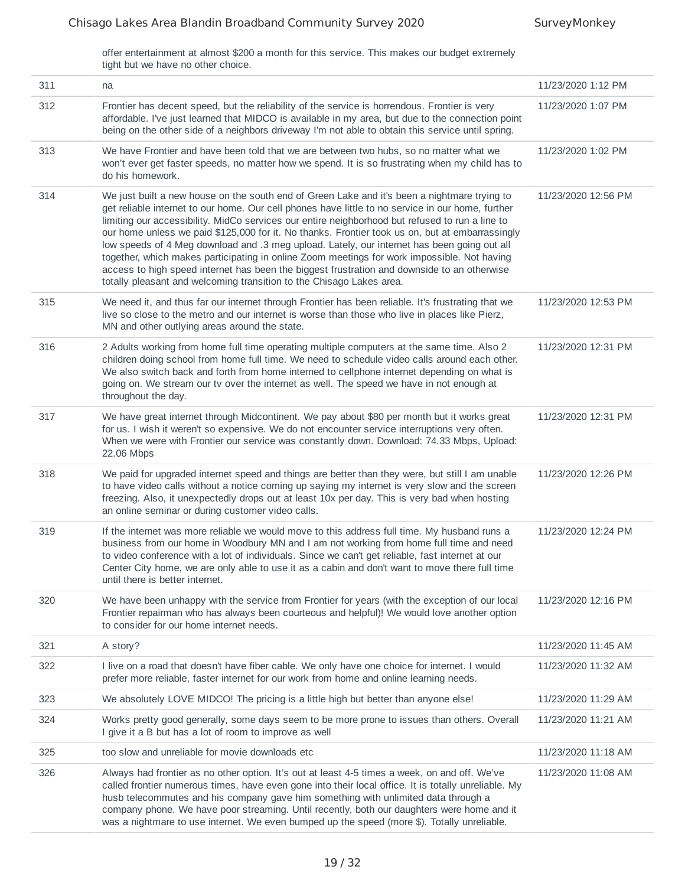| | | |
|---|---|---|
| | offer entertainment at almost $200 a month for this service. This makes our budget extremely tight but we have no other choice. | |
| 311 | na | 11/23/2020 1:12 PM |
| 312 | Frontier has decent speed, but the reliability of the service is horrendous. Frontier is very affordable. I've just learned that MIDCO is available in my area, but due to the connection point being on the other side of a neighbors driveway I'm not able to obtain this service until spring. | 11/23/2020 1:07 PM |
| 313 | We have Frontier and have been told that we are between two hubs, so no matter what we won't ever get faster speeds, no matter how we spend. It is so frustrating when my child has to do his homework. | 11/23/2020 1:02 PM |
| 314 | We just built a new house on the south end of Green Lake and it's been a nightmare trying to get reliable internet to our home. Our cell phones have little to no service in our home, further limiting our accessibility. MidCo services our entire neighborhood but refused to run a line to our home unless we paid $125,000 for it. No thanks. Frontier took us on, but at embarrassingly low speeds of 4 Meg download and .3 meg upload. Lately, our internet has been going out all together, which makes participating in online Zoom meetings for work impossible. Not having access to high speed internet has been the biggest frustration and downside to an otherwise totally pleasant and welcoming transition to the Chisago Lakes area. | 11/23/2020 12:56 PM |
| 315 | We need it, and thus far our internet through Frontier has been reliable. It's frustrating that we live so close to the metro and our internet is worse than those who live in places like Pierz, MN and other outlying areas around the state. | 11/23/2020 12:53 PM |
| 316 | 2 Adults working from home full time operating multiple computers at the same time. Also 2 children doing school from home full time. We need to schedule video calls around each other. We also switch back and forth from home interned to cellphone internet depending on what is going on. We stream our tv over the internet as well. The speed we have in not enough at throughout the day. | 11/23/2020 12:31 PM |
| 317 | We have great internet through Midcontinent. We pay about $80 per month but it works great for us. I wish it weren't so expensive. We do not encounter service interruptions very often. When we were with Frontier our service was constantly down. Download: 74.33 Mbps, Upload: 22.06 Mbps | 11/23/2020 12:31 PM |
| 318 | We paid for upgraded internet speed and things are better than they were, but still I am unable to have video calls without a notice coming up saying my internet is very slow and the screen freezing. Also, it unexpectedly drops out at least 10x per day. This is very bad when hosting an online seminar or during customer video calls. | 11/23/2020 12:26 PM |
| 319 | If the internet was more reliable we would move to this address full time. My husband runs a business from our home in Woodbury MN and I am not working from home full time and need to video conference with a lot of individuals. Since we can't get reliable, fast internet at our Center City home, we are only able to use it as a cabin and don't want to move there full time until there is better internet. | 11/23/2020 12:24 PM |
| 320 | We have been unhappy with the service from Frontier for years (with the exception of our local Frontier repairman who has always been courteous and helpful)! We would love another option to consider for our home internet needs. | 11/23/2020 12:16 PM |
| 321 | A story? | 11/23/2020 11:45 AM |
| 322 | I live on a road that doesn't have fiber cable. We only have one choice for internet. I would prefer more reliable, faster internet for our work from home and online learning needs. | 11/23/2020 11:32 AM |
| 323 | We absolutely LOVE MIDCO! The pricing is a little high but better than anyone else! | 11/23/2020 11:29 AM |
| 324 | Works pretty good generally, some days seem to be more prone to issues than others. Overall I give it a B but has a lot of room to improve as well | 11/23/2020 11:21 AM |
| 325 | too slow and unreliable for movie downloads etc | 11/23/2020 11:18 AM |
| 326 | Always had frontier as no other option. It's out at least 4-5 times a week, on and off. We've called frontier numerous times, have even gone into their local office. It is totally unreliable. My husb telecommutes and his company gave him something with unlimited data through a company phone. We have poor streaming. Until recently, both our daughters were home and it was a nightmare to use internet. We even bumped up the speed (more $). Totally unreliable. | 11/23/2020 11:08 AM |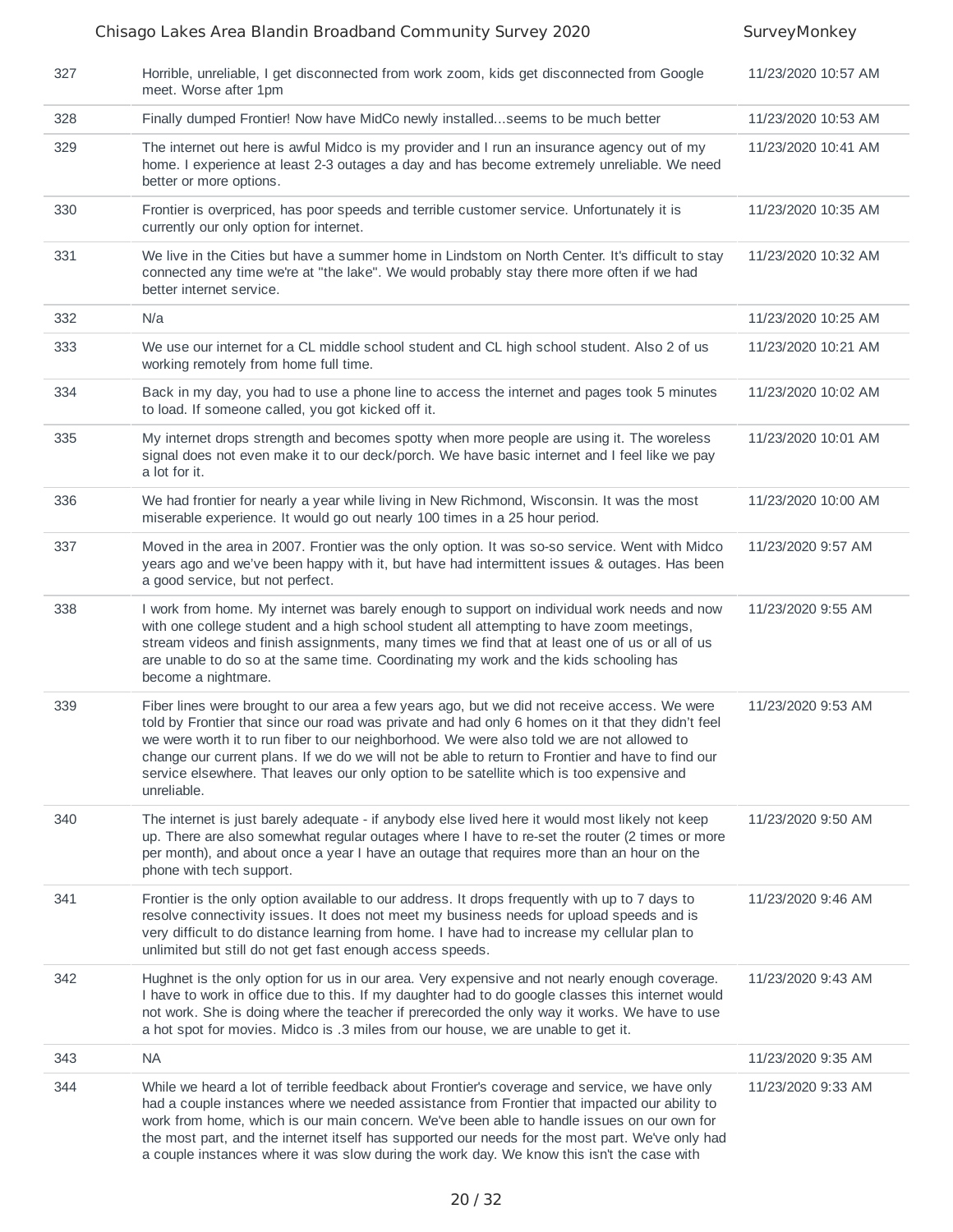| | | |
|---|---|---|
| 327 | Horrible, unreliable, I get disconnected from work zoom, kids get disconnected from Google meet. Worse after 1pm | 11/23/2020 10:57 AM |
| 328 | Finally dumped Frontier! Now have MidCo newly installed...seems to be much better | 11/23/2020 10:53 AM |
| 329 | The internet out here is awful Midco is my provider and I run an insurance agency out of my home. I experience at least 2-3 outages a day and has become extremely unreliable. We need better or more options. | 11/23/2020 10:41 AM |
| 330 | Frontier is overpriced, has poor speeds and terrible customer service. Unfortunately it is currently our only option for internet. | 11/23/2020 10:35 AM |
| 331 | We live in the Cities but have a summer home in Lindstom on North Center. It's difficult to stay connected any time we're at "the lake". We would probably stay there more often if we had better internet service. | 11/23/2020 10:32 AM |
| 332 | N/a | 11/23/2020 10:25 AM |
| 333 | We use our internet for a CL middle school student and CL high school student. Also 2 of us working remotely from home full time. | 11/23/2020 10:21 AM |
| 334 | Back in my day, you had to use a phone line to access the internet and pages took 5 minutes to load. If someone called, you got kicked off it. | 11/23/2020 10:02 AM |
| 335 | My internet drops strength and becomes spotty when more people are using it. The woreless signal does not even make it to our deck/porch. We have basic internet and I feel like we pay a lot for it. | 11/23/2020 10:01 AM |
| 336 | We had frontier for nearly a year while living in New Richmond, Wisconsin. It was the most miserable experience. It would go out nearly 100 times in a 25 hour period. | 11/23/2020 10:00 AM |
| 337 | Moved in the area in 2007. Frontier was the only option. It was so-so service. Went with Midco years ago and we've been happy with it, but have had intermittent issues & outages. Has been a good service, but not perfect. | 11/23/2020 9:57 AM |
| 338 | I work from home. My internet was barely enough to support on individual work needs and now with one college student and a high school student all attempting to have zoom meetings, stream videos and finish assignments, many times we find that at least one of us or all of us are unable to do so at the same time. Coordinating my work and the kids schooling has become a nightmare. | 11/23/2020 9:55 AM |
| 339 | Fiber lines were brought to our area a few years ago, but we did not receive access. We were told by Frontier that since our road was private and had only 6 homes on it that they didn't feel we were worth it to run fiber to our neighborhood. We were also told we are not allowed to change our current plans. If we do we will not be able to return to Frontier and have to find our service elsewhere. That leaves our only option to be satellite which is too expensive and unreliable. | 11/23/2020 9:53 AM |
| 340 | The internet is just barely adequate - if anybody else lived here it would most likely not keep up. There are also somewhat regular outages where I have to re-set the router (2 times or more per month), and about once a year I have an outage that requires more than an hour on the phone with tech support. | 11/23/2020 9:50 AM |
| 341 | Frontier is the only option available to our address. It drops frequently with up to 7 days to resolve connectivity issues. It does not meet my business needs for upload speeds and is very difficult to do distance learning from home. I have had to increase my cellular plan to unlimited but still do not get fast enough access speeds. | 11/23/2020 9:46 AM |
| 342 | Hughnet is the only option for us in our area. Very expensive and not nearly enough coverage. I have to work in office due to this. If my daughter had to do google classes this internet would not work. She is doing where the teacher if prerecorded the only way it works. We have to use a hot spot for movies. Midco is .3 miles from our house, we are unable to get it. | 11/23/2020 9:43 AM |
| 343 | NA | 11/23/2020 9:35 AM |
| 344 | While we heard a lot of terrible feedback about Frontier's coverage and service, we have only had a couple instances where we needed assistance from Frontier that impacted our ability to work from home, which is our main concern. We've been able to handle issues on our own for the most part, and the internet itself has supported our needs for the most part. We've only had a couple instances where it was slow during the work day. We know this isn't the case with | 11/23/2020 9:33 AM |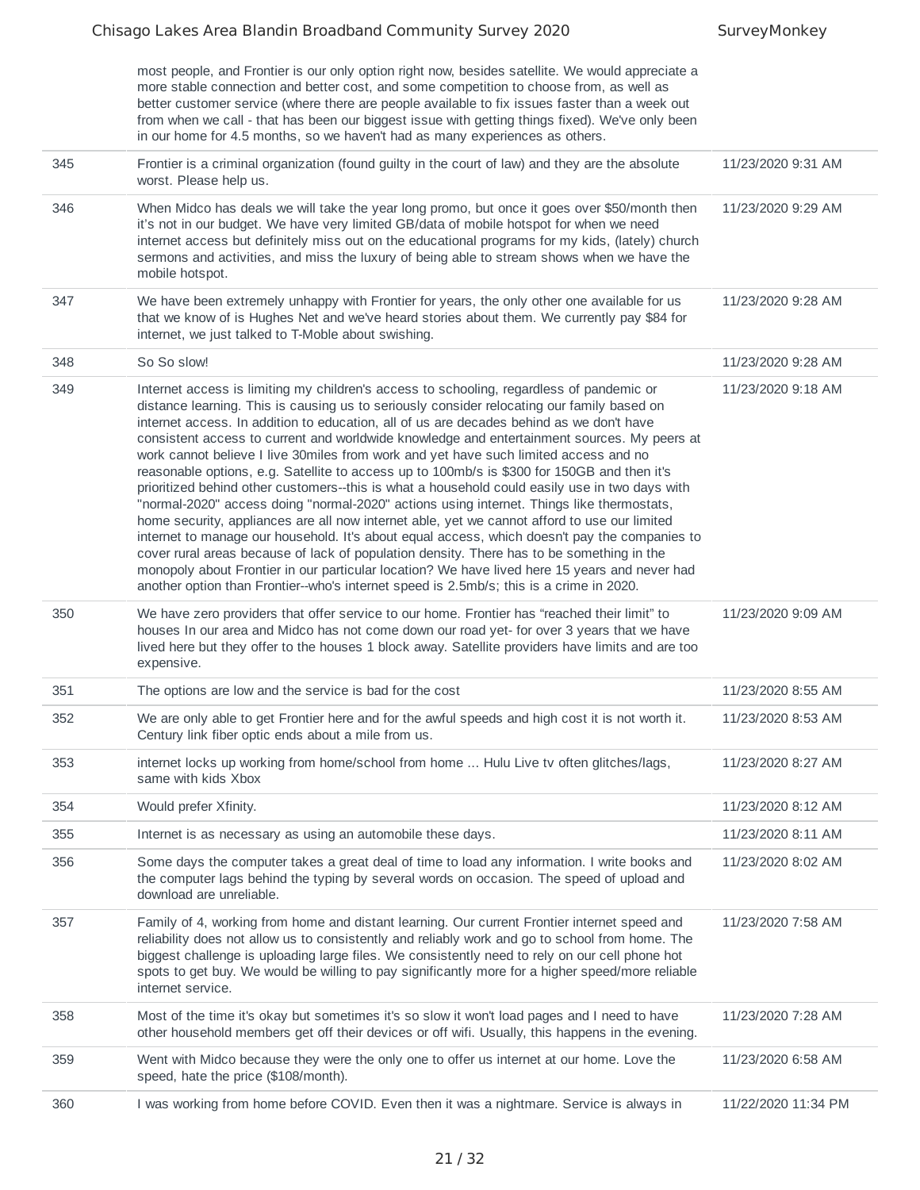| | | |
|---|---|---|
| | most people, and Frontier is our only option right now, besides satellite. We would appreciate a more stable connection and better cost, and some competition to choose from, as well as better customer service (where there are people available to fix issues faster than a week out from when we call - that has been our biggest issue with getting things fixed). We've only been in our home for 4.5 months, so we haven't had as many experiences as others. | |
| 345 | Frontier is a criminal organization (found guilty in the court of law) and they are the absolute worst. Please help us. | 11/23/2020 9:31 AM |
| 346 | When Midco has deals we will take the year long promo, but once it goes over $50/month then it's not in our budget. We have very limited GB/data of mobile hotspot for when we need internet access but definitely miss out on the educational programs for my kids, (lately) church sermons and activities, and miss the luxury of being able to stream shows when we have the mobile hotspot. | 11/23/2020 9:29 AM |
| 347 | We have been extremely unhappy with Frontier for years, the only other one available for us that we know of is Hughes Net and we've heard stories about them. We currently pay $84 for internet, we just talked to T-Moble about swishing. | 11/23/2020 9:28 AM |
| 348 | So So slow! | 11/23/2020 9:28 AM |
| 349 | Internet access is limiting my children's access to schooling, regardless of pandemic or distance learning. This is causing us to seriously consider relocating our family based on internet access. In addition to education, all of us are decades behind as we don't have consistent access to current and worldwide knowledge and entertainment sources. My peers at work cannot believe I live 30miles from work and yet have such limited access and no reasonable options, e.g. Satellite to access up to 100mb/s is $300 for 150GB and then it's prioritized behind other customers--this is what a household could easily use in two days with "normal-2020" access doing "normal-2020" actions using internet. Things like thermostats, home security, appliances are all now internet able, yet we cannot afford to use our limited internet to manage our household. It's about equal access, which doesn't pay the companies to cover rural areas because of lack of population density. There has to be something in the monopoly about Frontier in our particular location? We have lived here 15 years and never had another option than Frontier--who's internet speed is 2.5mb/s; this is a crime in 2020. | 11/23/2020 9:18 AM |
| 350 | We have zero providers that offer service to our home. Frontier has "reached their limit" to houses In our area and Midco has not come down our road yet- for over 3 years that we have lived here but they offer to the houses 1 block away. Satellite providers have limits and are too expensive. | 11/23/2020 9:09 AM |
| 351 | The options are low and the service is bad for the cost | 11/23/2020 8:55 AM |
| 352 | We are only able to get Frontier here and for the awful speeds and high cost it is not worth it. Century link fiber optic ends about a mile from us. | 11/23/2020 8:53 AM |
| 353 | internet locks up working from home/school from home ... Hulu Live tv often glitches/lags, same with kids Xbox | 11/23/2020 8:27 AM |
| 354 | Would prefer Xfinity. | 11/23/2020 8:12 AM |
| 355 | Internet is as necessary as using an automobile these days. | 11/23/2020 8:11 AM |
| 356 | Some days the computer takes a great deal of time to load any information. I write books and the computer lags behind the typing by several words on occasion. The speed of upload and download are unreliable. | 11/23/2020 8:02 AM |
| 357 | Family of 4, working from home and distant learning. Our current Frontier internet speed and reliability does not allow us to consistently and reliably work and go to school from home. The biggest challenge is uploading large files. We consistently need to rely on our cell phone hot spots to get buy. We would be willing to pay significantly more for a higher speed/more reliable internet service. | 11/23/2020 7:58 AM |
| 358 | Most of the time it's okay but sometimes it's so slow it won't load pages and I need to have other household members get off their devices or off wifi. Usually, this happens in the evening. | 11/23/2020 7:28 AM |
| 359 | Went with Midco because they were the only one to offer us internet at our home. Love the speed, hate the price ($108/month). | 11/23/2020 6:58 AM |
| 360 | I was working from home before COVID. Even then it was a nightmare. Service is always in | 11/22/2020 11:34 PM |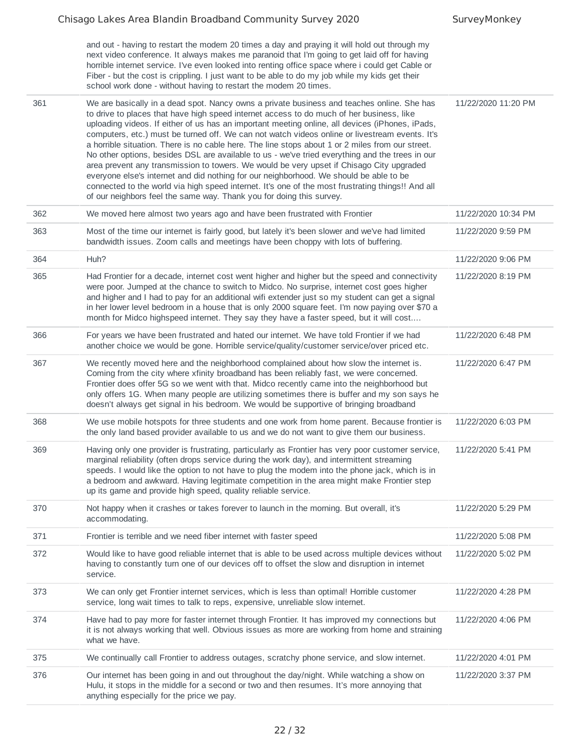| | | |
|---|---|---|
| | and out - having to restart the modem 20 times a day and praying it will hold out through my next video conference. It always makes me paranoid that I'm going to get laid off for having horrible internet service. I've even looked into renting office space where i could get Cable or Fiber - but the cost is crippling. I just want to be able to do my job while my kids get their school work done - without having to restart the modem 20 times. | |
| 361 | We are basically in a dead spot. Nancy owns a private business and teaches online. She has to drive to places that have high speed internet access to do much of her business, like uploading videos. If either of us has an important meeting online, all devices (iPhones, iPads, computers, etc.) must be turned off. We can not watch videos online or livestream events. It's a horrible situation. There is no cable here. The line stops about 1 or 2 miles from our street. No other options, besides DSL are available to us - we've tried everything and the trees in our area prevent any transmission to towers. We would be very upset if Chisago City upgraded everyone else's internet and did nothing for our neighborhood. We should be able to be connected to the world via high speed internet. It's one of the most frustrating things!! And all of our neighbors feel the same way. Thank you for doing this survey. | 11/22/2020 11:20 PM |
| 362 | We moved here almost two years ago and have been frustrated with Frontier | 11/22/2020 10:34 PM |
| 363 | Most of the time our internet is fairly good, but lately it's been slower and we've had limited bandwidth issues. Zoom calls and meetings have been choppy with lots of buffering. | 11/22/2020 9:59 PM |
| 364 | Huh? | 11/22/2020 9:06 PM |
| 365 | Had Frontier for a decade, internet cost went higher and higher but the speed and connectivity were poor. Jumped at the chance to switch to Midco. No surprise, internet cost goes higher and higher and I had to pay for an additional wifi extender just so my student can get a signal in her lower level bedroom in a house that is only 2000 square feet. I'm now paying over $70 a month for Midco highspeed internet. They say they have a faster speed, but it will cost.... | 11/22/2020 8:19 PM |
| 366 | For years we have been frustrated and hated our internet. We have told Frontier if we had another choice we would be gone. Horrible service/quality/customer service/over priced etc. | 11/22/2020 6:48 PM |
| 367 | We recently moved here and the neighborhood complained about how slow the internet is. Coming from the city where xfinity broadband has been reliably fast, we were concerned. Frontier does offer 5G so we went with that. Midco recently came into the neighborhood but only offers 1G. When many people are utilizing sometimes there is buffer and my son says he doesn't always get signal in his bedroom. We would be supportive of bringing broadband | 11/22/2020 6:47 PM |
| 368 | We use mobile hotspots for three students and one work from home parent. Because frontier is the only land based provider available to us and we do not want to give them our business. | 11/22/2020 6:03 PM |
| 369 | Having only one provider is frustrating, particularly as Frontier has very poor customer service, marginal reliability (often drops service during the work day), and intermittent streaming speeds. I would like the option to not have to plug the modem into the phone jack, which is in a bedroom and awkward. Having legitimate competition in the area might make Frontier step up its game and provide high speed, quality reliable service. | 11/22/2020 5:41 PM |
| 370 | Not happy when it crashes or takes forever to launch in the morning. But overall, it's accommodating. | 11/22/2020 5:29 PM |
| 371 | Frontier is terrible and we need fiber internet with faster speed | 11/22/2020 5:08 PM |
| 372 | Would like to have good reliable internet that is able to be used across multiple devices without having to constantly turn one of our devices off to offset the slow and disruption in internet service. | 11/22/2020 5:02 PM |
| 373 | We can only get Frontier internet services, which is less than optimal! Horrible customer service, long wait times to talk to reps, expensive, unreliable slow internet. | 11/22/2020 4:28 PM |
| 374 | Have had to pay more for faster internet through Frontier. It has improved my connections but it is not always working that well. Obvious issues as more are working from home and straining what we have. | 11/22/2020 4:06 PM |
| 375 | We continually call Frontier to address outages, scratchy phone service, and slow internet. | 11/22/2020 4:01 PM |
| 376 | Our internet has been going in and out throughout the day/night. While watching a show on Hulu, it stops in the middle for a second or two and then resumes. It's more annoying that anything especially for the price we pay. | 11/22/2020 3:37 PM |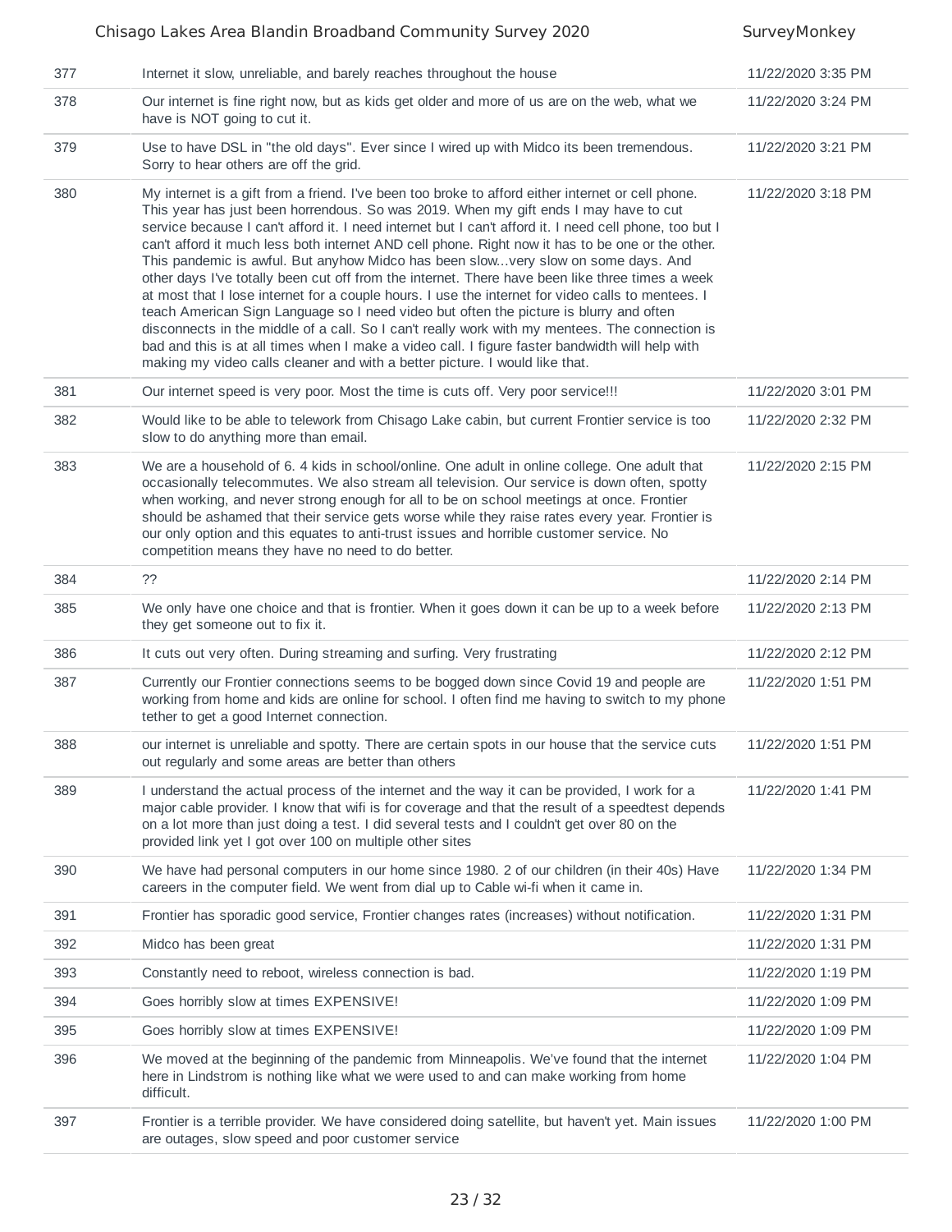| | | |
|---|---|---|
| 377 | Internet it slow, unreliable, and barely reaches throughout the house | 11/22/2020 3:35 PM |
| 378 | Our internet is fine right now, but as kids get older and more of us are on the web, what we have is NOT going to cut it. | 11/22/2020 3:24 PM |
| 379 | Use to have DSL in "the old days". Ever since I wired up with Midco its been tremendous. Sorry to hear others are off the grid. | 11/22/2020 3:21 PM |
| 380 | My internet is a gift from a friend. I've been too broke to afford either internet or cell phone. This year has just been horrendous. So was 2019. When my gift ends I may have to cut service because I can't afford it. I need internet but I can't afford it. I need cell phone, too but I can't afford it much less both internet AND cell phone. Right now it has to be one or the other. This pandemic is awful. But anyhow Midco has been slow...very slow on some days. And other days I've totally been cut off from the internet. There have been like three times a week at most that I lose internet for a couple hours. I use the internet for video calls to mentees. I teach American Sign Language so I need video but often the picture is blurry and often disconnects in the middle of a call. So I can't really work with my mentees. The connection is bad and this is at all times when I make a video call. I figure faster bandwidth will help with making my video calls cleaner and with a better picture. I would like that. | 11/22/2020 3:18 PM |
| 381 | Our internet speed is very poor. Most the time is cuts off. Very poor service!!! | 11/22/2020 3:01 PM |
| 382 | Would like to be able to telework from Chisago Lake cabin, but current Frontier service is too slow to do anything more than email. | 11/22/2020 2:32 PM |
| 383 | We are a household of 6. 4 kids in school/online. One adult in online college. One adult that occasionally telecommutes. We also stream all television. Our service is down often, spotty when working, and never strong enough for all to be on school meetings at once. Frontier should be ashamed that their service gets worse while they raise rates every year. Frontier is our only option and this equates to anti-trust issues and horrible customer service. No competition means they have no need to do better. | 11/22/2020 2:15 PM |
| 384 | ?? | 11/22/2020 2:14 PM |
| 385 | We only have one choice and that is frontier. When it goes down it can be up to a week before they get someone out to fix it. | 11/22/2020 2:13 PM |
| 386 | It cuts out very often. During streaming and surfing. Very frustrating | 11/22/2020 2:12 PM |
| 387 | Currently our Frontier connections seems to be bogged down since Covid 19 and people are working from home and kids are online for school. I often find me having to switch to my phone tether to get a good Internet connection. | 11/22/2020 1:51 PM |
| 388 | our internet is unreliable and spotty. There are certain spots in our house that the service cuts out regularly and some areas are better than others | 11/22/2020 1:51 PM |
| 389 | I understand the actual process of the internet and the way it can be provided, I work for a major cable provider. I know that wifi is for coverage and that the result of a speedtest depends on a lot more than just doing a test. I did several tests and I couldn't get over 80 on the provided link yet I got over 100 on multiple other sites | 11/22/2020 1:41 PM |
| 390 | We have had personal computers in our home since 1980. 2 of our children (in their 40s) Have careers in the computer field. We went from dial up to Cable wi-fi when it came in. | 11/22/2020 1:34 PM |
| 391 | Frontier has sporadic good service, Frontier changes rates (increases) without notification. | 11/22/2020 1:31 PM |
| 392 | Midco has been great | 11/22/2020 1:31 PM |
| 393 | Constantly need to reboot, wireless connection is bad. | 11/22/2020 1:19 PM |
| 394 | Goes horribly slow at times EXPENSIVE! | 11/22/2020 1:09 PM |
| 395 | Goes horribly slow at times EXPENSIVE! | 11/22/2020 1:09 PM |
| 396 | We moved at the beginning of the pandemic from Minneapolis. We've found that the internet here in Lindstrom is nothing like what we were used to and can make working from home difficult. | 11/22/2020 1:04 PM |
| 397 | Frontier is a terrible provider. We have considered doing satellite, but haven't yet. Main issues are outages, slow speed and poor customer service | 11/22/2020 1:00 PM |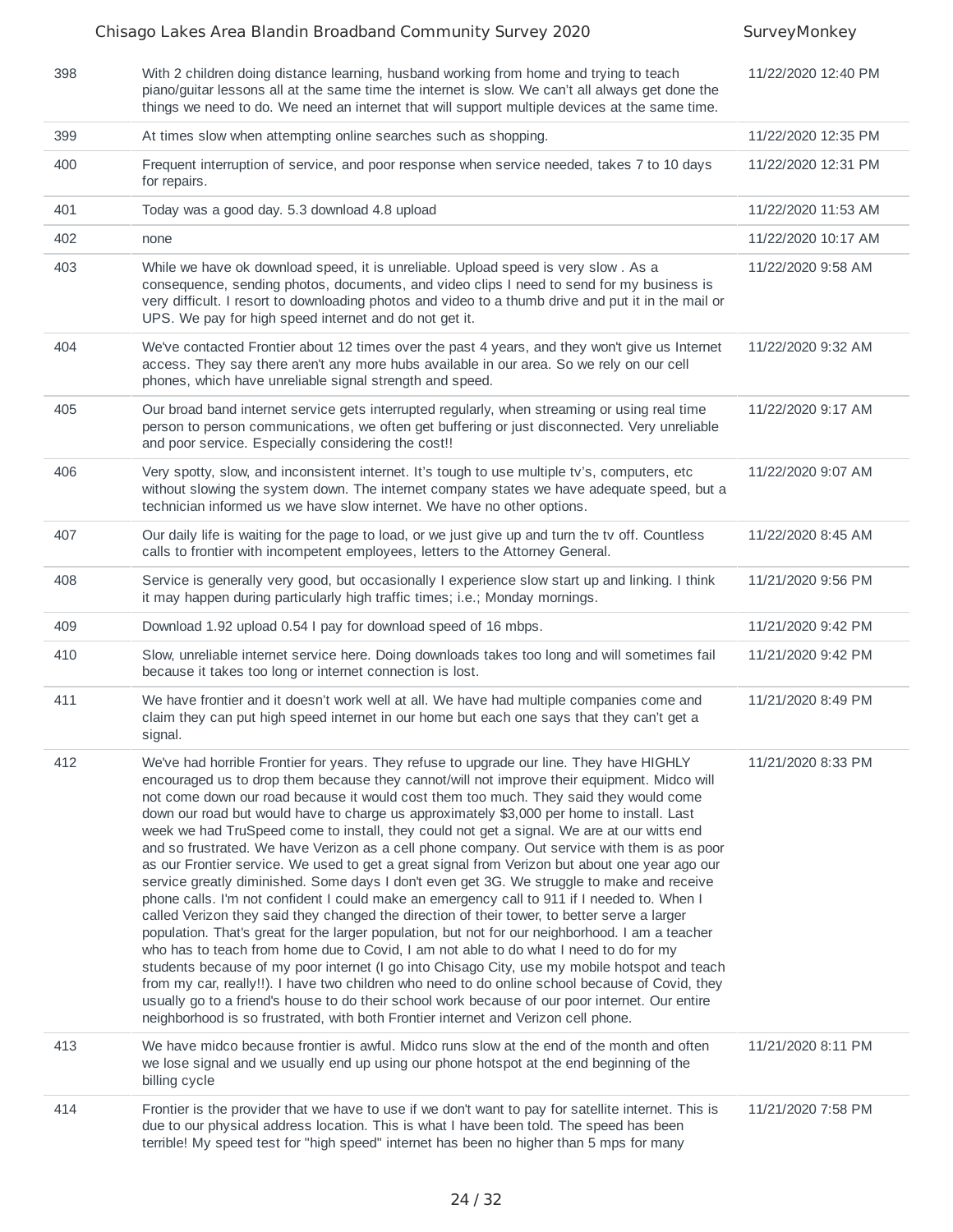| | | |
|---|---|---|
| 398 | With 2 children doing distance learning, husband working from home and trying to teach piano/guitar lessons all at the same time the internet is slow. We can't all always get done the things we need to do. We need an internet that will support multiple devices at the same time. | 11/22/2020 12:40 PM |
| 399 | At times slow when attempting online searches such as shopping. | 11/22/2020 12:35 PM |
| 400 | Frequent interruption of service, and poor response when service needed, takes 7 to 10 days for repairs. | 11/22/2020 12:31 PM |
| 401 | Today was a good day. 5.3 download 4.8 upload | 11/22/2020 11:53 AM |
| 402 | none | 11/22/2020 10:17 AM |
| 403 | While we have ok download speed, it is unreliable. Upload speed is very slow . As a consequence, sending photos, documents, and video clips I need to send for my business is very difficult. I resort to downloading photos and video to a thumb drive and put it in the mail or UPS. We pay for high speed internet and do not get it. | 11/22/2020 9:58 AM |
| 404 | We've contacted Frontier about 12 times over the past 4 years, and they won't give us Internet access. They say there aren't any more hubs available in our area. So we rely on our cell phones, which have unreliable signal strength and speed. | 11/22/2020 9:32 AM |
| 405 | Our broad band internet service gets interrupted regularly, when streaming or using real time person to person communications, we often get buffering or just disconnected. Very unreliable and poor service. Especially considering the cost!! | 11/22/2020 9:17 AM |
| 406 | Very spotty, slow, and inconsistent internet. It's tough to use multiple tv's, computers, etc without slowing the system down. The internet company states we have adequate speed, but a technician informed us we have slow internet. We have no other options. | 11/22/2020 9:07 AM |
| 407 | Our daily life is waiting for the page to load, or we just give up and turn the tv off. Countless calls to frontier with incompetent employees, letters to the Attorney General. | 11/22/2020 8:45 AM |
| 408 | Service is generally very good, but occasionally I experience slow start up and linking. I think it may happen during particularly high traffic times; i.e.; Monday mornings. | 11/21/2020 9:56 PM |
| 409 | Download 1.92 upload 0.54 I pay for download speed of 16 mbps. | 11/21/2020 9:42 PM |
| 410 | Slow, unreliable internet service here. Doing downloads takes too long and will sometimes fail because it takes too long or internet connection is lost. | 11/21/2020 9:42 PM |
| 411 | We have frontier and it doesn't work well at all. We have had multiple companies come and claim they can put high speed internet in our home but each one says that they can't get a signal. | 11/21/2020 8:49 PM |
| 412 | We've had horrible Frontier for years. They refuse to upgrade our line. They have HIGHLY encouraged us to drop them because they cannot/will not improve their equipment. Midco will not come down our road because it would cost them too much. They said they would come down our road but would have to charge us approximately $3,000 per home to install. Last week we had TruSpeed come to install, they could not get a signal. We are at our witts end and so frustrated. We have Verizon as a cell phone company. Out service with them is as poor as our Frontier service. We used to get a great signal from Verizon but about one year ago our service greatly diminished. Some days I don't even get 3G. We struggle to make and receive phone calls. I'm not confident I could make an emergency call to 911 if I needed to. When I called Verizon they said they changed the direction of their tower, to better serve a larger population. That's great for the larger population, but not for our neighborhood. I am a teacher who has to teach from home due to Covid, I am not able to do what I need to do for my students because of my poor internet (I go into Chisago City, use my mobile hotspot and teach from my car, really!!). I have two children who need to do online school because of Covid, they usually go to a friend's house to do their school work because of our poor internet. Our entire neighborhood is so frustrated, with both Frontier internet and Verizon cell phone. | 11/21/2020 8:33 PM |
| 413 | We have midco because frontier is awful. Midco runs slow at the end of the month and often we lose signal and we usually end up using our phone hotspot at the end beginning of the billing cycle | 11/21/2020 8:11 PM |
| 414 | Frontier is the provider that we have to use if we don't want to pay for satellite internet. This is due to our physical address location. This is what I have been told. The speed has been terrible! My speed test for "high speed" internet has been no higher than 5 mps for many | 11/21/2020 7:58 PM |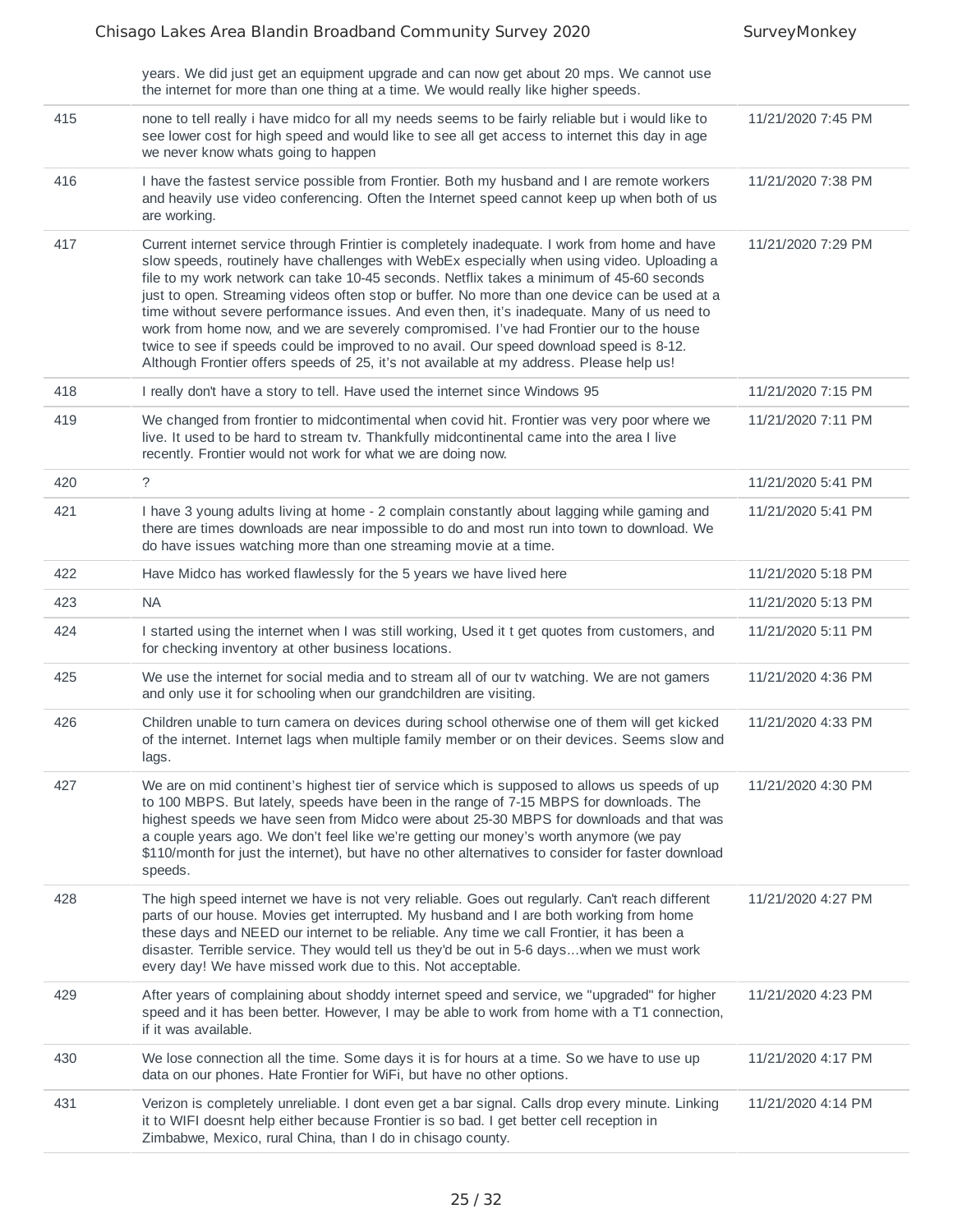| | years. We did just get an equipment upgrade and can now get about 20 mps. We cannot use the internet for more than one thing at a time. We would really like higher speeds. | |
|---|---|---|
| 415 | none to tell really i have midco for all my needs seems to be fairly reliable but i would like to see lower cost for high speed and would like to see all get access to internet this day in age we never know whats going to happen | 11/21/2020 7:45 PM |
| 416 | I have the fastest service possible from Frontier. Both my husband and I are remote workers and heavily use video conferencing. Often the Internet speed cannot keep up when both of us are working. | 11/21/2020 7:38 PM |
| 417 | Current internet service through Frintier is completely inadequate. I work from home and have slow speeds, routinely have challenges with WebEx especially when using video. Uploading a file to my work network can take 10-45 seconds. Netflix takes a minimum of 45-60 seconds just to open. Streaming videos often stop or buffer. No more than one device can be used at a time without severe performance issues. And even then, it's inadequate. Many of us need to work from home now, and we are severely compromised. I've had Frontier our to the house twice to see if speeds could be improved to no avail. Our speed download speed is 8-12. Although Frontier offers speeds of 25, it's not available at my address. Please help us! | 11/21/2020 7:29 PM |
| 418 | I really don't have a story to tell. Have used the internet since Windows 95 | 11/21/2020 7:15 PM |
| 419 | We changed from frontier to midcontimental when covid hit. Frontier was very poor where we live. It used to be hard to stream tv. Thankfully midcontinental came into the area I live recently. Frontier would not work for what we are doing now. | 11/21/2020 7:11 PM |
| 420 | ? | 11/21/2020 5:41 PM |
| 421 | I have 3 young adults living at home - 2 complain constantly about lagging while gaming and there are times downloads are near impossible to do and most run into town to download. We do have issues watching more than one streaming movie at a time. | 11/21/2020 5:41 PM |
| 422 | Have Midco has worked flawlessly for the 5 years we have lived here | 11/21/2020 5:18 PM |
| 423 | NA | 11/21/2020 5:13 PM |
| 424 | I started using the internet when I was still working, Used it t get quotes from customers, and for checking inventory at other business locations. | 11/21/2020 5:11 PM |
| 425 | We use the internet for social media and to stream all of our tv watching. We are not gamers and only use it for schooling when our grandchildren are visiting. | 11/21/2020 4:36 PM |
| 426 | Children unable to turn camera on devices during school otherwise one of them will get kicked of the internet. Internet lags when multiple family member or on their devices. Seems slow and lags. | 11/21/2020 4:33 PM |
| 427 | We are on mid continent's highest tier of service which is supposed to allows us speeds of up to 100 MBPS. But lately, speeds have been in the range of 7-15 MBPS for downloads. The highest speeds we have seen from Midco were about 25-30 MBPS for downloads and that was a couple years ago. We don't feel like we're getting our money's worth anymore (we pay $110/month for just the internet), but have no other alternatives to consider for faster download speeds. | 11/21/2020 4:30 PM |
| 428 | The high speed internet we have is not very reliable. Goes out regularly. Can't reach different parts of our house. Movies get interrupted. My husband and I are both working from home these days and NEED our internet to be reliable. Any time we call Frontier, it has been a disaster. Terrible service. They would tell us they'd be out in 5-6 days...when we must work every day! We have missed work due to this. Not acceptable. | 11/21/2020 4:27 PM |
| 429 | After years of complaining about shoddy internet speed and service, we "upgraded" for higher speed and it has been better. However, I may be able to work from home with a T1 connection, if it was available. | 11/21/2020 4:23 PM |
| 430 | We lose connection all the time. Some days it is for hours at a time. So we have to use up data on our phones. Hate Frontier for WiFi, but have no other options. | 11/21/2020 4:17 PM |
| 431 | Verizon is completely unreliable. I dont even get a bar signal. Calls drop every minute. Linking it to WIFI doesnt help either because Frontier is so bad. I get better cell reception in Zimbabwe, Mexico, rural China, than I do in chisago county. | 11/21/2020 4:14 PM |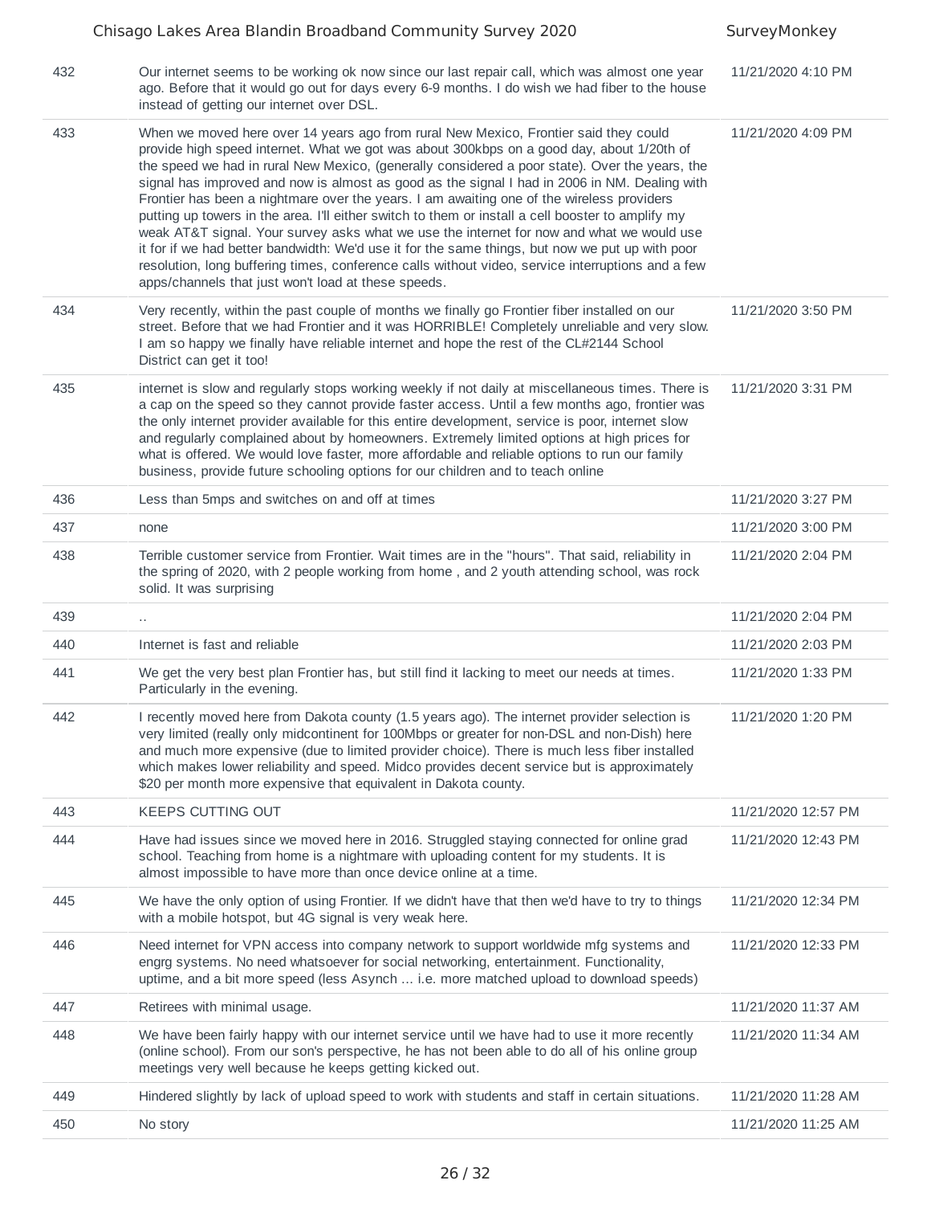| | | |
|---|---|---|
| 432 | Our internet seems to be working ok now since our last repair call, which was almost one year ago. Before that it would go out for days every 6-9 months. I do wish we had fiber to the house instead of getting our internet over DSL. | 11/21/2020 4:10 PM |
| 433 | When we moved here over 14 years ago from rural New Mexico, Frontier said they could provide high speed internet. What we got was about 300kbps on a good day, about 1/20th of the speed we had in rural New Mexico, (generally considered a poor state). Over the years, the signal has improved and now is almost as good as the signal I had in 2006 in NM. Dealing with Frontier has been a nightmare over the years. I am awaiting one of the wireless providers putting up towers in the area. I'll either switch to them or install a cell booster to amplify my weak AT&T signal. Your survey asks what we use the internet for now and what we would use it for if we had better bandwidth: We'd use it for the same things, but now we put up with poor resolution, long buffering times, conference calls without video, service interruptions and a few apps/channels that just won't load at these speeds. | 11/21/2020 4:09 PM |
| 434 | Very recently, within the past couple of months we finally go Frontier fiber installed on our street. Before that we had Frontier and it was HORRIBLE! Completely unreliable and very slow. I am so happy we finally have reliable internet and hope the rest of the CL#2144 School District can get it too! | 11/21/2020 3:50 PM |
| 435 | internet is slow and regularly stops working weekly if not daily at miscellaneous times. There is a cap on the speed so they cannot provide faster access. Until a few months ago, frontier was the only internet provider available for this entire development, service is poor, internet slow and regularly complained about by homeowners. Extremely limited options at high prices for what is offered. We would love faster, more affordable and reliable options to run our family business, provide future schooling options for our children and to teach online | 11/21/2020 3:31 PM |
| 436 | Less than 5mps and switches on and off at times | 11/21/2020 3:27 PM |
| 437 | none | 11/21/2020 3:00 PM |
| 438 | Terrible customer service from Frontier. Wait times are in the "hours". That said, reliability in the spring of 2020, with 2 people working from home , and 2 youth attending school, was rock solid. It was surprising | 11/21/2020 2:04 PM |
| 439 | .. | 11/21/2020 2:04 PM |
| 440 | Internet is fast and reliable | 11/21/2020 2:03 PM |
| 441 | We get the very best plan Frontier has, but still find it lacking to meet our needs at times. Particularly in the evening. | 11/21/2020 1:33 PM |
| 442 | I recently moved here from Dakota county (1.5 years ago). The internet provider selection is very limited (really only midcontinent for 100Mbps or greater for non-DSL and non-Dish) here and much more expensive (due to limited provider choice). There is much less fiber installed which makes lower reliability and speed. Midco provides decent service but is approximately $20 per month more expensive that equivalent in Dakota county. | 11/21/2020 1:20 PM |
| 443 | KEEPS CUTTING OUT | 11/21/2020 12:57 PM |
| 444 | Have had issues since we moved here in 2016. Struggled staying connected for online grad school. Teaching from home is a nightmare with uploading content for my students. It is almost impossible to have more than once device online at a time. | 11/21/2020 12:43 PM |
| 445 | We have the only option of using Frontier. If we didn't have that then we'd have to try to things with a mobile hotspot, but 4G signal is very weak here. | 11/21/2020 12:34 PM |
| 446 | Need internet for VPN access into company network to support worldwide mfg systems and engrg systems. No need whatsoever for social networking, entertainment. Functionality, uptime, and a bit more speed (less Asynch ... i.e. more matched upload to download speeds) | 11/21/2020 12:33 PM |
| 447 | Retirees with minimal usage. | 11/21/2020 11:37 AM |
| 448 | We have been fairly happy with our internet service until we have had to use it more recently (online school). From our son's perspective, he has not been able to do all of his online group meetings very well because he keeps getting kicked out. | 11/21/2020 11:34 AM |
| 449 | Hindered slightly by lack of upload speed to work with students and staff in certain situations. | 11/21/2020 11:28 AM |
| 450 | No story | 11/21/2020 11:25 AM |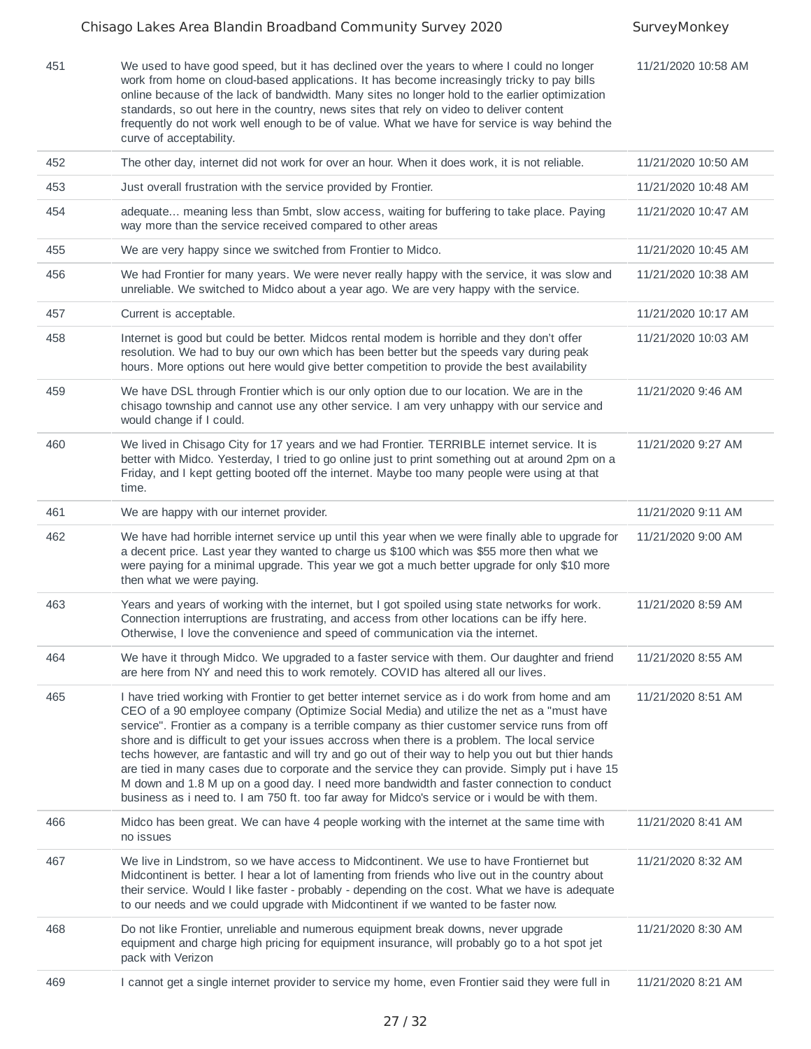| | | |
|---|---|---|
| 451 | We used to have good speed, but it has declined over the years to where I could no longer work from home on cloud-based applications. It has become increasingly tricky to pay bills online because of the lack of bandwidth. Many sites no longer hold to the earlier optimization standards, so out here in the country, news sites that rely on video to deliver content frequently do not work well enough to be of value. What we have for service is way behind the curve of acceptability. | 11/21/2020 10:58 AM |
| 452 | The other day, internet did not work for over an hour. When it does work, it is not reliable. | 11/21/2020 10:50 AM |
| 453 | Just overall frustration with the service provided by Frontier. | 11/21/2020 10:48 AM |
| 454 | adequate... meaning less than 5mbt, slow access, waiting for buffering to take place. Paying way more than the service received compared to other areas | 11/21/2020 10:47 AM |
| 455 | We are very happy since we switched from Frontier to Midco. | 11/21/2020 10:45 AM |
| 456 | We had Frontier for many years. We were never really happy with the service, it was slow and unreliable. We switched to Midco about a year ago. We are very happy with the service. | 11/21/2020 10:38 AM |
| 457 | Current is acceptable. | 11/21/2020 10:17 AM |
| 458 | Internet is good but could be better. Midcos rental modem is horrible and they don't offer resolution. We had to buy our own which has been better but the speeds vary during peak hours. More options out here would give better competition to provide the best availability | 11/21/2020 10:03 AM |
| 459 | We have DSL through Frontier which is our only option due to our location. We are in the chisago township and cannot use any other service. I am very unhappy with our service and would change if I could. | 11/21/2020 9:46 AM |
| 460 | We lived in Chisago City for 17 years and we had Frontier. TERRIBLE internet service. It is better with Midco. Yesterday, I tried to go online just to print something out at around 2pm on a Friday, and I kept getting booted off the internet. Maybe too many people were using at that time. | 11/21/2020 9:27 AM |
| 461 | We are happy with our internet provider. | 11/21/2020 9:11 AM |
| 462 | We have had horrible internet service up until this year when we were finally able to upgrade for a decent price. Last year they wanted to charge us $100 which was $55 more then what we were paying for a minimal upgrade. This year we got a much better upgrade for only $10 more then what we were paying. | 11/21/2020 9:00 AM |
| 463 | Years and years of working with the internet, but I got spoiled using state networks for work. Connection interruptions are frustrating, and access from other locations can be iffy here. Otherwise, I love the convenience and speed of communication via the internet. | 11/21/2020 8:59 AM |
| 464 | We have it through Midco. We upgraded to a faster service with them. Our daughter and friend are here from NY and need this to work remotely. COVID has altered all our lives. | 11/21/2020 8:55 AM |
| 465 | I have tried working with Frontier to get better internet service as i do work from home and am CEO of a 90 employee company (Optimize Social Media) and utilize the net as a "must have service". Frontier as a company is a terrible company as thier customer service runs from off shore and is difficult to get your issues accross when there is a problem. The local service techs however, are fantastic and will try and go out of their way to help you out but thier hands are tied in many cases due to corporate and the service they can provide. Simply put i have 15 M down and 1.8 M up on a good day. I need more bandwidth and faster connection to conduct business as i need to. I am 750 ft. too far away for Midco's service or i would be with them. | 11/21/2020 8:51 AM |
| 466 | Midco has been great. We can have 4 people working with the internet at the same time with no issues | 11/21/2020 8:41 AM |
| 467 | We live in Lindstrom, so we have access to Midcontinent. We use to have Frontiernet but Midcontinent is better. I hear a lot of lamenting from friends who live out in the country about their service. Would I like faster - probably - depending on the cost. What we have is adequate to our needs and we could upgrade with Midcontinent if we wanted to be faster now. | 11/21/2020 8:32 AM |
| 468 | Do not like Frontier, unreliable and numerous equipment break downs, never upgrade equipment and charge high pricing for equipment insurance, will probably go to a hot spot jet pack with Verizon | 11/21/2020 8:30 AM |
| 469 | I cannot get a single internet provider to service my home, even Frontier said they were full in | 11/21/2020 8:21 AM |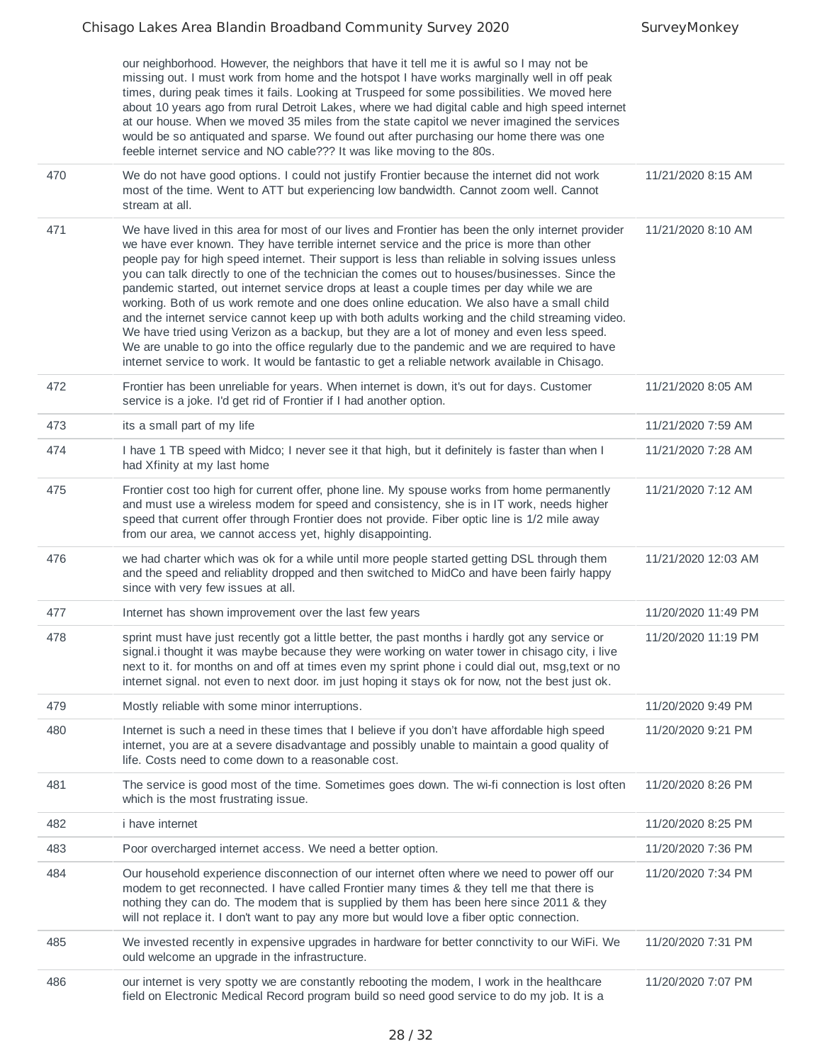| | | |
|---|---|---|
| | our neighborhood. However, the neighbors that have it tell me it is awful so I may not be missing out. I must work from home and the hotspot I have works marginally well in off peak times, during peak times it fails. Looking at Truspeed for some possibilities. We moved here about 10 years ago from rural Detroit Lakes, where we had digital cable and high speed internet at our house. When we moved 35 miles from the state capitol we never imagined the services would be so antiquated and sparse. We found out after purchasing our home there was one feeble internet service and NO cable??? It was like moving to the 80s. | |
| 470 | We do not have good options. I could not justify Frontier because the internet did not work most of the time. Went to ATT but experiencing low bandwidth. Cannot zoom well. Cannot stream at all. | 11/21/2020 8:15 AM |
| 471 | We have lived in this area for most of our lives and Frontier has been the only internet provider we have ever known. They have terrible internet service and the price is more than other people pay for high speed internet. Their support is less than reliable in solving issues unless you can talk directly to one of the technician the comes out to houses/businesses. Since the pandemic started, out internet service drops at least a couple times per day while we are working. Both of us work remote and one does online education. We also have a small child and the internet service cannot keep up with both adults working and the child streaming video. We have tried using Verizon as a backup, but they are a lot of money and even less speed. We are unable to go into the office regularly due to the pandemic and we are required to have internet service to work. It would be fantastic to get a reliable network available in Chisago. | 11/21/2020 8:10 AM |
| 472 | Frontier has been unreliable for years. When internet is down, it's out for days. Customer service is a joke. I'd get rid of Frontier if I had another option. | 11/21/2020 8:05 AM |
| 473 | its a small part of my life | 11/21/2020 7:59 AM |
| 474 | I have 1 TB speed with Midco; I never see it that high, but it definitely is faster than when I had Xfinity at my last home | 11/21/2020 7:28 AM |
| 475 | Frontier cost too high for current offer, phone line. My spouse works from home permanently and must use a wireless modem for speed and consistency, she is in IT work, needs higher speed that current offer through Frontier does not provide. Fiber optic line is 1/2 mile away from our area, we cannot access yet, highly disappointing. | 11/21/2020 7:12 AM |
| 476 | we had charter which was ok for a while until more people started getting DSL through them and the speed and reliablity dropped and then switched to MidCo and have been fairly happy since with very few issues at all. | 11/21/2020 12:03 AM |
| 477 | Internet has shown improvement over the last few years | 11/20/2020 11:49 PM |
| 478 | sprint must have just recently got a little better, the past months i hardly got any service or signal.i thought it was maybe because they were working on water tower in chisago city, i live next to it. for months on and off at times even my sprint phone i could dial out, msg,text or no internet signal. not even to next door. im just hoping it stays ok for now, not the best just ok. | 11/20/2020 11:19 PM |
| 479 | Mostly reliable with some minor interruptions. | 11/20/2020 9:49 PM |
| 480 | Internet is such a need in these times that I believe if you don't have affordable high speed internet, you are at a severe disadvantage and possibly unable to maintain a good quality of life. Costs need to come down to a reasonable cost. | 11/20/2020 9:21 PM |
| 481 | The service is good most of the time. Sometimes goes down. The wi-fi connection is lost often which is the most frustrating issue. | 11/20/2020 8:26 PM |
| 482 | i have internet | 11/20/2020 8:25 PM |
| 483 | Poor overcharged internet access. We need a better option. | 11/20/2020 7:36 PM |
| 484 | Our household experience disconnection of our internet often where we need to power off our modem to get reconnected. I have called Frontier many times & they tell me that there is nothing they can do. The modem that is supplied by them has been here since 2011 & they will not replace it. I don't want to pay any more but would love a fiber optic connection. | 11/20/2020 7:34 PM |
| 485 | We invested recently in expensive upgrades in hardware for better connctivity to our WiFi. We ould welcome an upgrade in the infrastructure. | 11/20/2020 7:31 PM |
| 486 | our internet is very spotty we are constantly rebooting the modem, I work in the healthcare field on Electronic Medical Record program build so need good service to do my job. It is a | 11/20/2020 7:07 PM |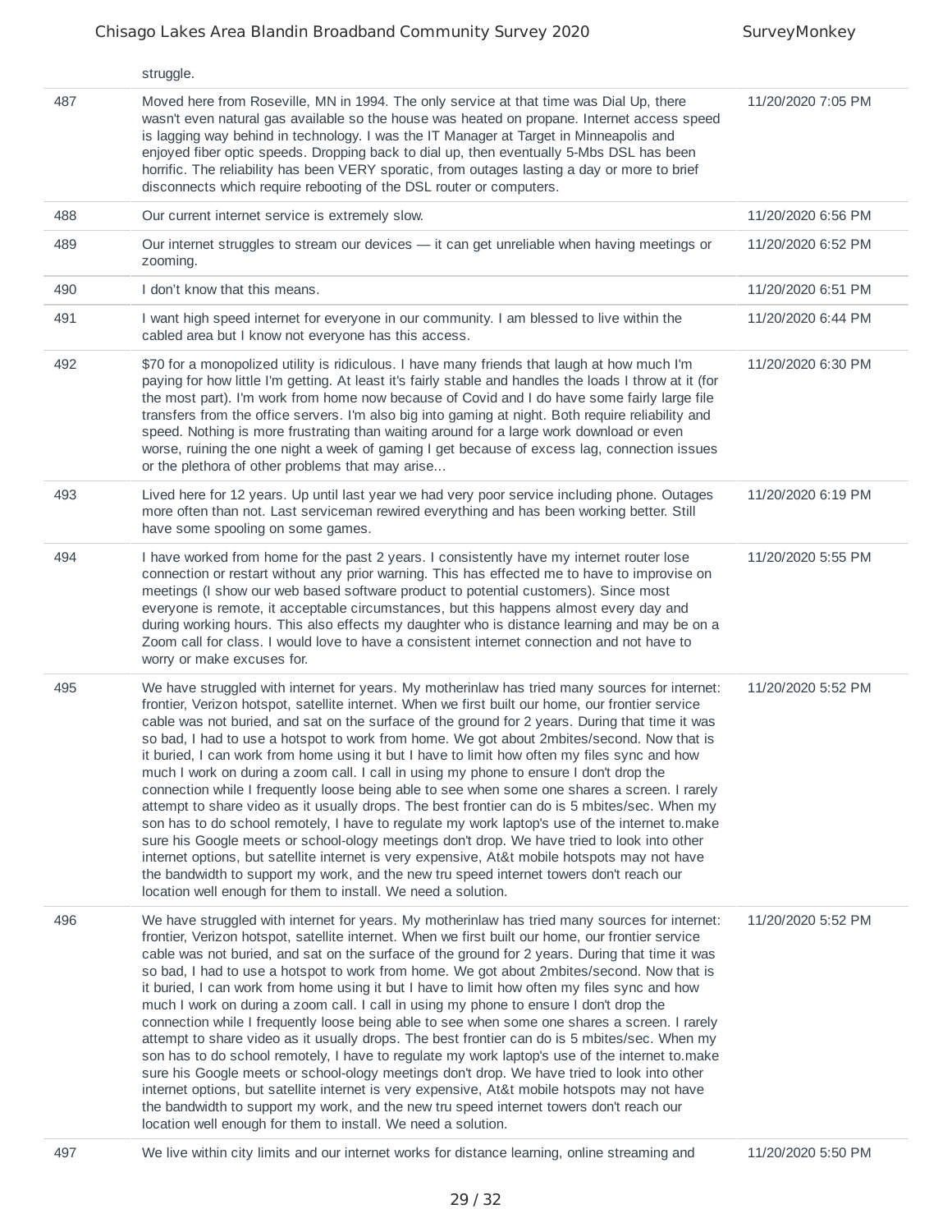| | | |
|---|---|---|
| | struggle. | |
| 487 | Moved here from Roseville, MN in 1994. The only service at that time was Dial Up, there wasn't even natural gas available so the house was heated on propane. Internet access speed is lagging way behind in technology. I was the IT Manager at Target in Minneapolis and enjoyed fiber optic speeds. Dropping back to dial up, then eventually 5-Mbs DSL has been horrific. The reliability has been VERY sporatic, from outages lasting a day or more to brief disconnects which require rebooting of the DSL router or computers. | 11/20/2020 7:05 PM |
| 488 | Our current internet service is extremely slow. | 11/20/2020 6:56 PM |
| 489 | Our internet struggles to stream our devices — it can get unreliable when having meetings or zooming. | 11/20/2020 6:52 PM |
| 490 | I don't know that this means. | 11/20/2020 6:51 PM |
| 491 | I want high speed internet for everyone in our community. I am blessed to live within the cabled area but I know not everyone has this access. | 11/20/2020 6:44 PM |
| 492 | $70 for a monopolized utility is ridiculous. I have many friends that laugh at how much I'm paying for how little I'm getting. At least it's fairly stable and handles the loads I throw at it (for the most part). I'm work from home now because of Covid and I do have some fairly large file transfers from the office servers. I'm also big into gaming at night. Both require reliability and speed. Nothing is more frustrating than waiting around for a large work download or even worse, ruining the one night a week of gaming I get because of excess lag, connection issues or the plethora of other problems that may arise... | 11/20/2020 6:30 PM |
| 493 | Lived here for 12 years. Up until last year we had very poor service including phone. Outages more often than not. Last serviceman rewired everything and has been working better. Still have some spooling on some games. | 11/20/2020 6:19 PM |
| 494 | I have worked from home for the past 2 years. I consistently have my internet router lose connection or restart without any prior warning. This has effected me to have to improvise on meetings (I show our web based software product to potential customers). Since most everyone is remote, it acceptable circumstances, but this happens almost every day and during working hours. This also effects my daughter who is distance learning and may be on a Zoom call for class. I would love to have a consistent internet connection and not have to worry or make excuses for. | 11/20/2020 5:55 PM |
| 495 | We have struggled with internet for years. My motherinlaw has tried many sources for internet: frontier, Verizon hotspot, satellite internet. When we first built our home, our frontier service cable was not buried, and sat on the surface of the ground for 2 years. During that time it was so bad, I had to use a hotspot to work from home. We got about 2mbites/second. Now that is it buried, I can work from home using it but I have to limit how often my files sync and how much I work on during a zoom call. I call in using my phone to ensure I don't drop the connection while I frequently loose being able to see when some one shares a screen. I rarely attempt to share video as it usually drops. The best frontier can do is 5 mbites/sec. When my son has to do school remotely, I have to regulate my work laptop's use of the internet to.make sure his Google meets or school-ology meetings don't drop. We have tried to look into other internet options, but satellite internet is very expensive, At&t mobile hotspots may not have the bandwidth to support my work, and the new tru speed internet towers don't reach our location well enough for them to install. We need a solution. | 11/20/2020 5:52 PM |
| 496 | We have struggled with internet for years. My motherinlaw has tried many sources for internet: frontier, Verizon hotspot, satellite internet. When we first built our home, our frontier service cable was not buried, and sat on the surface of the ground for 2 years. During that time it was so bad, I had to use a hotspot to work from home. We got about 2mbites/second. Now that is it buried, I can work from home using it but I have to limit how often my files sync and how much I work on during a zoom call. I call in using my phone to ensure I don't drop the connection while I frequently loose being able to see when some one shares a screen. I rarely attempt to share video as it usually drops. The best frontier can do is 5 mbites/sec. When my son has to do school remotely, I have to regulate my work laptop's use of the internet to.make sure his Google meets or school-ology meetings don't drop. We have tried to look into other internet options, but satellite internet is very expensive, At&t mobile hotspots may not have the bandwidth to support my work, and the new tru speed internet towers don't reach our location well enough for them to install. We need a solution. | 11/20/2020 5:52 PM |
| 497 | We live within city limits and our internet works for distance learning, online streaming and | 11/20/2020 5:50 PM |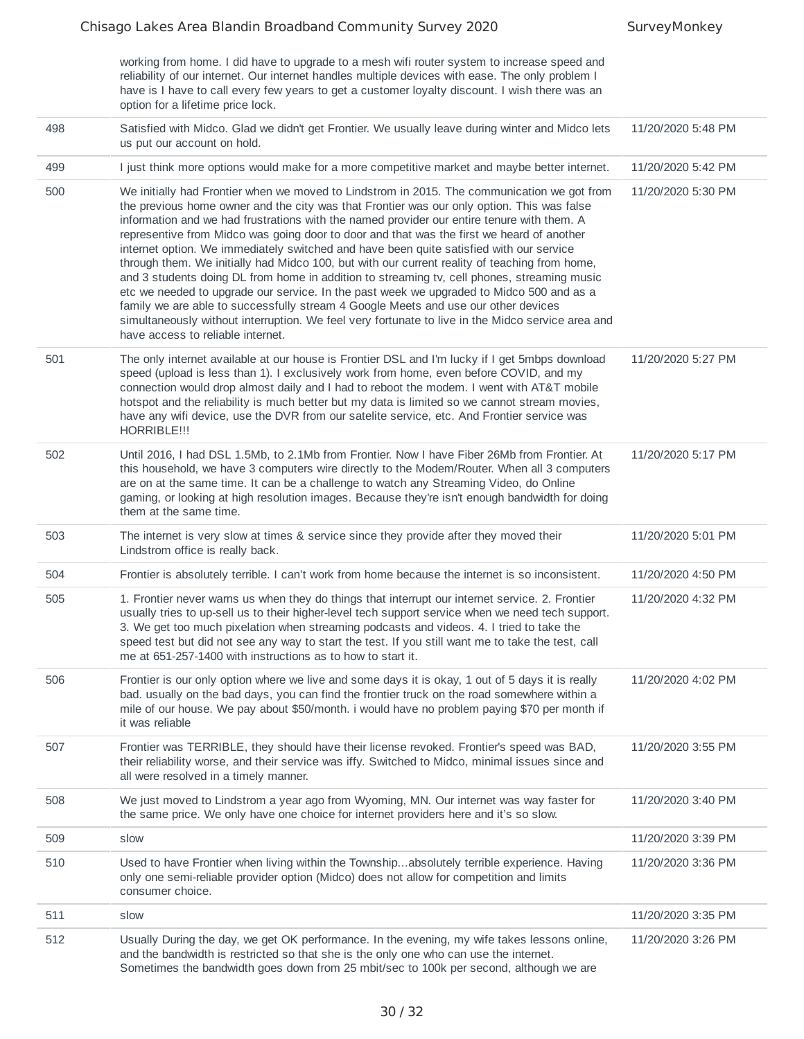| | | |
|---|---|---|
| | working from home. I did have to upgrade to a mesh wifi router system to increase speed and reliability of our internet. Our internet handles multiple devices with ease. The only problem I have is I have to call every few years to get a customer loyalty discount. I wish there was an option for a lifetime price lock. | |
| 498 | Satisfied with Midco. Glad we didn't get Frontier. We usually leave during winter and Midco lets us put our account on hold. | 11/20/2020 5:48 PM |
| 499 | I just think more options would make for a more competitive market and maybe better internet. | 11/20/2020 5:42 PM |
| 500 | We initially had Frontier when we moved to Lindstrom in 2015. The communication we got from the previous home owner and the city was that Frontier was our only option. This was false information and we had frustrations with the named provider our entire tenure with them. A representive from Midco was going door to door and that was the first we heard of another internet option. We immediately switched and have been quite satisfied with our service through them. We initially had Midco 100, but with our current reality of teaching from home, and 3 students doing DL from home in addition to streaming tv, cell phones, streaming music etc we needed to upgrade our service. In the past week we upgraded to Midco 500 and as a family we are able to successfully stream 4 Google Meets and use our other devices simultaneously without interruption. We feel very fortunate to live in the Midco service area and have access to reliable internet. | 11/20/2020 5:30 PM |
| 501 | The only internet available at our house is Frontier DSL and I'm lucky if I get 5mbps download speed (upload is less than 1). I exclusively work from home, even before COVID, and my connection would drop almost daily and I had to reboot the modem. I went with AT&T mobile hotspot and the reliability is much better but my data is limited so we cannot stream movies, have any wifi device, use the DVR from our satelite service, etc. And Frontier service was HORRIBLE!!! | 11/20/2020 5:27 PM |
| 502 | Until 2016, I had DSL 1.5Mb, to 2.1Mb from Frontier. Now I have Fiber 26Mb from Frontier. At this household, we have 3 computers wire directly to the Modem/Router. When all 3 computers are on at the same time. It can be a challenge to watch any Streaming Video, do Online gaming, or looking at high resolution images. Because they're isn't enough bandwidth for doing them at the same time. | 11/20/2020 5:17 PM |
| 503 | The internet is very slow at times & service since they provide after they moved their Lindstrom office is really back. | 11/20/2020 5:01 PM |
| 504 | Frontier is absolutely terrible. I can't work from home because the internet is so inconsistent. | 11/20/2020 4:50 PM |
| 505 | 1. Frontier never warns us when they do things that interrupt our internet service. 2. Frontier usually tries to up-sell us to their higher-level tech support service when we need tech support. 3. We get too much pixelation when streaming podcasts and videos. 4. I tried to take the speed test but did not see any way to start the test. If you still want me to take the test, call me at 651-257-1400 with instructions as to how to start it. | 11/20/2020 4:32 PM |
| 506 | Frontier is our only option where we live and some days it is okay, 1 out of 5 days it is really bad. usually on the bad days, you can find the frontier truck on the road somewhere within a mile of our house. We pay about $50/month. i would have no problem paying $70 per month if it was reliable | 11/20/2020 4:02 PM |
| 507 | Frontier was TERRIBLE, they should have their license revoked. Frontier's speed was BAD, their reliability worse, and their service was iffy. Switched to Midco, minimal issues since and all were resolved in a timely manner. | 11/20/2020 3:55 PM |
| 508 | We just moved to Lindstrom a year ago from Wyoming, MN. Our internet was way faster for the same price. We only have one choice for internet providers here and it's so slow. | 11/20/2020 3:40 PM |
| 509 | slow | 11/20/2020 3:39 PM |
| 510 | Used to have Frontier when living within the Township...absolutely terrible experience. Having only one semi-reliable provider option (Midco) does not allow for competition and limits consumer choice. | 11/20/2020 3:36 PM |
| 511 | slow | 11/20/2020 3:35 PM |
| 512 | Usually During the day, we get OK performance. In the evening, my wife takes lessons online, and the bandwidth is restricted so that she is the only one who can use the internet. Sometimes the bandwidth goes down from 25 mbit/sec to 100k per second, although we are | 11/20/2020 3:26 PM |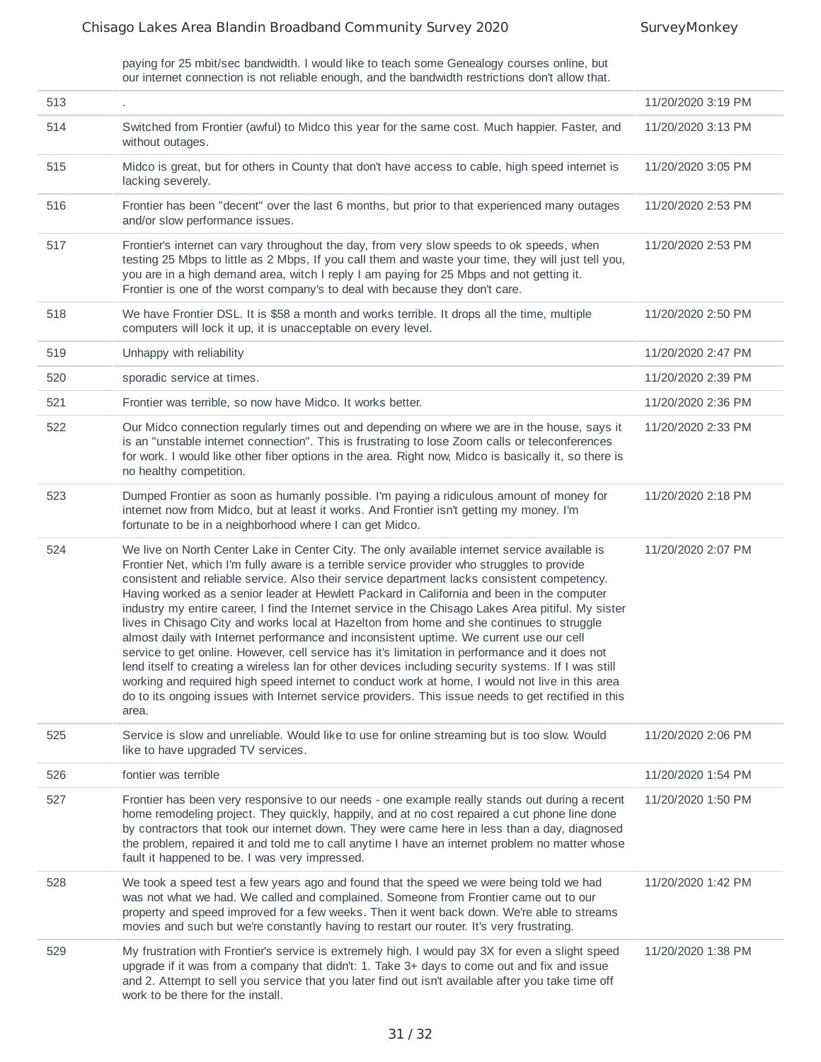| | paying for 25 mbit/sec bandwidth. I would like to teach some Genealogy courses online, but our internet connection is not reliable enough, and the bandwidth restrictions don't allow that. | |
|---|---|---|
| 513 | . | 11/20/2020 3:19 PM |
| 514 | Switched from Frontier (awful) to Midco this year for the same cost. Much happier. Faster, and without outages. | 11/20/2020 3:13 PM |
| 515 | Midco is great, but for others in County that don't have access to cable, high speed internet is lacking severely. | 11/20/2020 3:05 PM |
| 516 | Frontier has been "decent" over the last 6 months, but prior to that experienced many outages and/or slow performance issues. | 11/20/2020 2:53 PM |
| 517 | Frontier's internet can vary throughout the day, from very slow speeds to ok speeds, when testing 25 Mbps to little as 2 Mbps, If you call them and waste your time, they will just tell you, you are in a high demand area, witch I reply I am paying for 25 Mbps and not getting it. Frontier is one of the worst company's to deal with because they don't care. | 11/20/2020 2:53 PM |
| 518 | We have Frontier DSL. It is $58 a month and works terrible. It drops all the time, multiple computers will lock it up, it is unacceptable on every level. | 11/20/2020 2:50 PM |
| 519 | Unhappy with reliability | 11/20/2020 2:47 PM |
| 520 | sporadic service at times. | 11/20/2020 2:39 PM |
| 521 | Frontier was terrible, so now have Midco. It works better. | 11/20/2020 2:36 PM |
| 522 | Our Midco connection regularly times out and depending on where we are in the house, says it is an "unstable internet connection". This is frustrating to lose Zoom calls or teleconferences for work. I would like other fiber options in the area. Right now, Midco is basically it, so there is no healthy competition. | 11/20/2020 2:33 PM |
| 523 | Dumped Frontier as soon as humanly possible. I'm paying a ridiculous amount of money for internet now from Midco, but at least it works. And Frontier isn't getting my money. I'm fortunate to be in a neighborhood where I can get Midco. | 11/20/2020 2:18 PM |
| 524 | We live on North Center Lake in Center City. The only available internet service available is Frontier Net, which I'm fully aware is a terrible service provider who struggles to provide consistent and reliable service. Also their service department lacks consistent competency. Having worked as a senior leader at Hewlett Packard in California and been in the computer industry my entire career, I find the Internet service in the Chisago Lakes Area pitiful. My sister lives in Chisago City and works local at Hazelton from home and she continues to struggle almost daily with Internet performance and inconsistent uptime. We current use our cell service to get online. However, cell service has it's limitation in performance and it does not lend itself to creating a wireless lan for other devices including security systems. If I was still working and required high speed internet to conduct work at home, I would not live in this area do to its ongoing issues with Internet service providers. This issue needs to get rectified in this area. | 11/20/2020 2:07 PM |
| 525 | Service is slow and unreliable. Would like to use for online streaming but is too slow. Would like to have upgraded TV services. | 11/20/2020 2:06 PM |
| 526 | fontier was terrible | 11/20/2020 1:54 PM |
| 527 | Frontier has been very responsive to our needs - one example really stands out during a recent home remodeling project. They quickly, happily, and at no cost repaired a cut phone line done by contractors that took our internet down. They were came here in less than a day, diagnosed the problem, repaired it and told me to call anytime I have an internet problem no matter whose fault it happened to be. I was very impressed. | 11/20/2020 1:50 PM |
| 528 | We took a speed test a few years ago and found that the speed we were being told we had was not what we had. We called and complained. Someone from Frontier came out to our property and speed improved for a few weeks. Then it went back down. We're able to streams movies and such but we're constantly having to restart our router. It's very frustrating. | 11/20/2020 1:42 PM |
| 529 | My frustration with Frontier's service is extremely high. I would pay 3X for even a slight speed upgrade if it was from a company that didn't: 1. Take 3+ days to come out and fix and issue and 2. Attempt to sell you service that you later find out isn't available after you take time off work to be there for the install. | 11/20/2020 1:38 PM |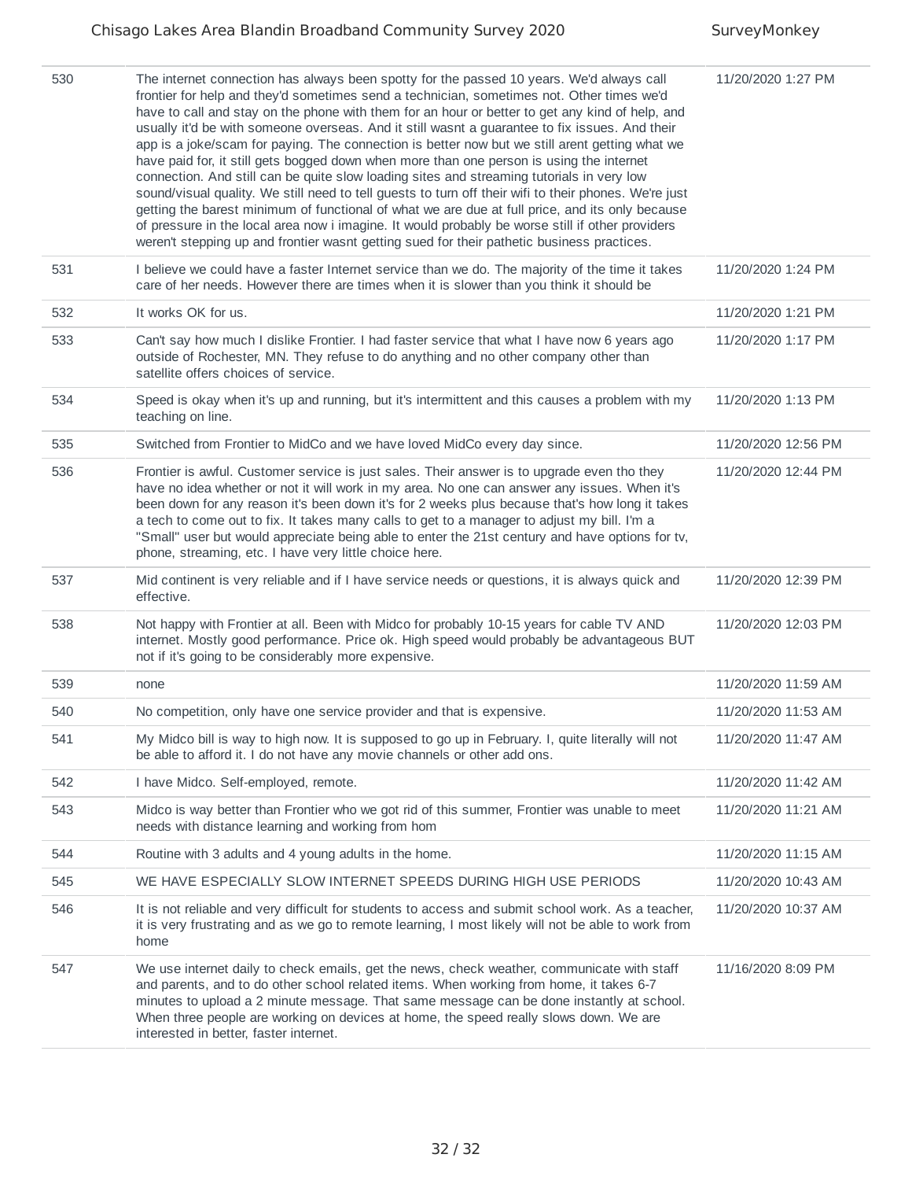| | | |
|---|---|---|
| 530 | The internet connection has always been spotty for the passed 10 years. We'd always call frontier for help and they'd sometimes send a technician, sometimes not. Other times we'd have to call and stay on the phone with them for an hour or better to get any kind of help, and usually it'd be with someone overseas. And it still wasnt a guarantee to fix issues. And their app is a joke/scam for paying. The connection is better now but we still arent getting what we have paid for, it still gets bogged down when more than one person is using the internet connection. And still can be quite slow loading sites and streaming tutorials in very low sound/visual quality. We still need to tell guests to turn off their wifi to their phones. We're just getting the barest minimum of functional of what we are due at full price, and its only because of pressure in the local area now i imagine. It would probably be worse still if other providers weren't stepping up and frontier wasnt getting sued for their pathetic business practices. | 11/20/2020 1:27 PM |
| 531 | I believe we could have a faster Internet service than we do. The majority of the time it takes care of her needs. However there are times when it is slower than you think it should be | 11/20/2020 1:24 PM |
| 532 | It works OK for us. | 11/20/2020 1:21 PM |
| 533 | Can't say how much I dislike Frontier. I had faster service that what I have now 6 years ago outside of Rochester, MN. They refuse to do anything and no other company other than satellite offers choices of service. | 11/20/2020 1:17 PM |
| 534 | Speed is okay when it's up and running, but it's intermittent and this causes a problem with my teaching on line. | 11/20/2020 1:13 PM |
| 535 | Switched from Frontier to MidCo and we have loved MidCo every day since. | 11/20/2020 12:56 PM |
| 536 | Frontier is awful. Customer service is just sales. Their answer is to upgrade even tho they have no idea whether or not it will work in my area. No one can answer any issues. When it's been down for any reason it's been down it's for 2 weeks plus because that's how long it takes a tech to come out to fix. It takes many calls to get to a manager to adjust my bill. I'm a "Small" user but would appreciate being able to enter the 21st century and have options for tv, phone, streaming, etc. I have very little choice here. | 11/20/2020 12:44 PM |
| 537 | Mid continent is very reliable and if I have service needs or questions, it is always quick and effective. | 11/20/2020 12:39 PM |
| 538 | Not happy with Frontier at all. Been with Midco for probably 10-15 years for cable TV AND internet. Mostly good performance. Price ok. High speed would probably be advantageous BUT not if it's going to be considerably more expensive. | 11/20/2020 12:03 PM |
| 539 | none | 11/20/2020 11:59 AM |
| 540 | No competition, only have one service provider and that is expensive. | 11/20/2020 11:53 AM |
| 541 | My Midco bill is way to high now. It is supposed to go up in February. I, quite literally will not be able to afford it. I do not have any movie channels or other add ons. | 11/20/2020 11:47 AM |
| 542 | I have Midco. Self-employed, remote. | 11/20/2020 11:42 AM |
| 543 | Midco is way better than Frontier who we got rid of this summer, Frontier was unable to meet needs with distance learning and working from hom | 11/20/2020 11:21 AM |
| 544 | Routine with 3 adults and 4 young adults in the home. | 11/20/2020 11:15 AM |
| 545 | WE HAVE ESPECIALLY SLOW INTERNET SPEEDS DURING HIGH USE PERIODS | 11/20/2020 10:43 AM |
| 546 | It is not reliable and very difficult for students to access and submit school work. As a teacher, it is very frustrating and as we go to remote learning, I most likely will not be able to work from home | 11/20/2020 10:37 AM |
| 547 | We use internet daily to check emails, get the news, check weather, communicate with staff and parents, and to do other school related items. When working from home, it takes 6-7 minutes to upload a 2 minute message. That same message can be done instantly at school. When three people are working on devices at home, the speed really slows down. We are interested in better, faster internet. | 11/16/2020 8:09 PM |